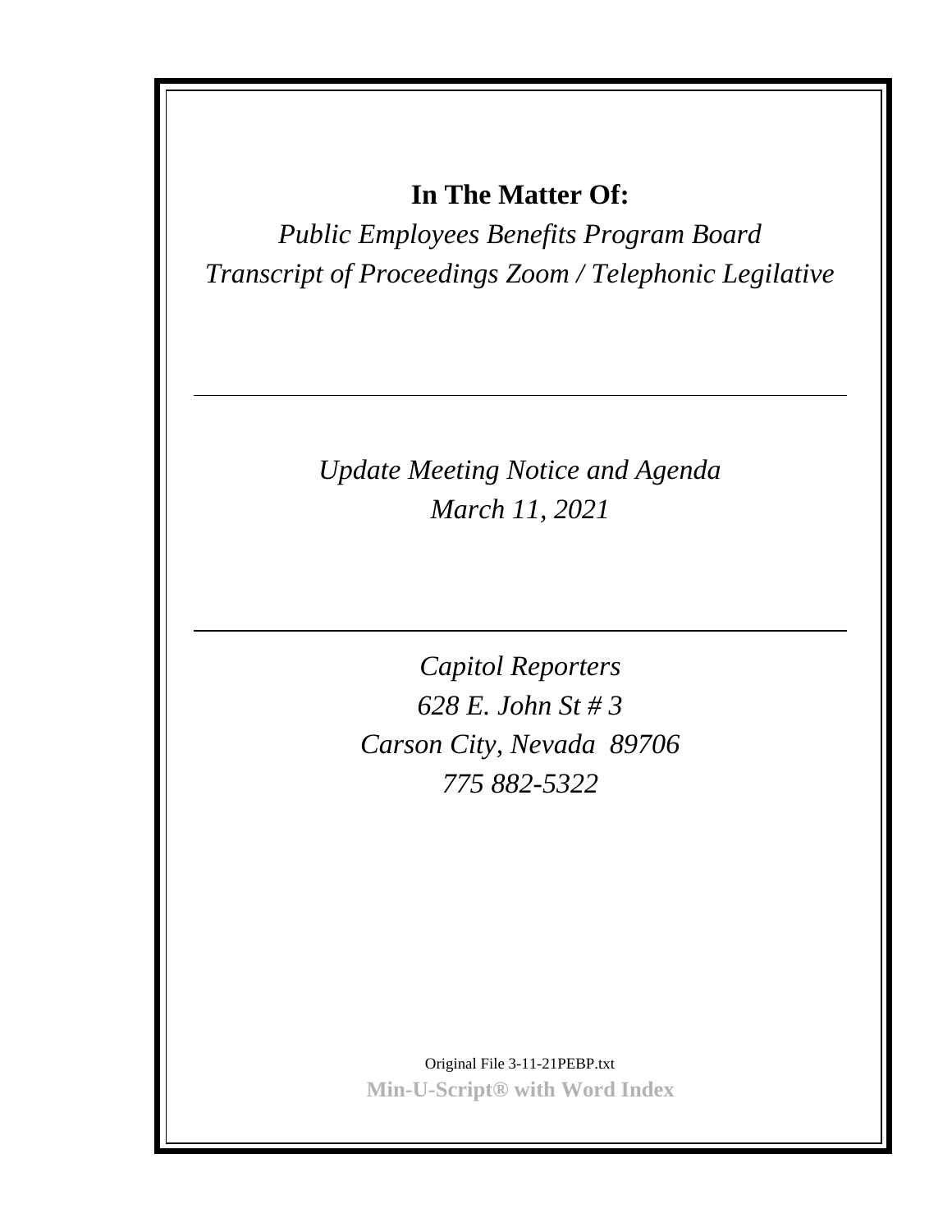**In The Matter Of:**

*Public Employees Benefits Program Board*
*Transcript of Proceedings Zoom / Telephonic Legilative*

---

*Update Meeting Notice and Agenda*
*March 11, 2021*

---

*Capitol Reporters*
*628 E. John St # 3*
*Carson City, Nevada 89706*
*775 882-5322*

Original File 3-11-21PEBP.txt
**Min-U-Script® with Word Index**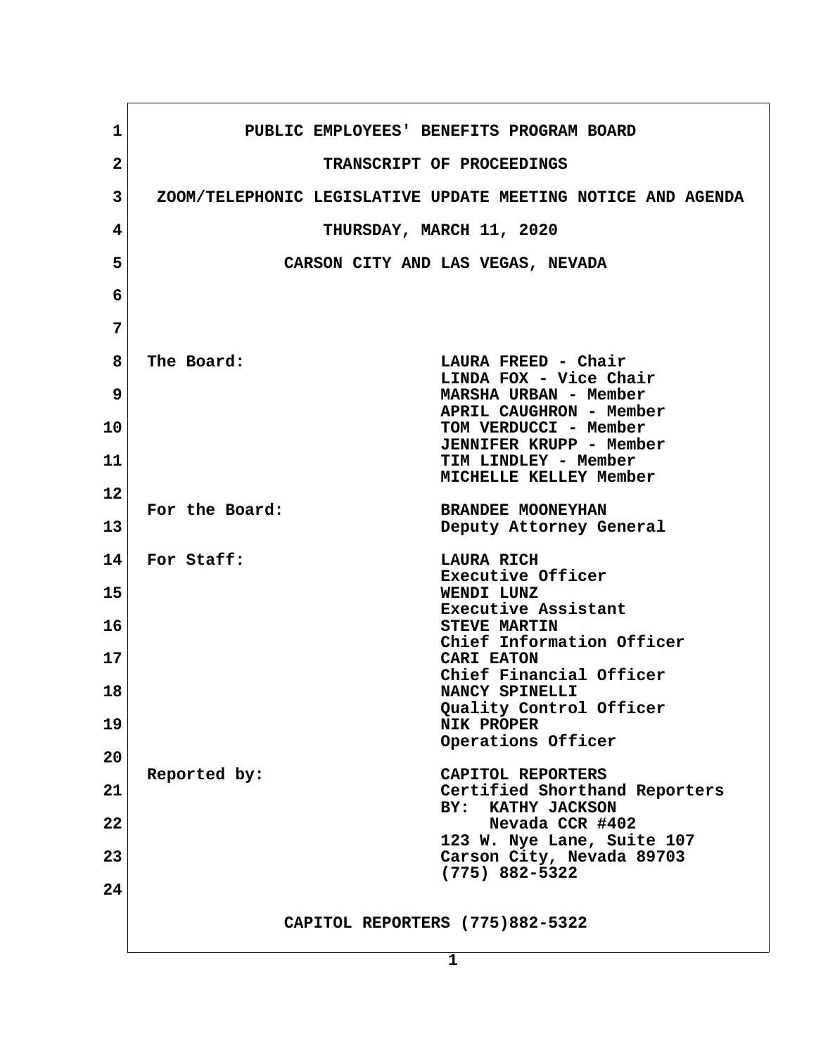PUBLIC EMPLOYEES' BENEFITS PROGRAM BOARD

TRANSCRIPT OF PROCEEDINGS

ZOOM/TELEPHONIC LEGISLATIVE UPDATE MEETING NOTICE AND AGENDA

THURSDAY, MARCH 11, 2020

CARSON CITY AND LAS VEGAS, NEVADA

| | |
|---|---|
| The Board: | LAURA FREED - Chair<br>LINDA FOX - Vice Chair<br>MARSHA URBAN - Member<br>APRIL CAUGHRON - Member<br>TOM VERDUCCI - Member<br>JENNIFER KRUPP - Member<br>TIM LINDLEY - Member<br>MICHELLE KELLEY Member |
| For the Board: | BRANDEE MOONEYHAN<br>Deputy Attorney General |
| For Staff: | LAURA RICH<br>Executive Officer<br>WENDI LUNZ<br>Executive Assistant<br>STEVE MARTIN<br>Chief Information Officer<br>CARI EATON<br>Chief Financial Officer<br>NANCY SPINELLI<br>Quality Control Officer<br>NIK PROPER<br>Operations Officer |
| Reported by: | CAPITOL REPORTERS<br>Certified Shorthand Reporters<br>BY: KATHY JACKSON<br>Nevada CCR #402<br>123 W. Nye Lane, Suite 107<br>Carson City, Nevada 89703<br>(775) 882-5322 |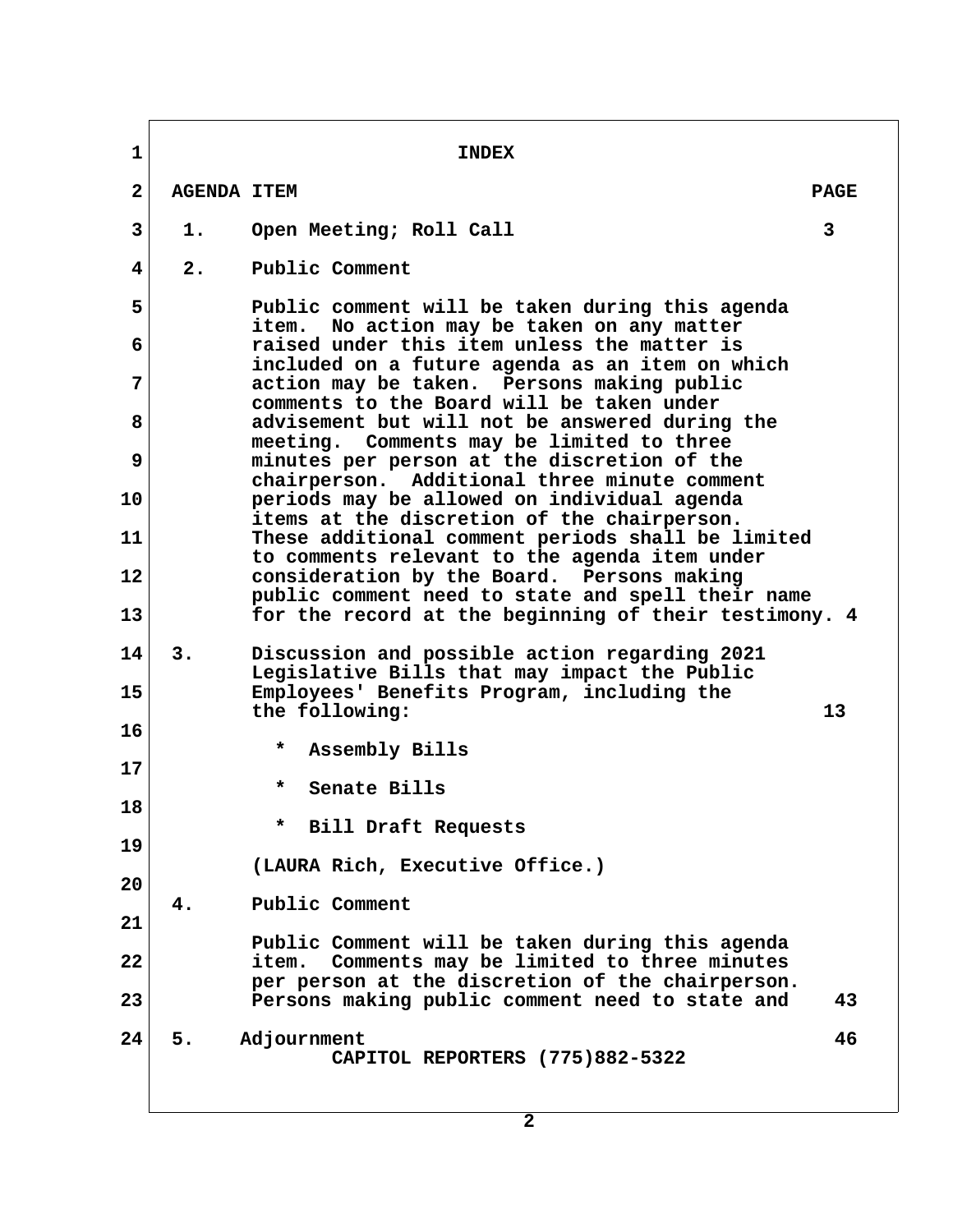# INDEX

| AGENDA ITEM | | PAGE |
|---|---|---|
| 1. | Open Meeting; Roll Call | 3 |
| 2. | Public Comment<br><br>Public comment will be taken during this agenda item. No action may be taken on any matter raised under this item unless the matter is included on a future agenda as an item on which action may be taken. Persons making public comments to the Board will be taken under advisement but will not be answered during the meeting. Comments may be limited to three minutes per person at the discretion of the chairperson. Additional three minute comment periods may be allowed on individual agenda items at the discretion of the chairperson. These additional comment periods shall be limited to comments relevant to the agenda item under consideration by the Board. Persons making public comment need to state and spell their name for the record at the beginning of their testimony. | 4 |
| 3. | Discussion and possible action regarding 2021 Legislative Bills that may impact the Public Employees' Benefits Program, including the the following:<br><br>* Assembly Bills<br>* Senate Bills<br>* Bill Draft Requests<br><br>(LAURA Rich, Executive Office.) | 13 |
| 4. | Public Comment<br><br>Public Comment will be taken during this agenda item. Comments may be limited to three minutes per person at the discretion of the chairperson. Persons making public comment need to state and | 43 |
| 5. | Adjournment | 46 |

CAPITOL REPORTERS (775)882-5322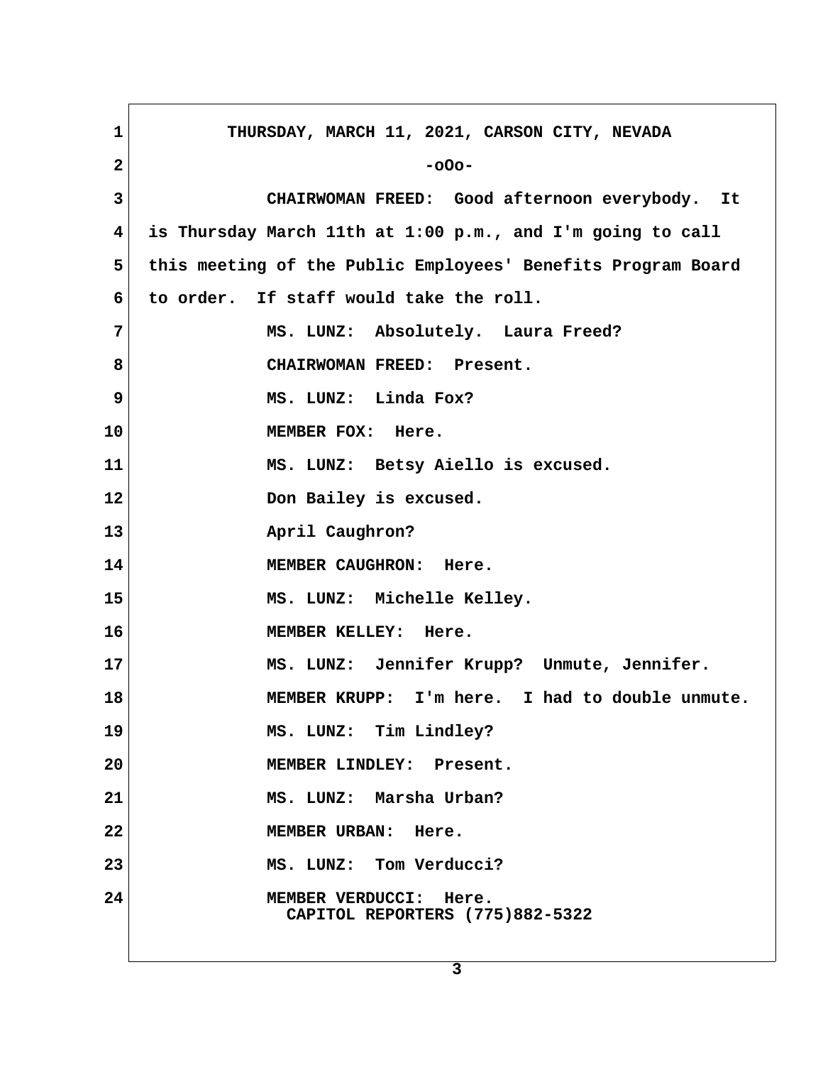THURSDAY, MARCH 11, 2021, CARSON CITY, NEVADA

-oOo-

CHAIRWOMAN FREED: Good afternoon everybody. It is Thursday March 11th at 1:00 p.m., and I'm going to call this meeting of the Public Employees' Benefits Program Board to order. If staff would take the roll.

MS. LUNZ: Absolutely. Laura Freed?

CHAIRWOMAN FREED: Present.

MS. LUNZ: Linda Fox?

MEMBER FOX: Here.

MS. LUNZ: Betsy Aiello is excused.

Don Bailey is excused.

April Caughron?

MEMBER CAUGHRON: Here.

MS. LUNZ: Michelle Kelley.

MEMBER KELLEY: Here.

MS. LUNZ: Jennifer Krupp? Unmute, Jennifer.

MEMBER KRUPP: I'm here. I had to double unmute.

MS. LUNZ: Tim Lindley?

MEMBER LINDLEY: Present.

MS. LUNZ: Marsha Urban?

MEMBER URBAN: Here.

MS. LUNZ: Tom Verducci?

MEMBER VERDUCCI: Here.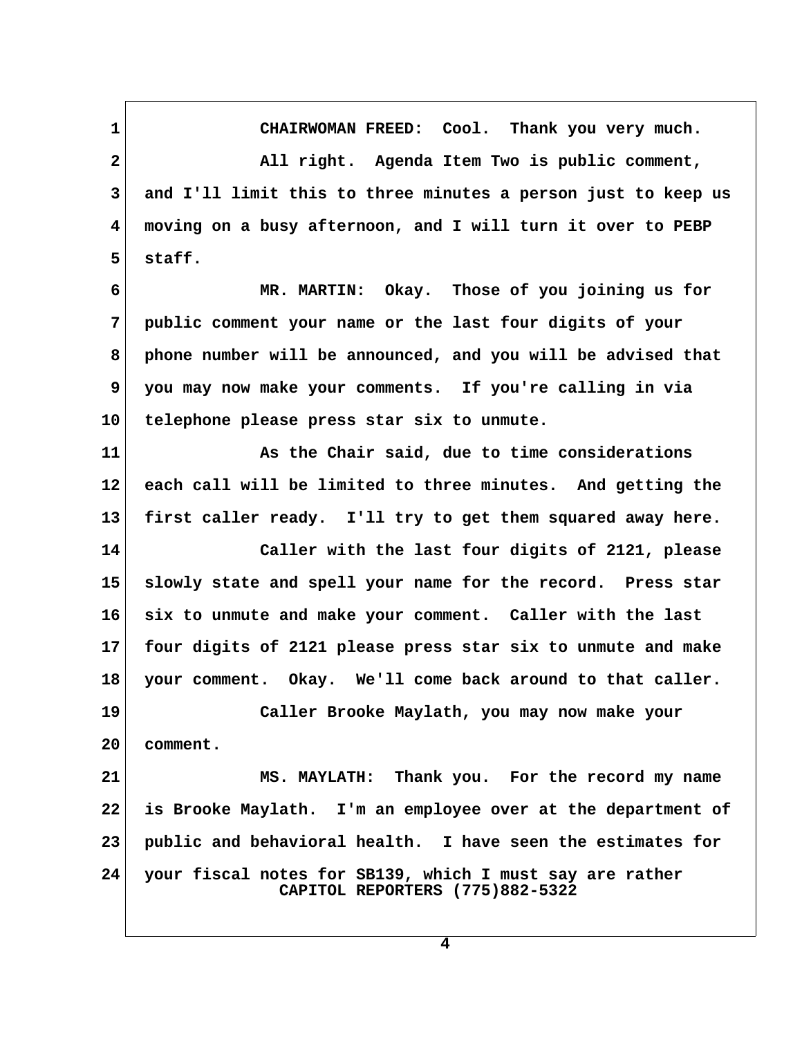1 CHAIRWOMAN FREED: Cool. Thank you very much.

2 All right. Agenda Item Two is public comment,

3 and I'll limit this to three minutes a person just to keep us

4 moving on a busy afternoon, and I will turn it over to PEBP

5 staff.

6 MR. MARTIN: Okay. Those of you joining us for

7 public comment your name or the last four digits of your

8 phone number will be announced, and you will be advised that

9 you may now make your comments. If you're calling in via

10 telephone please press star six to unmute.

11 As the Chair said, due to time considerations

12 each call will be limited to three minutes. And getting the

13 first caller ready. I'll try to get them squared away here.

14 Caller with the last four digits of 2121, please

15 slowly state and spell your name for the record. Press star

16 six to unmute and make your comment. Caller with the last

17 four digits of 2121 please press star six to unmute and make

18 your comment. Okay. We'll come back around to that caller.

19 Caller Brooke Maylath, you may now make your

20 comment.

21 MS. MAYLATH: Thank you. For the record my name

22 is Brooke Maylath. I'm an employee over at the department of

23 public and behavioral health. I have seen the estimates for

24 your fiscal notes for SB139, which I must say are rather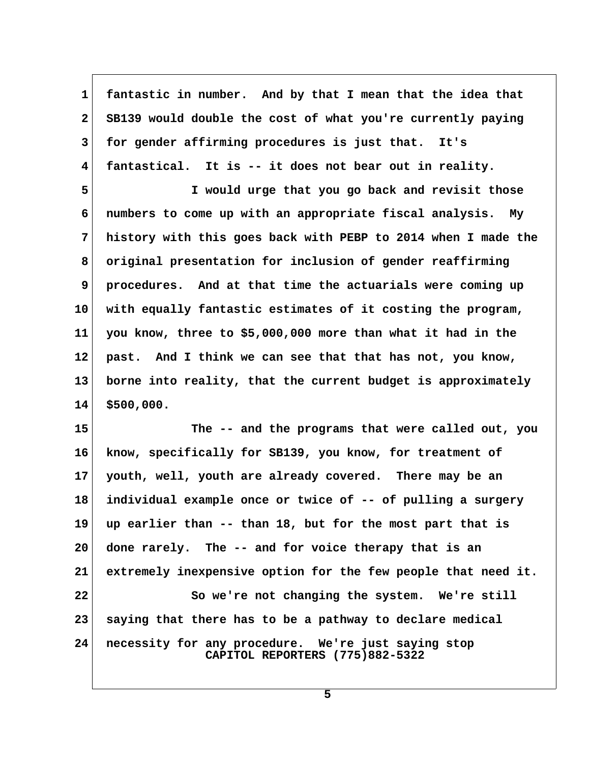fantastic in number. And by that I mean that the idea that SB139 would double the cost of what you're currently paying for gender affirming procedures is just that. It's fantastical. It is -- it does not bear out in reality.

I would urge that you go back and revisit those numbers to come up with an appropriate fiscal analysis. My history with this goes back with PEBP to 2014 when I made the original presentation for inclusion of gender reaffirming procedures. And at that time the actuarials were coming up with equally fantastic estimates of it costing the program, you know, three to $5,000,000 more than what it had in the past. And I think we can see that that has not, you know, borne into reality, that the current budget is approximately $500,000.

The -- and the programs that were called out, you know, specifically for SB139, you know, for treatment of youth, well, youth are already covered. There may be an individual example once or twice of -- of pulling a surgery up earlier than -- than 18, but for the most part that is done rarely. The -- and for voice therapy that is an extremely inexpensive option for the few people that need it.

So we're not changing the system. We're still saying that there has to be a pathway to declare medical necessity for any procedure. We're just saying stop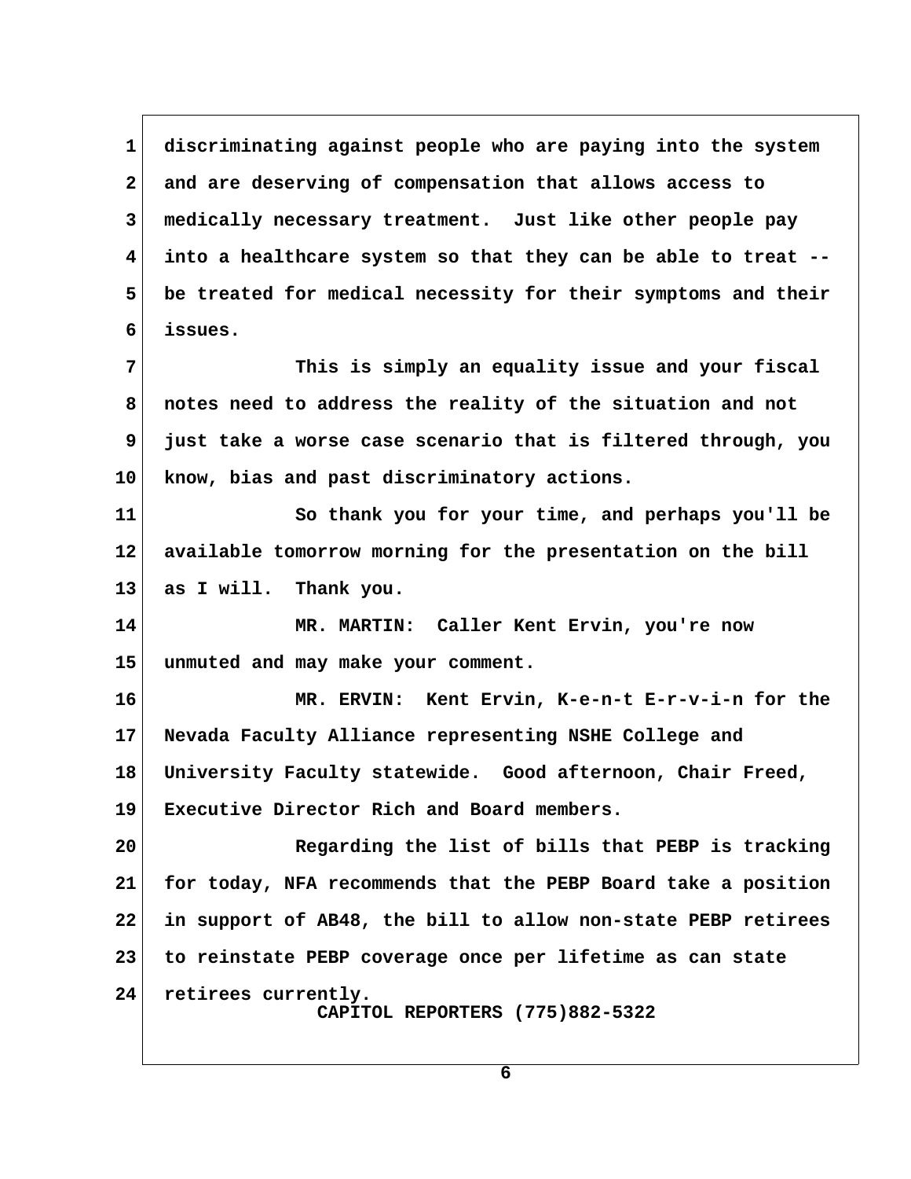discriminating against people who are paying into the system and are deserving of compensation that allows access to medically necessary treatment. Just like other people pay into a healthcare system so that they can be able to treat -- be treated for medical necessity for their symptoms and their issues.

This is simply an equality issue and your fiscal notes need to address the reality of the situation and not just take a worse case scenario that is filtered through, you know, bias and past discriminatory actions.

So thank you for your time, and perhaps you'll be available tomorrow morning for the presentation on the bill as I will. Thank you.

MR. MARTIN: Caller Kent Ervin, you're now unmuted and may make your comment.

MR. ERVIN: Kent Ervin, K-e-n-t E-r-v-i-n for the Nevada Faculty Alliance representing NSHE College and University Faculty statewide. Good afternoon, Chair Freed, Executive Director Rich and Board members.

Regarding the list of bills that PEBP is tracking for today, NFA recommends that the PEBP Board take a position in support of AB48, the bill to allow non-state PEBP retirees to reinstate PEBP coverage once per lifetime as can state retirees currently.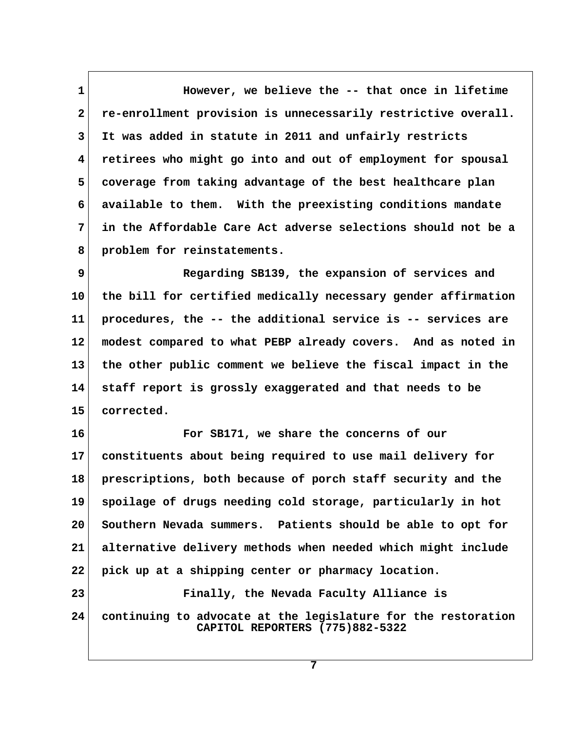However, we believe the -- that once in lifetime re-enrollment provision is unnecessarily restrictive overall. It was added in statute in 2011 and unfairly restricts retirees who might go into and out of employment for spousal coverage from taking advantage of the best healthcare plan available to them. With the preexisting conditions mandate in the Affordable Care Act adverse selections should not be a problem for reinstatements.

Regarding SB139, the expansion of services and the bill for certified medically necessary gender affirmation procedures, the -- the additional service is -- services are modest compared to what PEBP already covers. And as noted in the other public comment we believe the fiscal impact in the staff report is grossly exaggerated and that needs to be corrected.

For SB171, we share the concerns of our constituents about being required to use mail delivery for prescriptions, both because of porch staff security and the spoilage of drugs needing cold storage, particularly in hot Southern Nevada summers. Patients should be able to opt for alternative delivery methods when needed which might include pick up at a shipping center or pharmacy location.

Finally, the Nevada Faculty Alliance is continuing to advocate at the legislature for the restoration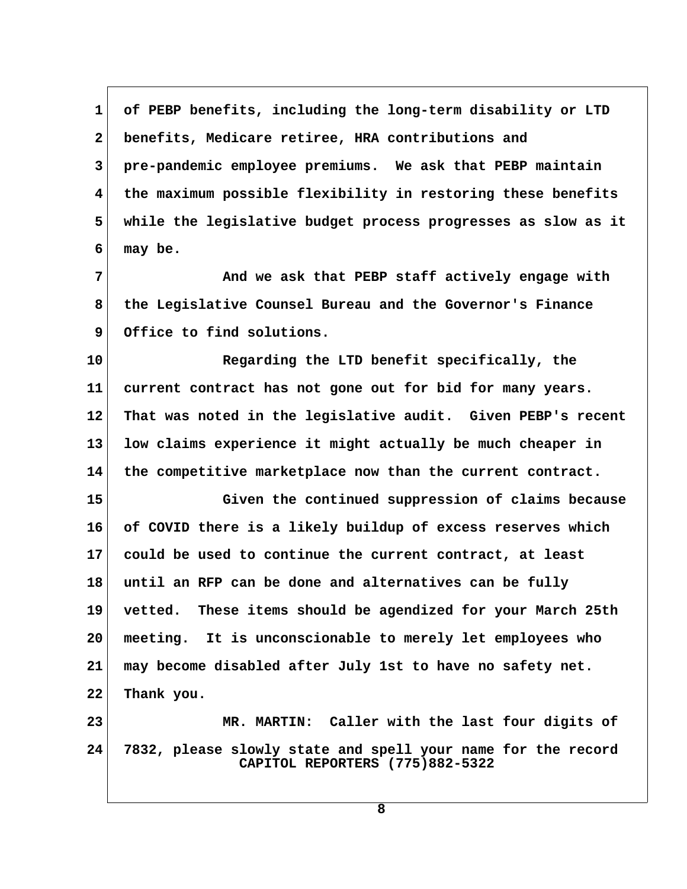of PEBP benefits, including the long-term disability or LTD benefits, Medicare retiree, HRA contributions and pre-pandemic employee premiums. We ask that PEBP maintain the maximum possible flexibility in restoring these benefits while the legislative budget process progresses as slow as it may be.

And we ask that PEBP staff actively engage with the Legislative Counsel Bureau and the Governor's Finance Office to find solutions.

Regarding the LTD benefit specifically, the current contract has not gone out for bid for many years. That was noted in the legislative audit. Given PEBP's recent low claims experience it might actually be much cheaper in the competitive marketplace now than the current contract.

Given the continued suppression of claims because of COVID there is a likely buildup of excess reserves which could be used to continue the current contract, at least until an RFP can be done and alternatives can be fully vetted. These items should be agendized for your March 25th meeting. It is unconscionable to merely let employees who may become disabled after July 1st to have no safety net. Thank you.

MR. MARTIN: Caller with the last four digits of 7832, please slowly state and spell your name for the record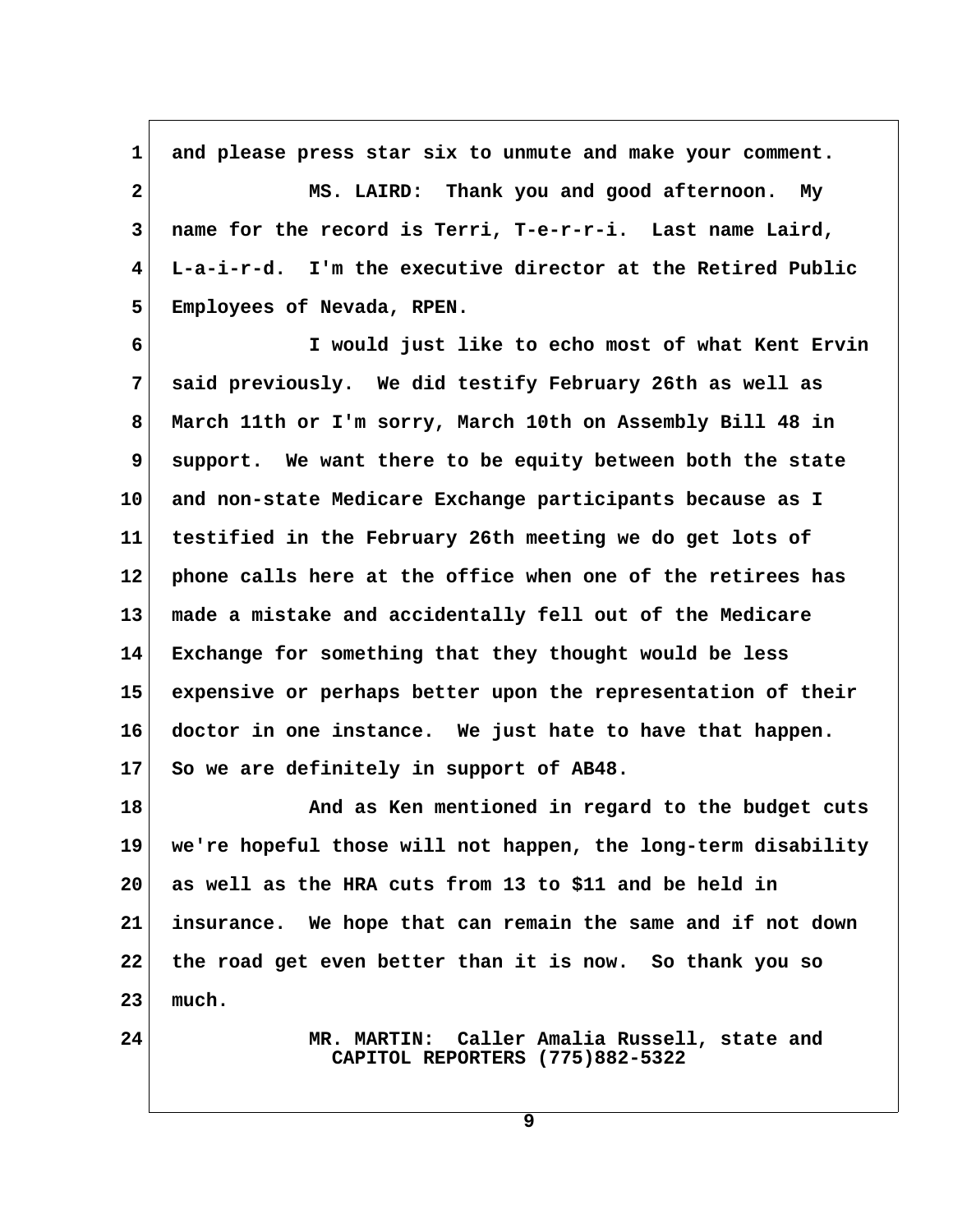and please press star six to unmute and make your comment.

MS. LAIRD: Thank you and good afternoon. My name for the record is Terri, T-e-r-r-i. Last name Laird, L-a-i-r-d. I'm the executive director at the Retired Public Employees of Nevada, RPEN.

I would just like to echo most of what Kent Ervin said previously. We did testify February 26th as well as March 11th or I'm sorry, March 10th on Assembly Bill 48 in support. We want there to be equity between both the state and non-state Medicare Exchange participants because as I testified in the February 26th meeting we do get lots of phone calls here at the office when one of the retirees has made a mistake and accidentally fell out of the Medicare Exchange for something that they thought would be less expensive or perhaps better upon the representation of their doctor in one instance. We just hate to have that happen. So we are definitely in support of AB48.

And as Ken mentioned in regard to the budget cuts we're hopeful those will not happen, the long-term disability as well as the HRA cuts from 13 to $11 and be held in insurance. We hope that can remain the same and if not down the road get even better than it is now. So thank you so much.

MR. MARTIN: Caller Amalia Russell, state and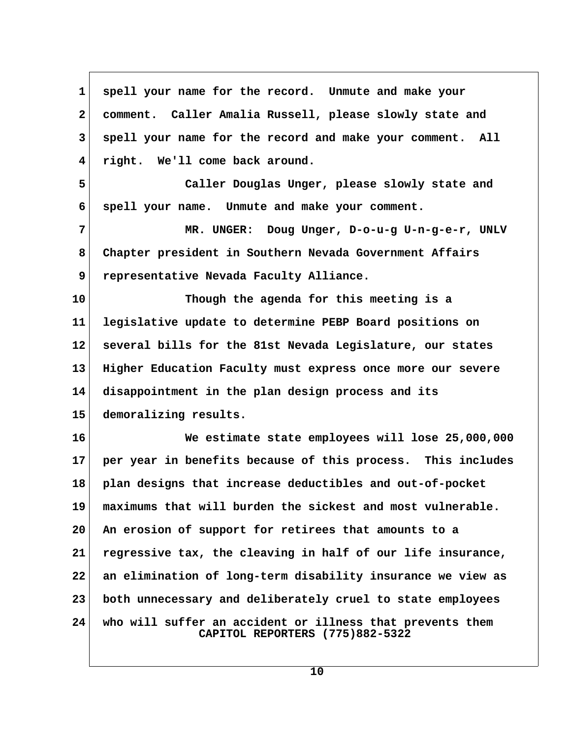spell your name for the record. Unmute and make your comment. Caller Amalia Russell, please slowly state and spell your name for the record and make your comment. All right. We'll come back around.

Caller Douglas Unger, please slowly state and spell your name. Unmute and make your comment.

MR. UNGER: Doug Unger, D-o-u-g U-n-g-e-r, UNLV Chapter president in Southern Nevada Government Affairs representative Nevada Faculty Alliance.

Though the agenda for this meeting is a legislative update to determine PEBP Board positions on several bills for the 81st Nevada Legislature, our states Higher Education Faculty must express once more our severe disappointment in the plan design process and its demoralizing results.

We estimate state employees will lose 25,000,000 per year in benefits because of this process. This includes plan designs that increase deductibles and out-of-pocket maximums that will burden the sickest and most vulnerable. An erosion of support for retirees that amounts to a regressive tax, the cleaving in half of our life insurance, an elimination of long-term disability insurance we view as both unnecessary and deliberately cruel to state employees who will suffer an accident or illness that prevents them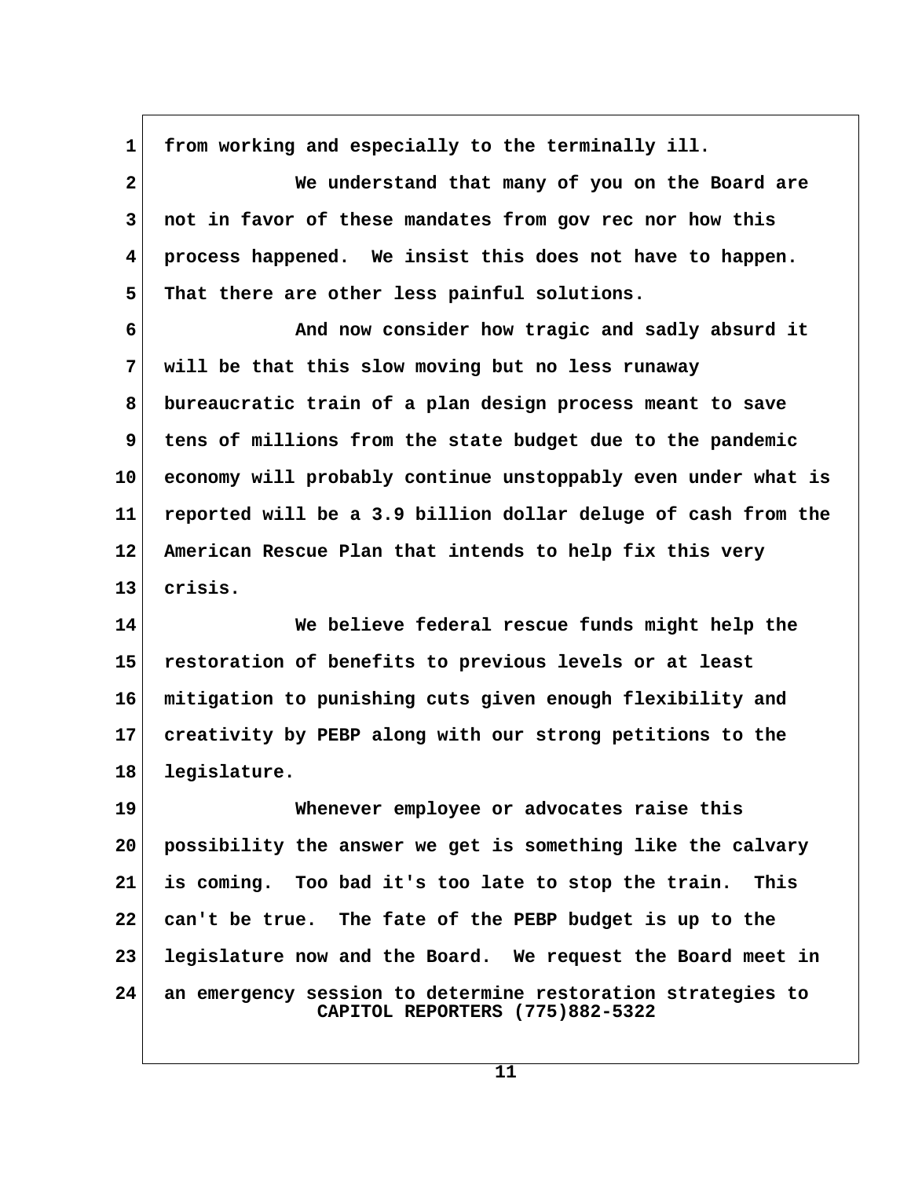from working and especially to the terminally ill.

We understand that many of you on the Board are not in favor of these mandates from gov rec nor how this process happened. We insist this does not have to happen. That there are other less painful solutions.

And now consider how tragic and sadly absurd it will be that this slow moving but no less runaway bureaucratic train of a plan design process meant to save tens of millions from the state budget due to the pandemic economy will probably continue unstoppably even under what is reported will be a 3.9 billion dollar deluge of cash from the American Rescue Plan that intends to help fix this very crisis.

We believe federal rescue funds might help the restoration of benefits to previous levels or at least mitigation to punishing cuts given enough flexibility and creativity by PEBP along with our strong petitions to the legislature.

Whenever employee or advocates raise this possibility the answer we get is something like the calvary is coming. Too bad it's too late to stop the train. This can't be true. The fate of the PEBP budget is up to the legislature now and the Board. We request the Board meet in an emergency session to determine restoration strategies to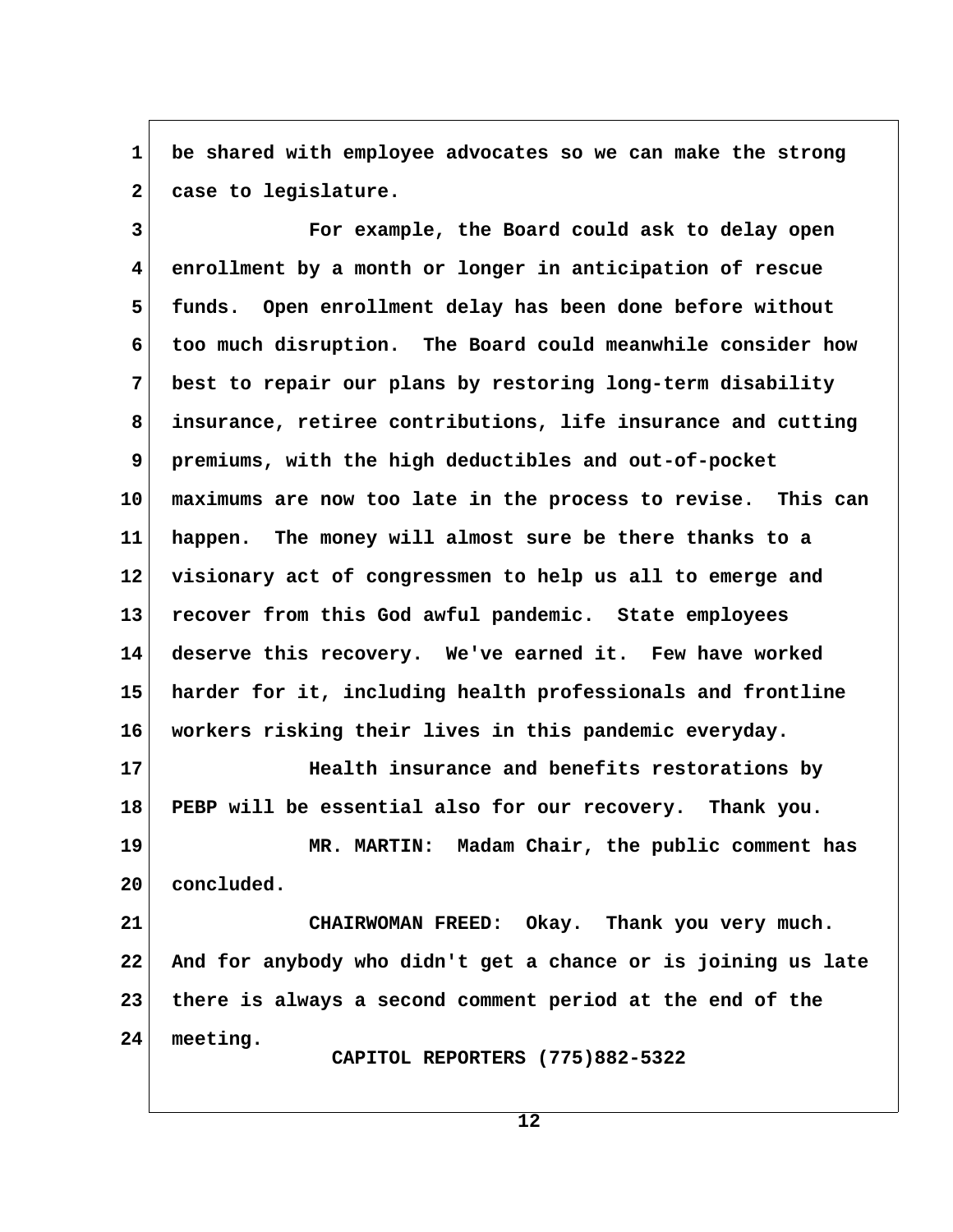be shared with employee advocates so we can make the strong case to legislature.

For example, the Board could ask to delay open enrollment by a month or longer in anticipation of rescue funds. Open enrollment delay has been done before without too much disruption. The Board could meanwhile consider how best to repair our plans by restoring long-term disability insurance, retiree contributions, life insurance and cutting premiums, with the high deductibles and out-of-pocket maximums are now too late in the process to revise. This can happen. The money will almost sure be there thanks to a visionary act of congressmen to help us all to emerge and recover from this God awful pandemic. State employees deserve this recovery. We've earned it. Few have worked harder for it, including health professionals and frontline workers risking their lives in this pandemic everyday.

Health insurance and benefits restorations by PEBP will be essential also for our recovery. Thank you.

MR. MARTIN: Madam Chair, the public comment has concluded.

CHAIRWOMAN FREED: Okay. Thank you very much. And for anybody who didn't get a chance or is joining us late there is always a second comment period at the end of the meeting.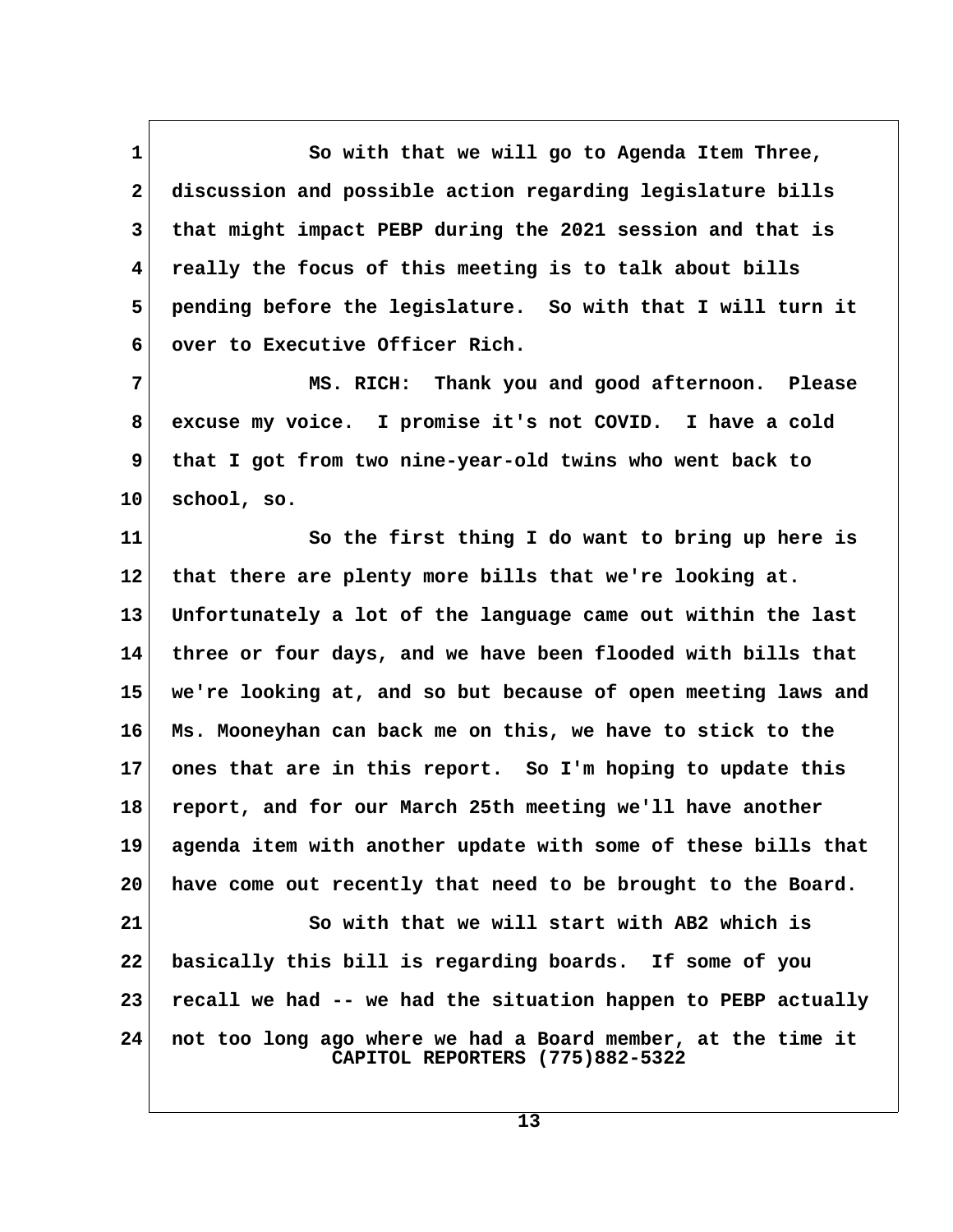So with that we will go to Agenda Item Three, discussion and possible action regarding legislature bills that might impact PEBP during the 2021 session and that is really the focus of this meeting is to talk about bills pending before the legislature. So with that I will turn it over to Executive Officer Rich.

MS. RICH: Thank you and good afternoon. Please excuse my voice. I promise it's not COVID. I have a cold that I got from two nine-year-old twins who went back to school, so.

So the first thing I do want to bring up here is that there are plenty more bills that we're looking at. Unfortunately a lot of the language came out within the last three or four days, and we have been flooded with bills that we're looking at, and so but because of open meeting laws and Ms. Mooneyhan can back me on this, we have to stick to the ones that are in this report. So I'm hoping to update this report, and for our March 25th meeting we'll have another agenda item with another update with some of these bills that have come out recently that need to be brought to the Board.

So with that we will start with AB2 which is basically this bill is regarding boards. If some of you recall we had -- we had the situation happen to PEBP actually not too long ago where we had a Board member, at the time it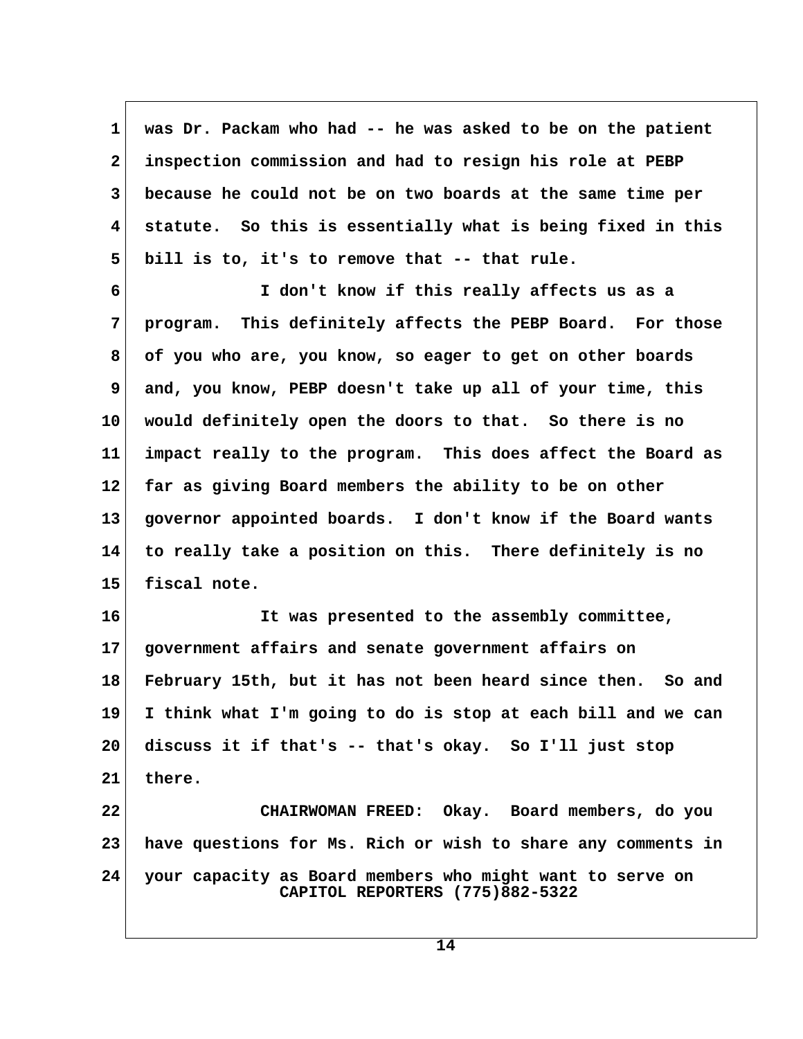was Dr. Packam who had -- he was asked to be on the patient inspection commission and had to resign his role at PEBP because he could not be on two boards at the same time per statute. So this is essentially what is being fixed in this bill is to, it's to remove that -- that rule.

I don't know if this really affects us as a program. This definitely affects the PEBP Board. For those of you who are, you know, so eager to get on other boards and, you know, PEBP doesn't take up all of your time, this would definitely open the doors to that. So there is no impact really to the program. This does affect the Board as far as giving Board members the ability to be on other governor appointed boards. I don't know if the Board wants to really take a position on this. There definitely is no fiscal note.

It was presented to the assembly committee, government affairs and senate government affairs on February 15th, but it has not been heard since then. So and I think what I'm going to do is stop at each bill and we can discuss it if that's -- that's okay. So I'll just stop there.

CHAIRWOMAN FREED: Okay. Board members, do you have questions for Ms. Rich or wish to share any comments in your capacity as Board members who might want to serve on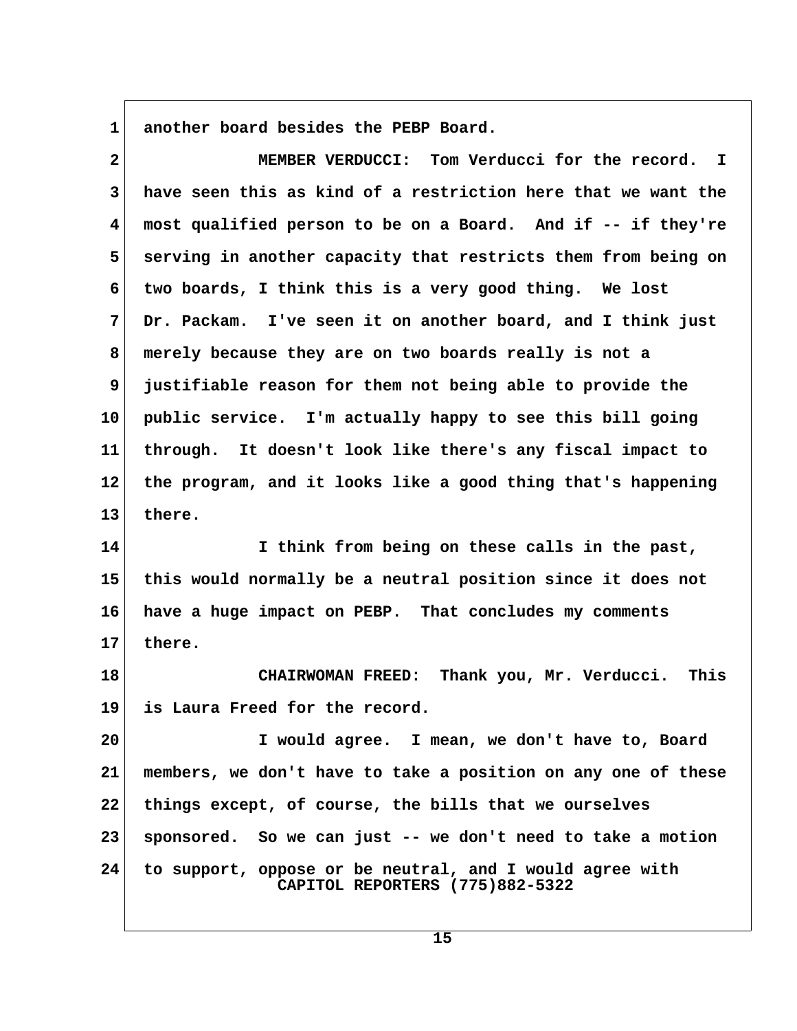another board besides the PEBP Board.

MEMBER VERDUCCI: Tom Verducci for the record. I have seen this as kind of a restriction here that we want the most qualified person to be on a Board. And if -- if they're serving in another capacity that restricts them from being on two boards, I think this is a very good thing. We lost Dr. Packam. I've seen it on another board, and I think just merely because they are on two boards really is not a justifiable reason for them not being able to provide the public service. I'm actually happy to see this bill going through. It doesn't look like there's any fiscal impact to the program, and it looks like a good thing that's happening there.

I think from being on these calls in the past, this would normally be a neutral position since it does not have a huge impact on PEBP. That concludes my comments there.

CHAIRWOMAN FREED: Thank you, Mr. Verducci. This is Laura Freed for the record.

I would agree. I mean, we don't have to, Board members, we don't have to take a position on any one of these things except, of course, the bills that we ourselves sponsored. So we can just -- we don't need to take a motion to support, oppose or be neutral, and I would agree with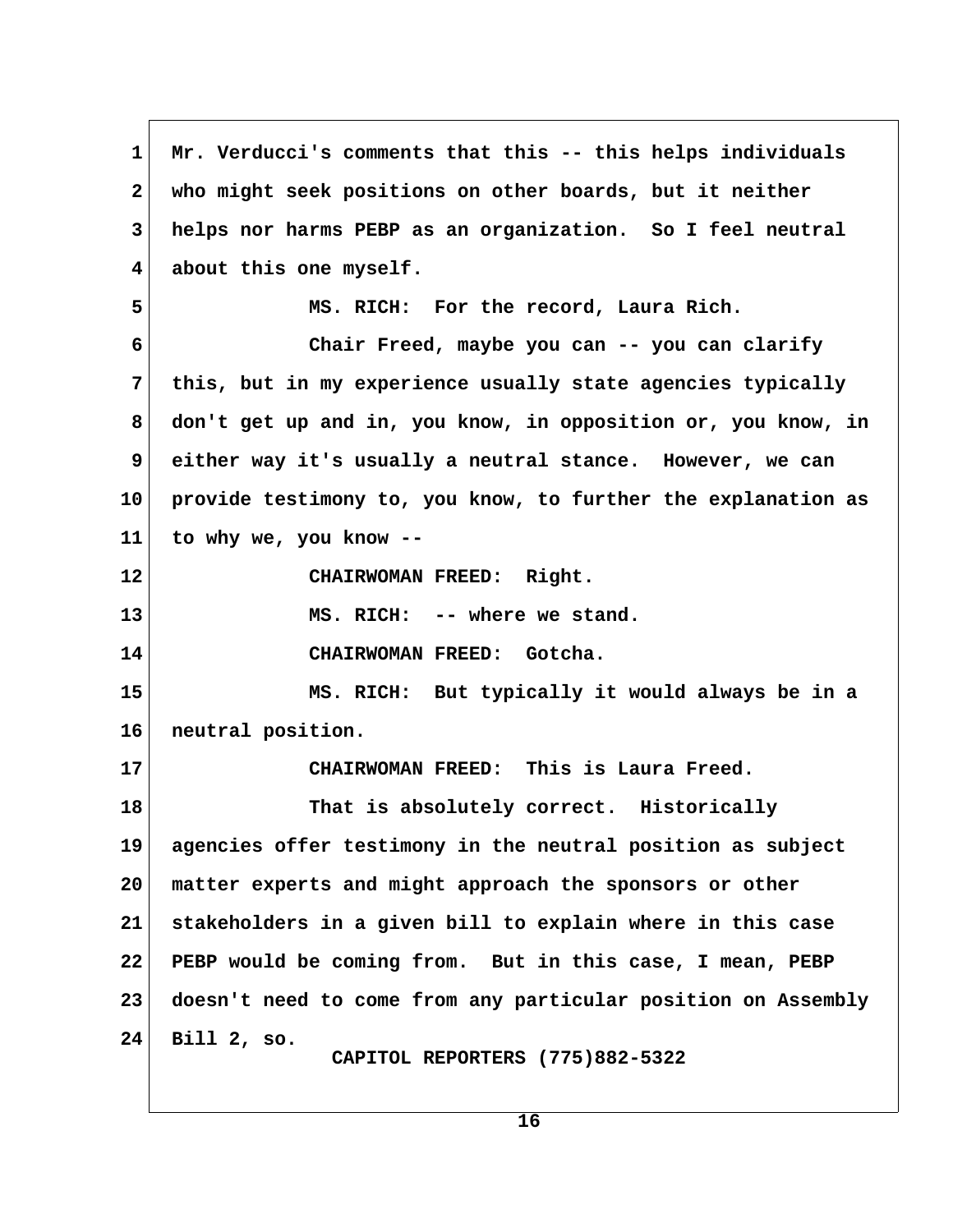Mr. Verducci's comments that this -- this helps individuals who might seek positions on other boards, but it neither helps nor harms PEBP as an organization. So I feel neutral about this one myself.

MS. RICH: For the record, Laura Rich.

Chair Freed, maybe you can -- you can clarify this, but in my experience usually state agencies typically don't get up and in, you know, in opposition or, you know, in either way it's usually a neutral stance. However, we can provide testimony to, you know, to further the explanation as to why we, you know --

CHAIRWOMAN FREED: Right.

MS. RICH: -- where we stand.

CHAIRWOMAN FREED: Gotcha.

MS. RICH: But typically it would always be in a neutral position.

CHAIRWOMAN FREED: This is Laura Freed.

That is absolutely correct. Historically agencies offer testimony in the neutral position as subject matter experts and might approach the sponsors or other stakeholders in a given bill to explain where in this case PEBP would be coming from. But in this case, I mean, PEBP doesn't need to come from any particular position on Assembly Bill 2, so.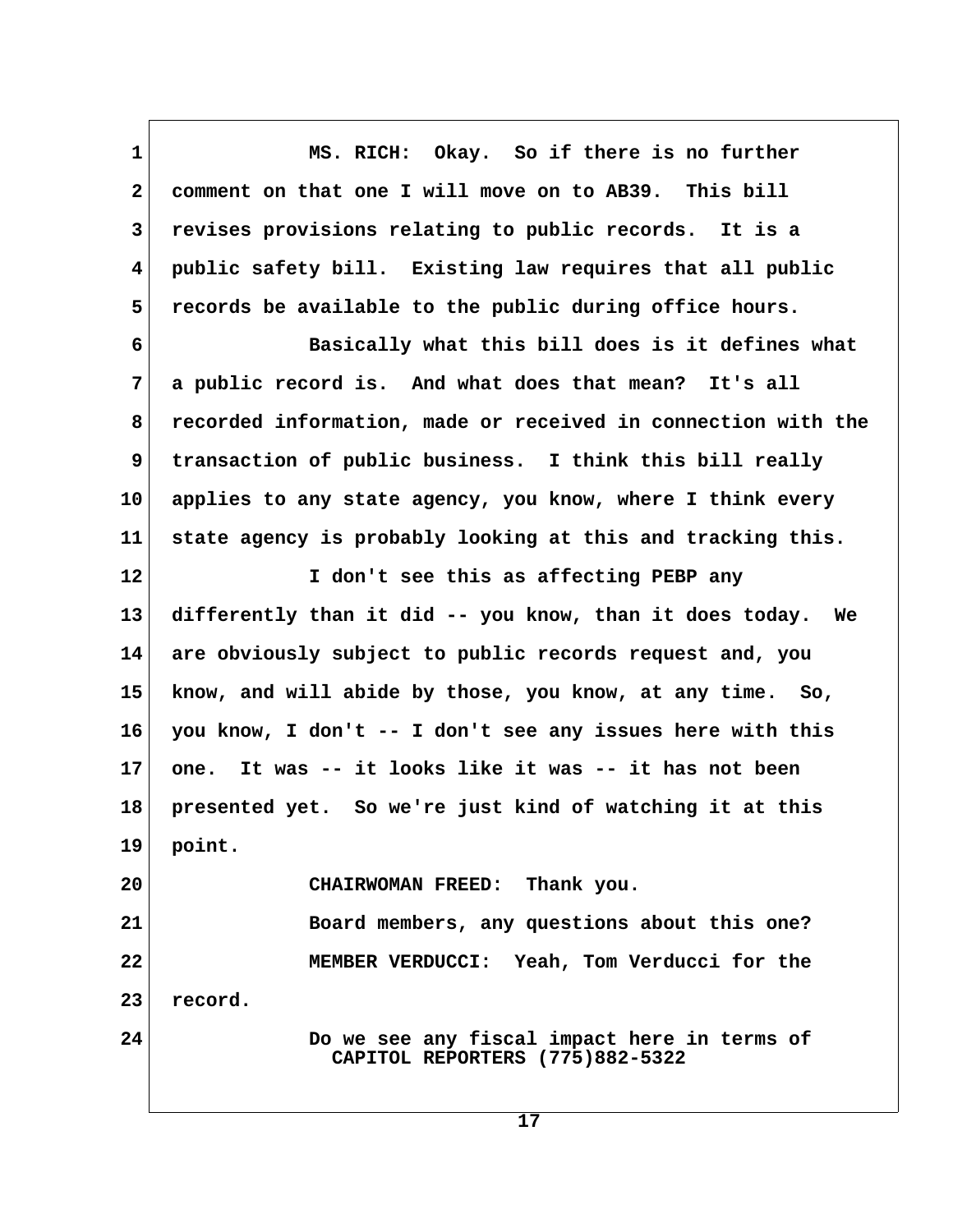MS. RICH: Okay. So if there is no further comment on that one I will move on to AB39. This bill revises provisions relating to public records. It is a public safety bill. Existing law requires that all public records be available to the public during office hours.

Basically what this bill does is it defines what a public record is. And what does that mean? It's all recorded information, made or received in connection with the transaction of public business. I think this bill really applies to any state agency, you know, where I think every state agency is probably looking at this and tracking this.

I don't see this as affecting PEBP any differently than it did -- you know, than it does today. We are obviously subject to public records request and, you know, and will abide by those, you know, at any time. So, you know, I don't -- I don't see any issues here with this one. It was -- it looks like it was -- it has not been presented yet. So we're just kind of watching it at this point.

CHAIRWOMAN FREED: Thank you.

Board members, any questions about this one?

MEMBER VERDUCCI: Yeah, Tom Verducci for the record.

Do we see any fiscal impact here in terms of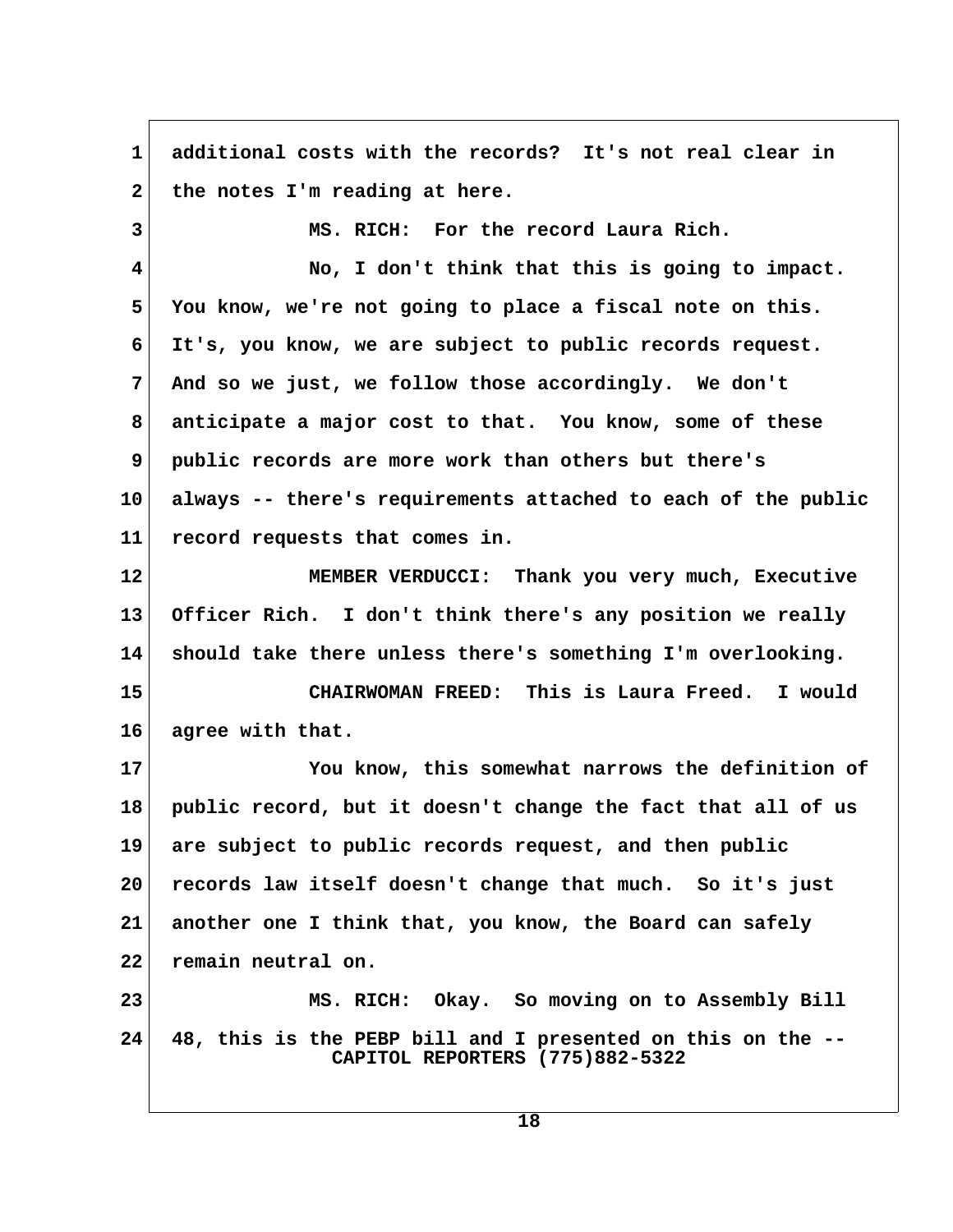additional costs with the records? It's not real clear in the notes I'm reading at here.

MS. RICH: For the record Laura Rich.

No, I don't think that this is going to impact. You know, we're not going to place a fiscal note on this. It's, you know, we are subject to public records request. And so we just, we follow those accordingly. We don't anticipate a major cost to that. You know, some of these public records are more work than others but there's always -- there's requirements attached to each of the public record requests that comes in.

MEMBER VERDUCCI: Thank you very much, Executive Officer Rich. I don't think there's any position we really should take there unless there's something I'm overlooking.

CHAIRWOMAN FREED: This is Laura Freed. I would agree with that.

You know, this somewhat narrows the definition of public record, but it doesn't change the fact that all of us are subject to public records request, and then public records law itself doesn't change that much. So it's just another one I think that, you know, the Board can safely remain neutral on.

MS. RICH: Okay. So moving on to Assembly Bill 48, this is the PEBP bill and I presented on this on the --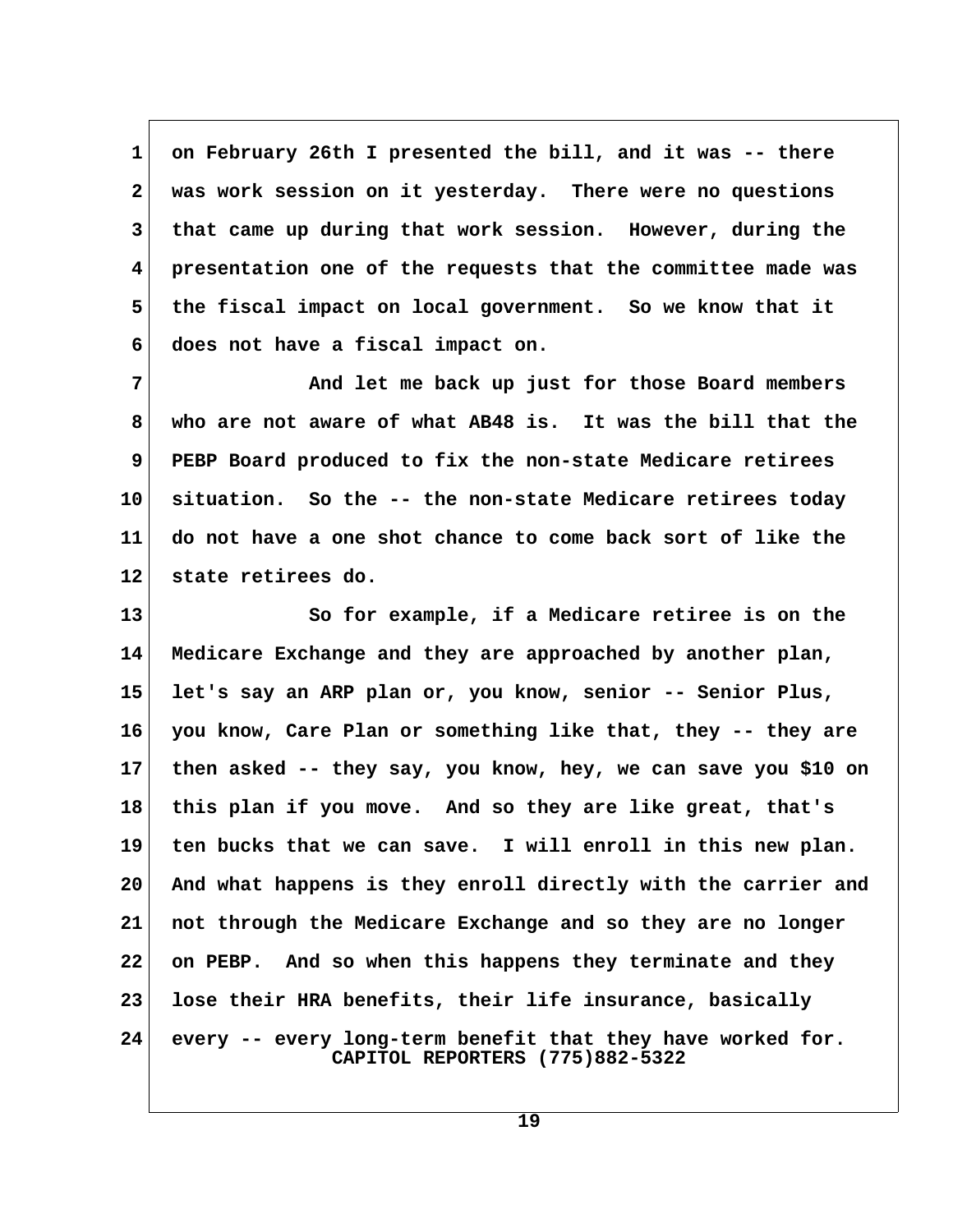on February 26th I presented the bill, and it was -- there was work session on it yesterday. There were no questions that came up during that work session. However, during the presentation one of the requests that the committee made was the fiscal impact on local government. So we know that it does not have a fiscal impact on.

And let me back up just for those Board members who are not aware of what AB48 is. It was the bill that the PEBP Board produced to fix the non-state Medicare retirees situation. So the -- the non-state Medicare retirees today do not have a one shot chance to come back sort of like the state retirees do.

So for example, if a Medicare retiree is on the Medicare Exchange and they are approached by another plan, let's say an ARP plan or, you know, senior -- Senior Plus, you know, Care Plan or something like that, they -- they are then asked -- they say, you know, hey, we can save you $10 on this plan if you move. And so they are like great, that's ten bucks that we can save. I will enroll in this new plan. And what happens is they enroll directly with the carrier and not through the Medicare Exchange and so they are no longer on PEBP. And so when this happens they terminate and they lose their HRA benefits, their life insurance, basically every -- every long-term benefit that they have worked for.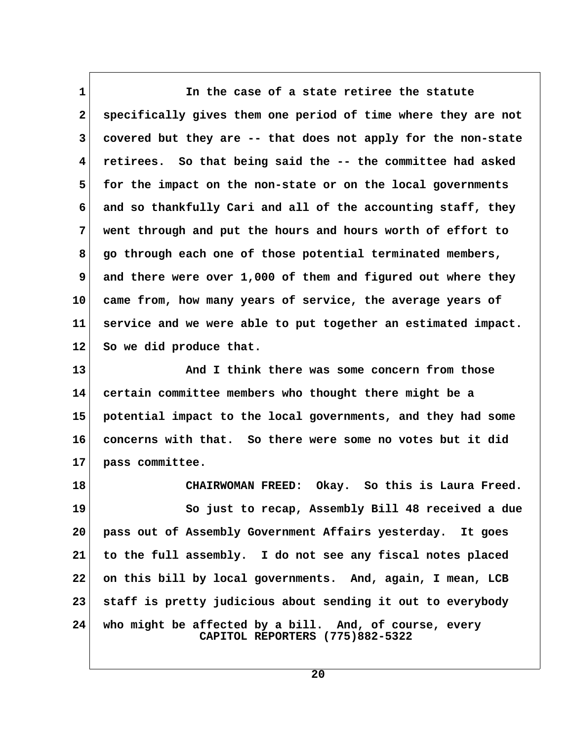In the case of a state retiree the statute specifically gives them one period of time where they are not covered but they are -- that does not apply for the non-state retirees. So that being said the -- the committee had asked for the impact on the non-state or on the local governments and so thankfully Cari and all of the accounting staff, they went through and put the hours and hours worth of effort to go through each one of those potential terminated members, and there were over 1,000 of them and figured out where they came from, how many years of service, the average years of service and we were able to put together an estimated impact. So we did produce that.

And I think there was some concern from those certain committee members who thought there might be a potential impact to the local governments, and they had some concerns with that. So there were some no votes but it did pass committee.

CHAIRWOMAN FREED: Okay. So this is Laura Freed.

So just to recap, Assembly Bill 48 received a due pass out of Assembly Government Affairs yesterday. It goes to the full assembly. I do not see any fiscal notes placed on this bill by local governments. And, again, I mean, LCB staff is pretty judicious about sending it out to everybody who might be affected by a bill. And, of course, every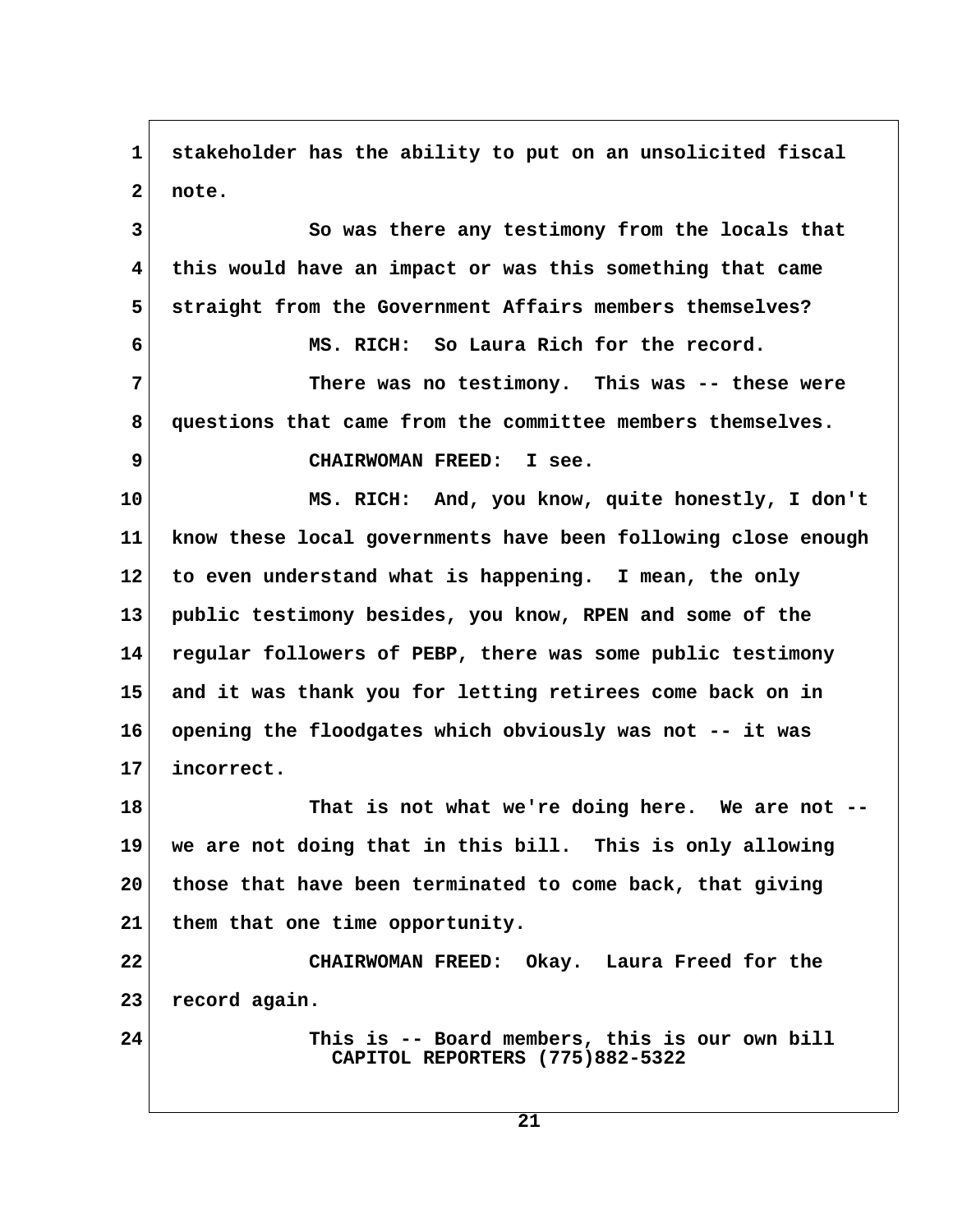stakeholder has the ability to put on an unsolicited fiscal note.

So was there any testimony from the locals that this would have an impact or was this something that came straight from the Government Affairs members themselves?

MS. RICH: So Laura Rich for the record.

There was no testimony. This was -- these were questions that came from the committee members themselves.

CHAIRWOMAN FREED: I see.

MS. RICH: And, you know, quite honestly, I don't know these local governments have been following close enough to even understand what is happening. I mean, the only public testimony besides, you know, RPEN and some of the regular followers of PEBP, there was some public testimony and it was thank you for letting retirees come back on in opening the floodgates which obviously was not -- it was incorrect.

That is not what we're doing here. We are not -- we are not doing that in this bill. This is only allowing those that have been terminated to come back, that giving them that one time opportunity.

CHAIRWOMAN FREED: Okay. Laura Freed for the record again.

This is -- Board members, this is our own bill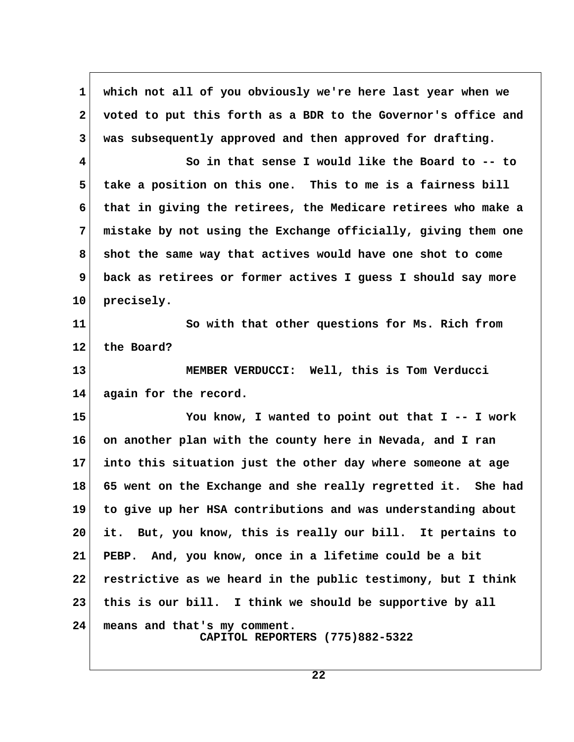which not all of you obviously we're here last year when we voted to put this forth as a BDR to the Governor's office and was subsequently approved and then approved for drafting.

So in that sense I would like the Board to -- to take a position on this one. This to me is a fairness bill that in giving the retirees, the Medicare retirees who make a mistake by not using the Exchange officially, giving them one shot the same way that actives would have one shot to come back as retirees or former actives I guess I should say more precisely.

So with that other questions for Ms. Rich from the Board?

MEMBER VERDUCCI: Well, this is Tom Verducci again for the record.

You know, I wanted to point out that I -- I work on another plan with the county here in Nevada, and I ran into this situation just the other day where someone at age 65 went on the Exchange and she really regretted it. She had to give up her HSA contributions and was understanding about it. But, you know, this is really our bill. It pertains to PEBP. And, you know, once in a lifetime could be a bit restrictive as we heard in the public testimony, but I think this is our bill. I think we should be supportive by all means and that's my comment.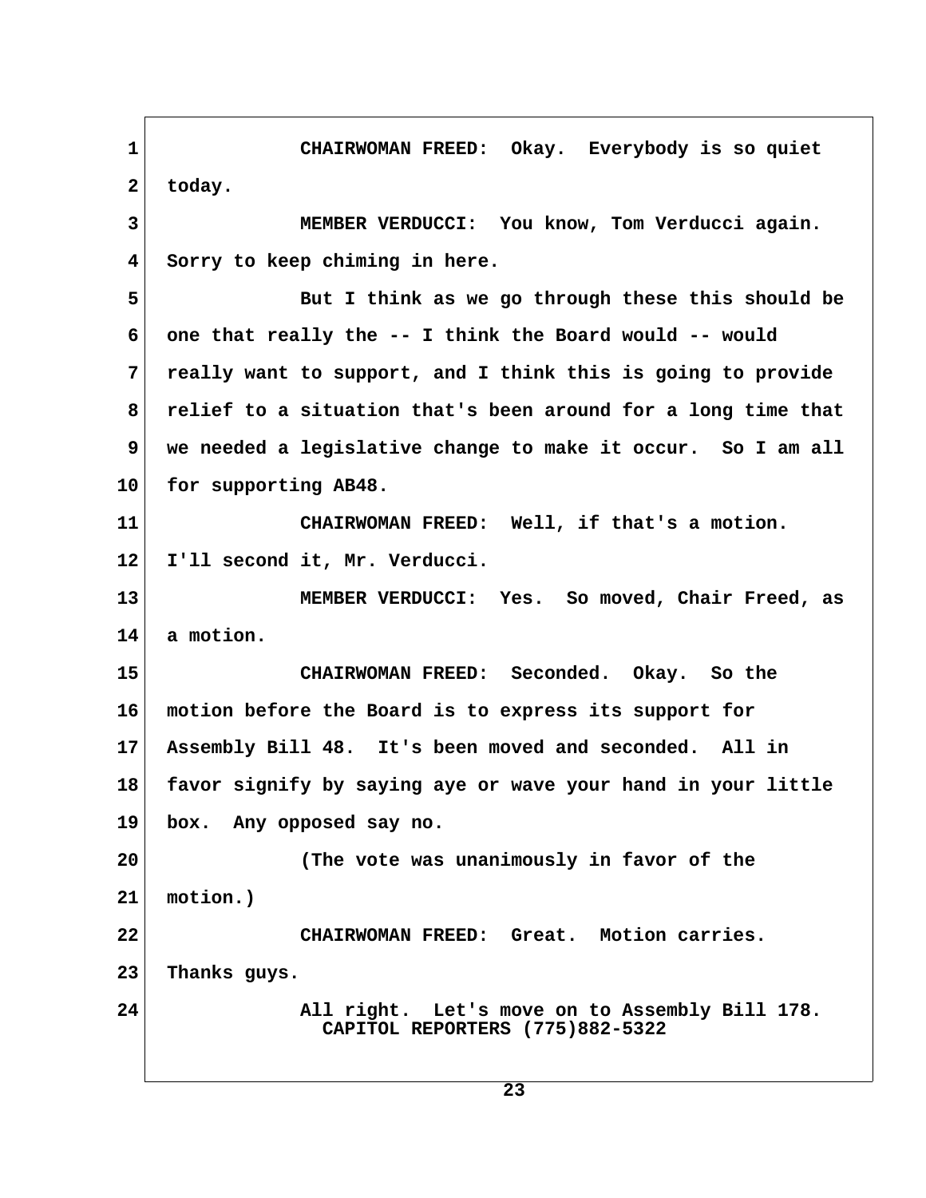CHAIRWOMAN FREED: Okay. Everybody is so quiet today.

MEMBER VERDUCCI: You know, Tom Verducci again. Sorry to keep chiming in here.

But I think as we go through these this should be one that really the -- I think the Board would -- would really want to support, and I think this is going to provide relief to a situation that's been around for a long time that we needed a legislative change to make it occur. So I am all for supporting AB48.

CHAIRWOMAN FREED: Well, if that's a motion. I'll second it, Mr. Verducci.

MEMBER VERDUCCI: Yes. So moved, Chair Freed, as a motion.

CHAIRWOMAN FREED: Seconded. Okay. So the motion before the Board is to express its support for Assembly Bill 48. It's been moved and seconded. All in favor signify by saying aye or wave your hand in your little box. Any opposed say no.

(The vote was unanimously in favor of the motion.)

CHAIRWOMAN FREED: Great. Motion carries. Thanks guys.

All right. Let's move on to Assembly Bill 178.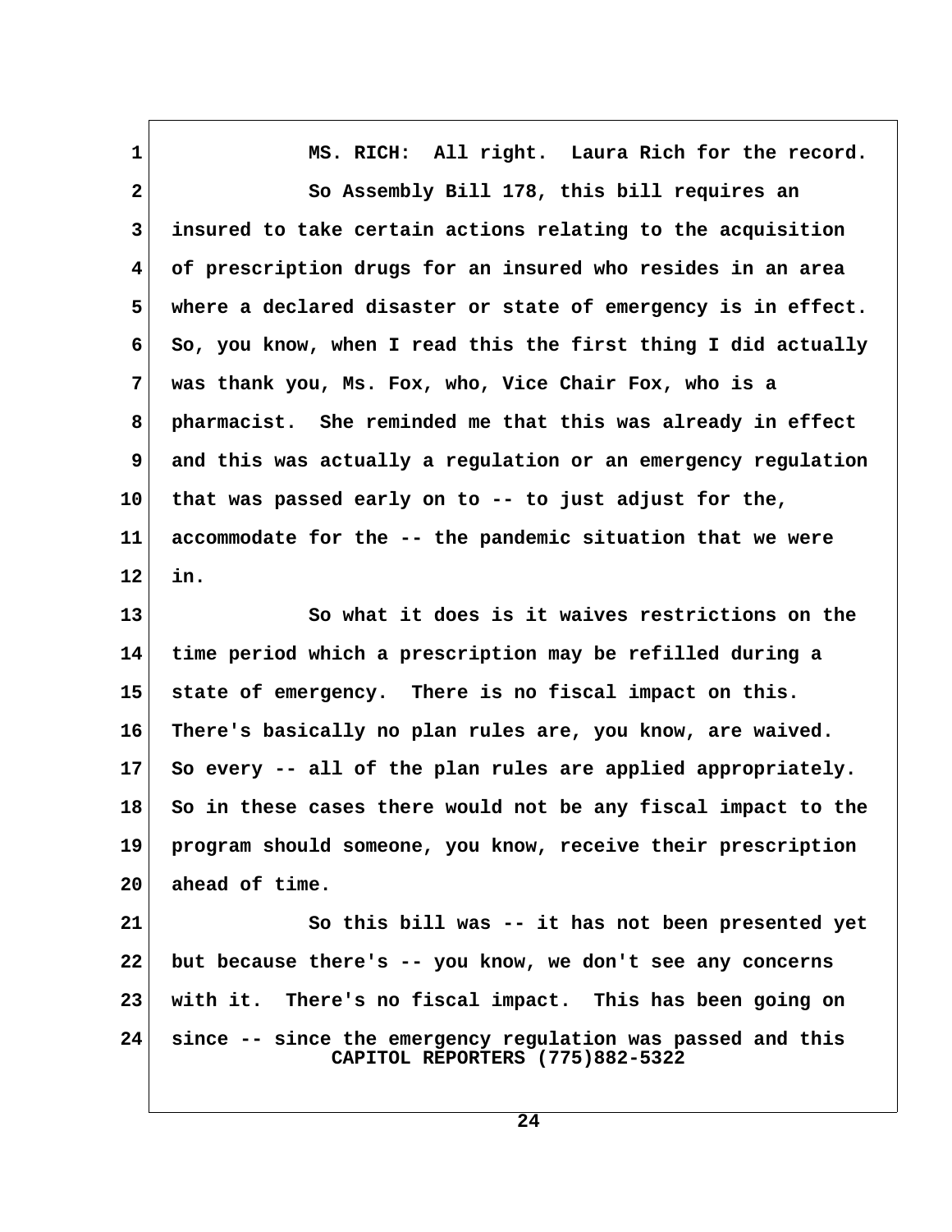MS. RICH: All right. Laura Rich for the record.

So Assembly Bill 178, this bill requires an insured to take certain actions relating to the acquisition of prescription drugs for an insured who resides in an area where a declared disaster or state of emergency is in effect. So, you know, when I read this the first thing I did actually was thank you, Ms. Fox, who, Vice Chair Fox, who is a pharmacist. She reminded me that this was already in effect and this was actually a regulation or an emergency regulation that was passed early on to -- to just adjust for the, accommodate for the -- the pandemic situation that we were in.

So what it does is it waives restrictions on the time period which a prescription may be refilled during a state of emergency. There is no fiscal impact on this. There's basically no plan rules are, you know, are waived. So every -- all of the plan rules are applied appropriately. So in these cases there would not be any fiscal impact to the program should someone, you know, receive their prescription ahead of time.

So this bill was -- it has not been presented yet but because there's -- you know, we don't see any concerns with it. There's no fiscal impact. This has been going on since -- since the emergency regulation was passed and this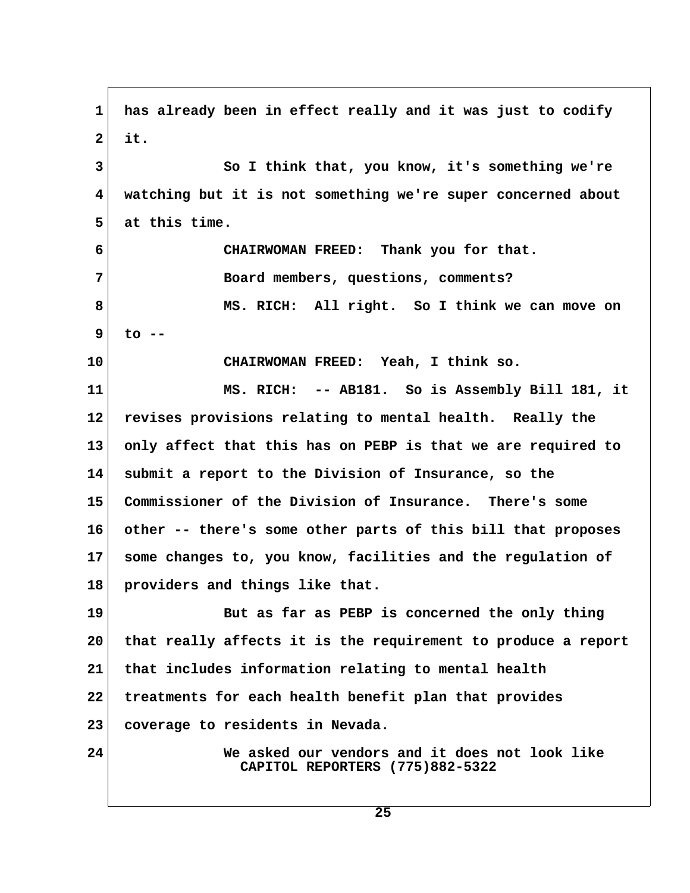has already been in effect really and it was just to codify it.

So I think that, you know, it's something we're watching but it is not something we're super concerned about at this time.

CHAIRWOMAN FREED: Thank you for that.

Board members, questions, comments?

MS. RICH: All right. So I think we can move on to --

CHAIRWOMAN FREED: Yeah, I think so.

MS. RICH: -- AB181. So is Assembly Bill 181, it revises provisions relating to mental health. Really the only affect that this has on PEBP is that we are required to submit a report to the Division of Insurance, so the Commissioner of the Division of Insurance. There's some other -- there's some other parts of this bill that proposes some changes to, you know, facilities and the regulation of providers and things like that.

But as far as PEBP is concerned the only thing that really affects it is the requirement to produce a report that includes information relating to mental health treatments for each health benefit plan that provides coverage to residents in Nevada.

We asked our vendors and it does not look like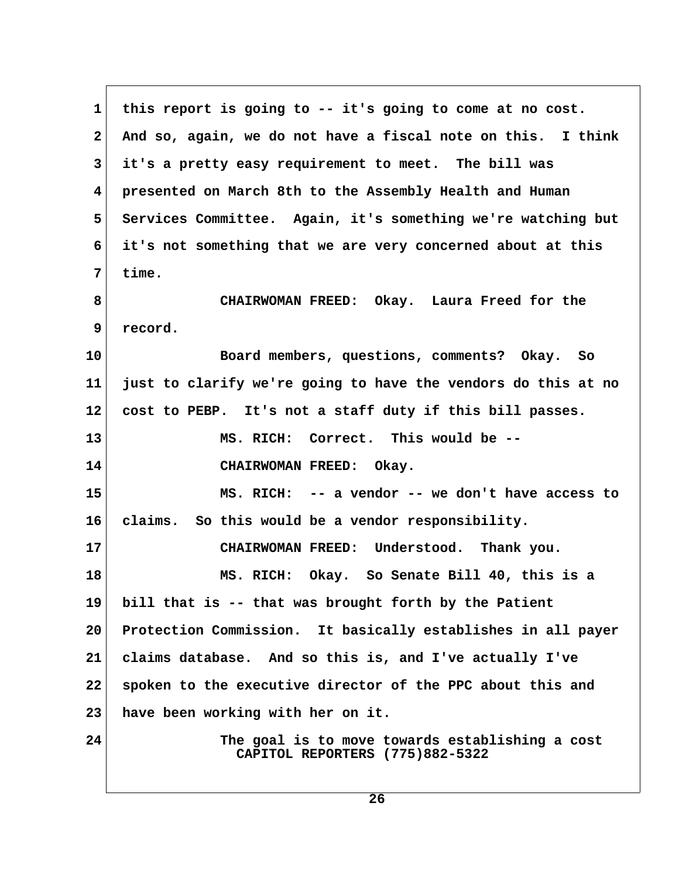this report is going to -- it's going to come at no cost. And so, again, we do not have a fiscal note on this. I think it's a pretty easy requirement to meet. The bill was presented on March 8th to the Assembly Health and Human Services Committee. Again, it's something we're watching but it's not something that we are very concerned about at this time.

CHAIRWOMAN FREED: Okay. Laura Freed for the record.

Board members, questions, comments? Okay. So just to clarify we're going to have the vendors do this at no cost to PEBP. It's not a staff duty if this bill passes.

MS. RICH: Correct. This would be --

CHAIRWOMAN FREED: Okay.

MS. RICH: -- a vendor -- we don't have access to claims. So this would be a vendor responsibility.

CHAIRWOMAN FREED: Understood. Thank you.

MS. RICH: Okay. So Senate Bill 40, this is a bill that is -- that was brought forth by the Patient Protection Commission. It basically establishes in all payer claims database. And so this is, and I've actually I've spoken to the executive director of the PPC about this and have been working with her on it.

The goal is to move towards establishing a cost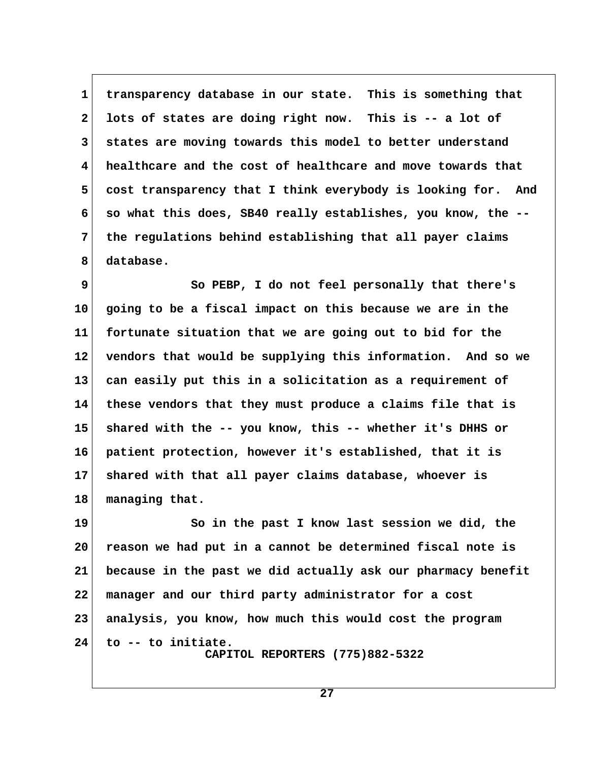transparency database in our state. This is something that lots of states are doing right now. This is -- a lot of states are moving towards this model to better understand healthcare and the cost of healthcare and move towards that cost transparency that I think everybody is looking for. And so what this does, SB40 really establishes, you know, the -- the regulations behind establishing that all payer claims database.

So PEBP, I do not feel personally that there's going to be a fiscal impact on this because we are in the fortunate situation that we are going out to bid for the vendors that would be supplying this information. And so we can easily put this in a solicitation as a requirement of these vendors that they must produce a claims file that is shared with the -- you know, this -- whether it's DHHS or patient protection, however it's established, that it is shared with that all payer claims database, whoever is managing that.

So in the past I know last session we did, the reason we had put in a cannot be determined fiscal note is because in the past we did actually ask our pharmacy benefit manager and our third party administrator for a cost analysis, you know, how much this would cost the program to -- to initiate.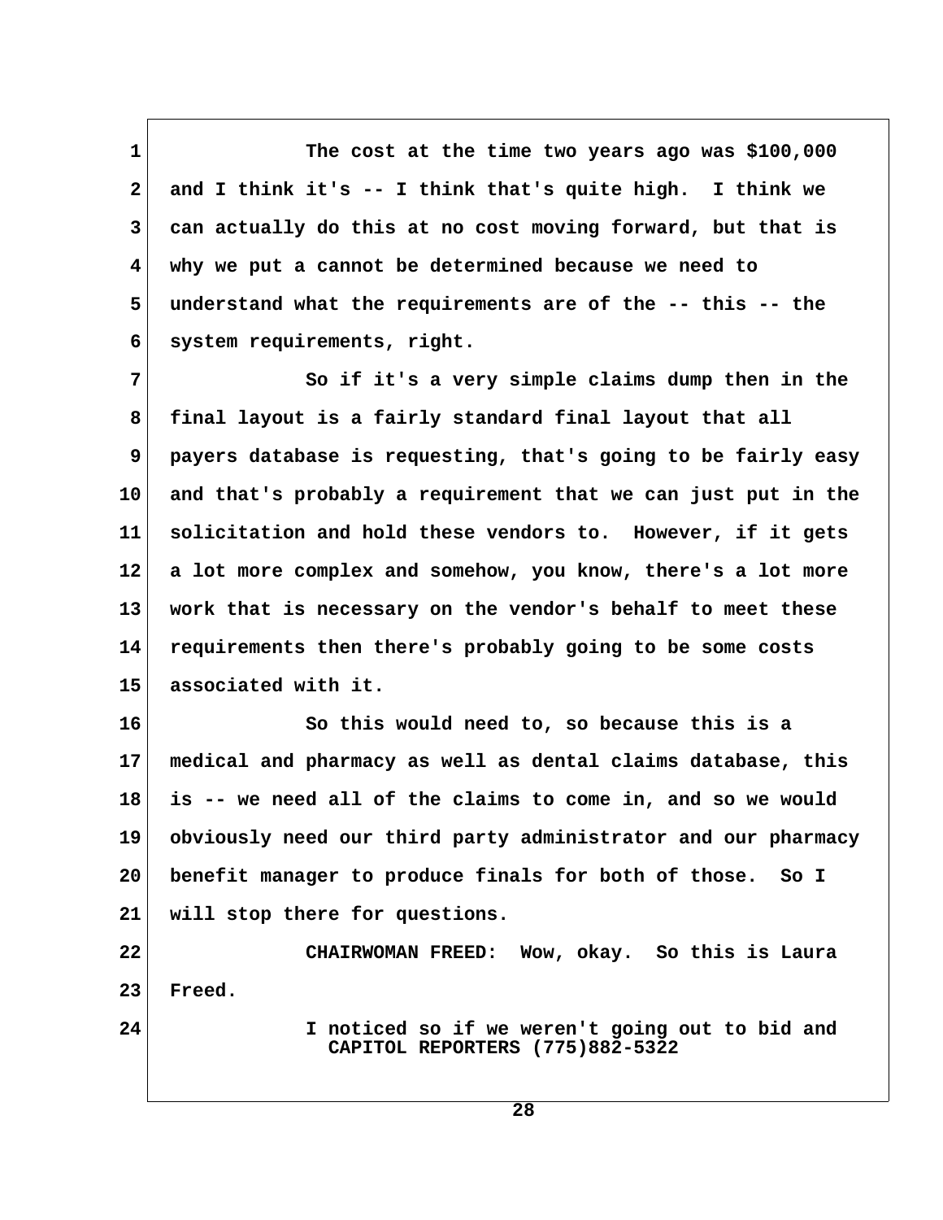1 The cost at the time two years ago was $100,000
2 and I think it's -- I think that's quite high. I think we
3 can actually do this at no cost moving forward, but that is
4 why we put a cannot be determined because we need to
5 understand what the requirements are of the -- this -- the
6 system requirements, right.
7 So if it's a very simple claims dump then in the
8 final layout is a fairly standard final layout that all
9 payers database is requesting, that's going to be fairly easy
10 and that's probably a requirement that we can just put in the
11 solicitation and hold these vendors to. However, if it gets
12 a lot more complex and somehow, you know, there's a lot more
13 work that is necessary on the vendor's behalf to meet these
14 requirements then there's probably going to be some costs
15 associated with it.
16 So this would need to, so because this is a
17 medical and pharmacy as well as dental claims database, this
18 is -- we need all of the claims to come in, and so we would
19 obviously need our third party administrator and our pharmacy
20 benefit manager to produce finals for both of those. So I
21 will stop there for questions.
22 CHAIRWOMAN FREED: Wow, okay. So this is Laura
23 Freed.
24 I noticed so if we weren't going out to bid and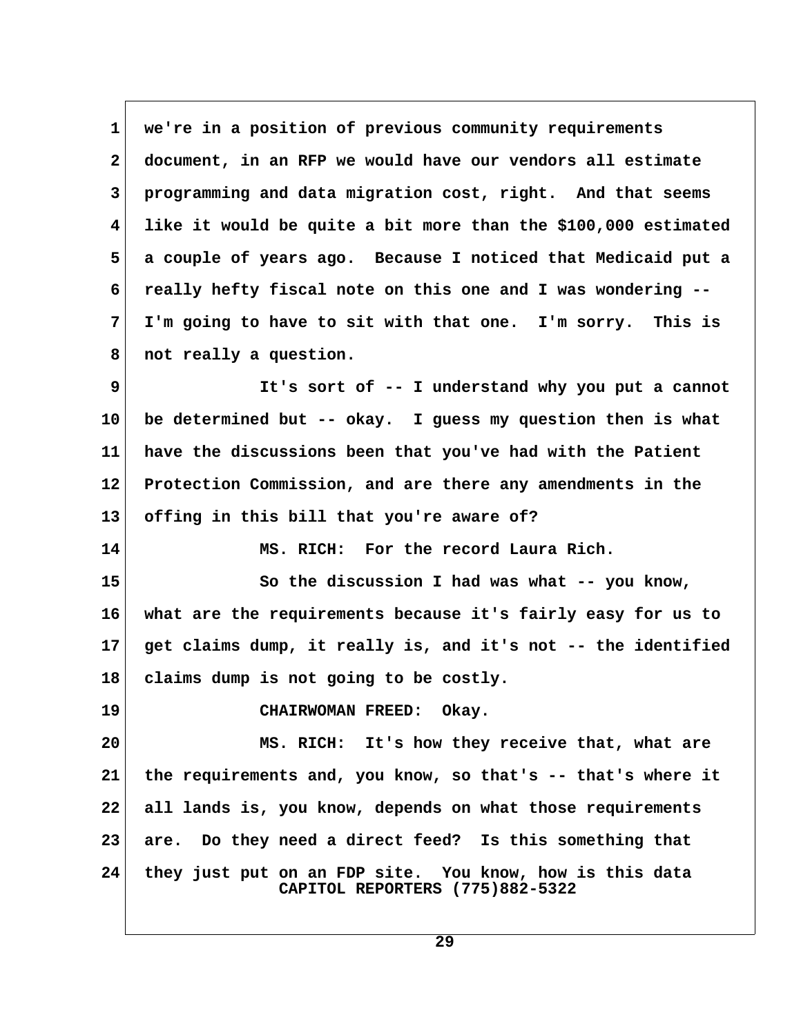we're in a position of previous community requirements document, in an RFP we would have our vendors all estimate programming and data migration cost, right. And that seems like it would be quite a bit more than the $100,000 estimated a couple of years ago. Because I noticed that Medicaid put a really hefty fiscal note on this one and I was wondering -- I'm going to have to sit with that one. I'm sorry. This is not really a question.

It's sort of -- I understand why you put a cannot be determined but -- okay. I guess my question then is what have the discussions been that you've had with the Patient Protection Commission, and are there any amendments in the offing in this bill that you're aware of?

MS. RICH: For the record Laura Rich.

So the discussion I had was what -- you know, what are the requirements because it's fairly easy for us to get claims dump, it really is, and it's not -- the identified claims dump is not going to be costly.

CHAIRWOMAN FREED: Okay.

MS. RICH: It's how they receive that, what are the requirements and, you know, so that's -- that's where it all lands is, you know, depends on what those requirements are. Do they need a direct feed? Is this something that they just put on an FDP site. You know, how is this data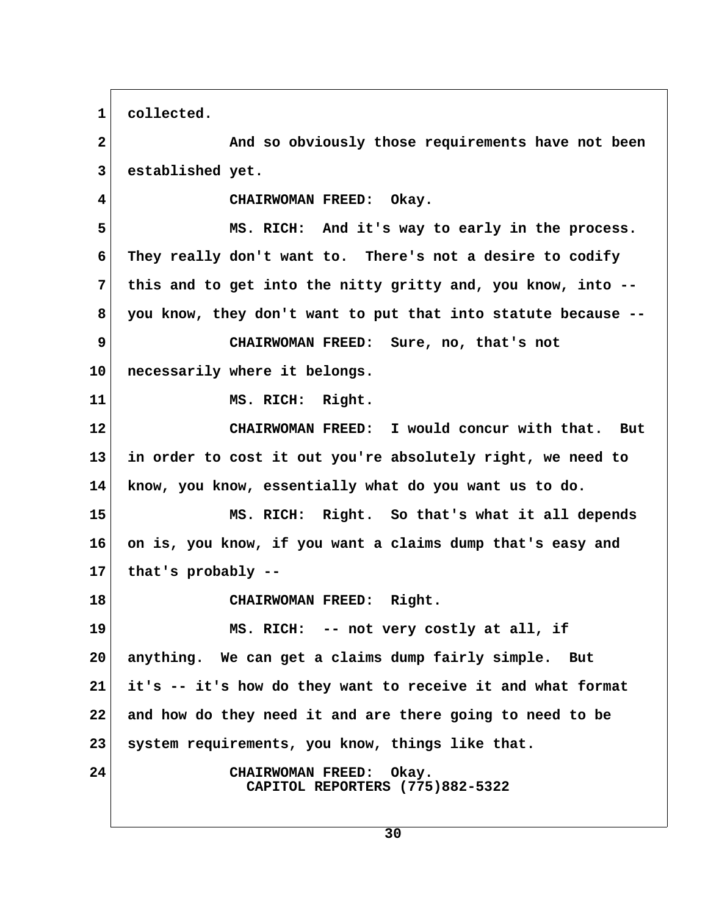collected.

And so obviously those requirements have not been established yet.

CHAIRWOMAN FREED: Okay.

MS. RICH: And it's way to early in the process. They really don't want to. There's not a desire to codify this and to get into the nitty gritty and, you know, into -- you know, they don't want to put that into statute because --

CHAIRWOMAN FREED: Sure, no, that's not necessarily where it belongs.

MS. RICH: Right.

CHAIRWOMAN FREED: I would concur with that. But in order to cost it out you're absolutely right, we need to know, you know, essentially what do you want us to do.

MS. RICH: Right. So that's what it all depends on is, you know, if you want a claims dump that's easy and that's probably --

CHAIRWOMAN FREED: Right.

MS. RICH: -- not very costly at all, if anything. We can get a claims dump fairly simple. But it's -- it's how do they want to receive it and what format and how do they need it and are there going to need to be system requirements, you know, things like that.

CHAIRWOMAN FREED: Okay.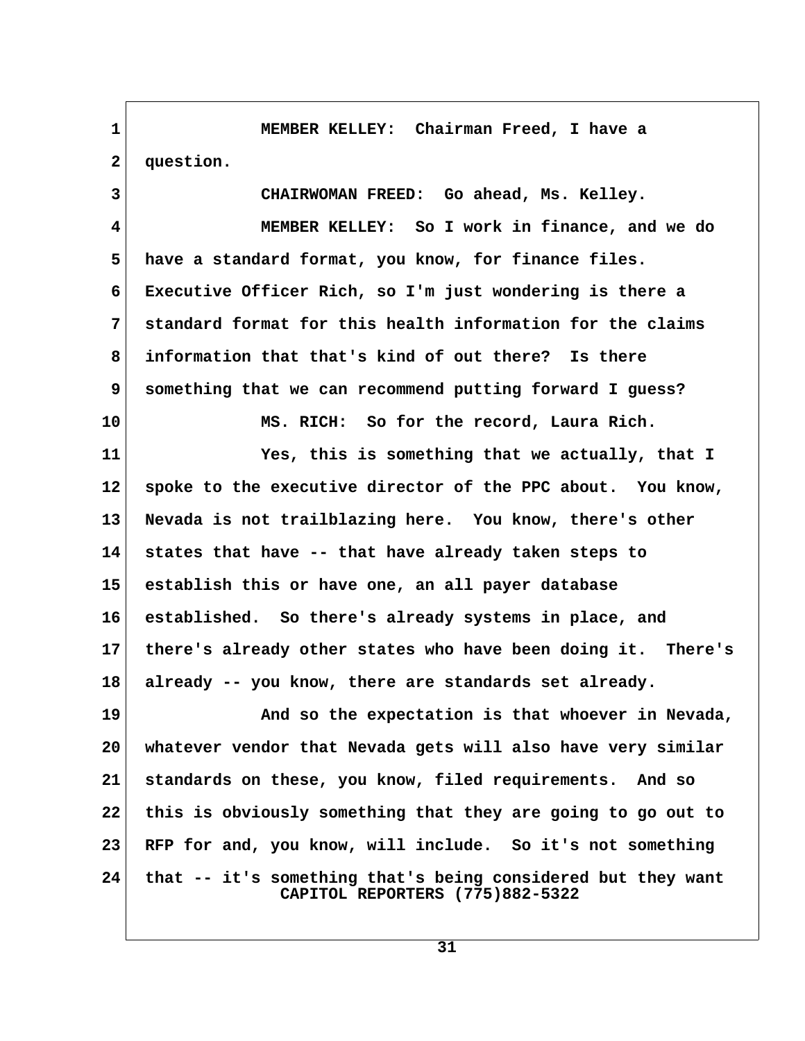MEMBER KELLEY: Chairman Freed, I have a question.

CHAIRWOMAN FREED: Go ahead, Ms. Kelley.

MEMBER KELLEY: So I work in finance, and we do have a standard format, you know, for finance files. Executive Officer Rich, so I'm just wondering is there a standard format for this health information for the claims information that that's kind of out there? Is there something that we can recommend putting forward I guess?

MS. RICH: So for the record, Laura Rich.

Yes, this is something that we actually, that I spoke to the executive director of the PPC about. You know, Nevada is not trailblazing here. You know, there's other states that have -- that have already taken steps to establish this or have one, an all payer database established. So there's already systems in place, and there's already other states who have been doing it. There's already -- you know, there are standards set already.

And so the expectation is that whoever in Nevada, whatever vendor that Nevada gets will also have very similar standards on these, you know, filed requirements. And so this is obviously something that they are going to go out to RFP for and, you know, will include. So it's not something that -- it's something that's being considered but they want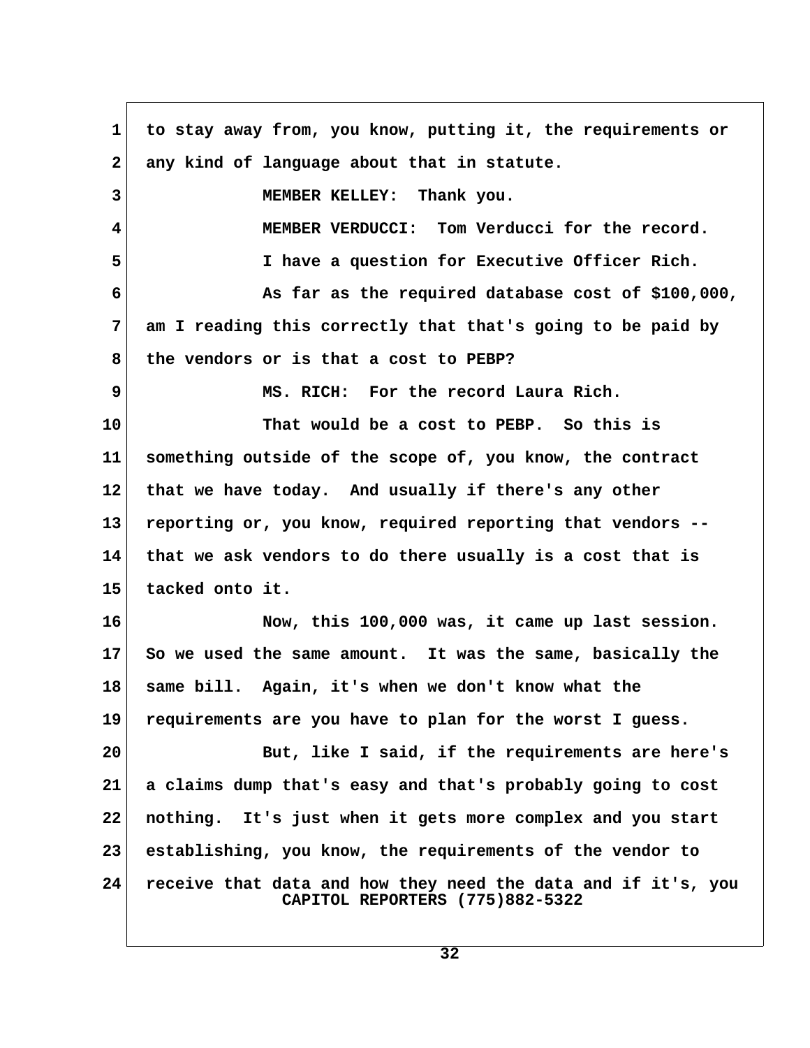to stay away from, you know, putting it, the requirements or any kind of language about that in statute.

MEMBER KELLEY: Thank you.

MEMBER VERDUCCI: Tom Verducci for the record.

I have a question for Executive Officer Rich.

As far as the required database cost of $100,000, am I reading this correctly that that's going to be paid by the vendors or is that a cost to PEBP?

MS. RICH: For the record Laura Rich.

That would be a cost to PEBP. So this is something outside of the scope of, you know, the contract that we have today. And usually if there's any other reporting or, you know, required reporting that vendors -- that we ask vendors to do there usually is a cost that is tacked onto it.

Now, this 100,000 was, it came up last session. So we used the same amount. It was the same, basically the same bill. Again, it's when we don't know what the requirements are you have to plan for the worst I guess.

But, like I said, if the requirements are here's a claims dump that's easy and that's probably going to cost nothing. It's just when it gets more complex and you start establishing, you know, the requirements of the vendor to receive that data and how they need the data and if it's, you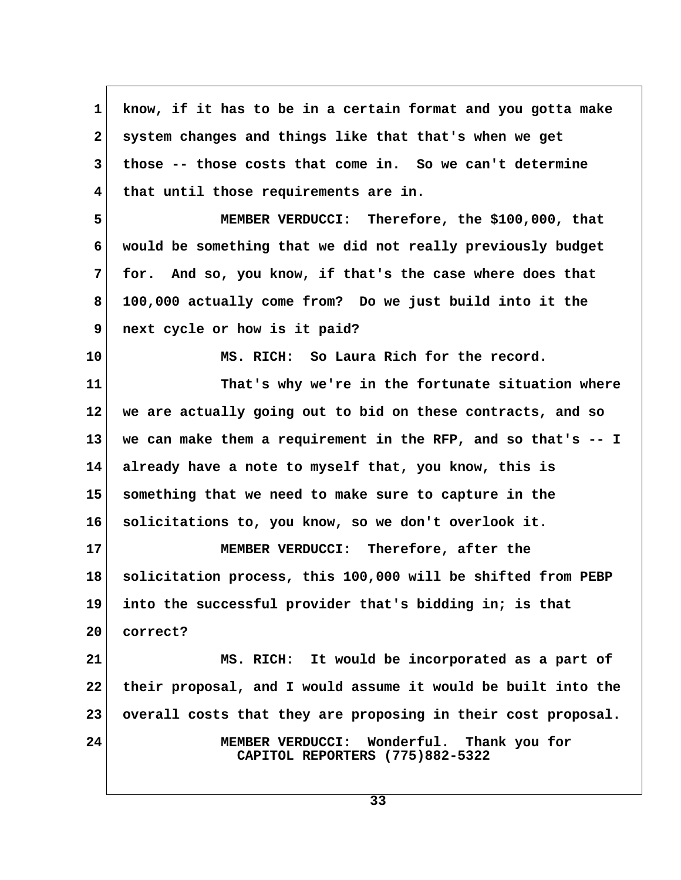know, if it has to be in a certain format and you gotta make system changes and things like that that's when we get those -- those costs that come in. So we can't determine that until those requirements are in.

MEMBER VERDUCCI: Therefore, the $100,000, that would be something that we did not really previously budget for. And so, you know, if that's the case where does that 100,000 actually come from? Do we just build into it the next cycle or how is it paid?

MS. RICH: So Laura Rich for the record.

That's why we're in the fortunate situation where we are actually going out to bid on these contracts, and so we can make them a requirement in the RFP, and so that's -- I already have a note to myself that, you know, this is something that we need to make sure to capture in the solicitations to, you know, so we don't overlook it.

MEMBER VERDUCCI: Therefore, after the solicitation process, this 100,000 will be shifted from PEBP into the successful provider that's bidding in; is that correct?

MS. RICH: It would be incorporated as a part of their proposal, and I would assume it would be built into the overall costs that they are proposing in their cost proposal.

MEMBER VERDUCCI: Wonderful. Thank you for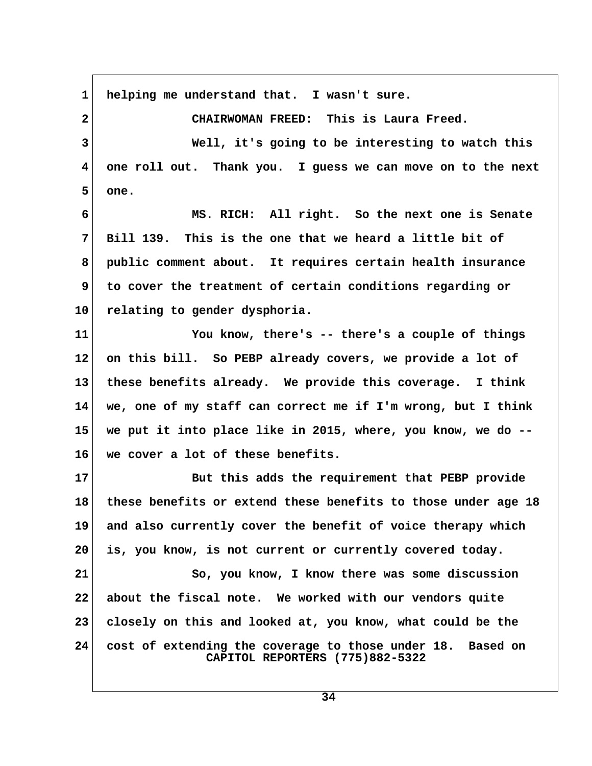helping me understand that. I wasn't sure.

CHAIRWOMAN FREED: This is Laura Freed.

Well, it's going to be interesting to watch this one roll out. Thank you. I guess we can move on to the next one.

MS. RICH: All right. So the next one is Senate Bill 139. This is the one that we heard a little bit of public comment about. It requires certain health insurance to cover the treatment of certain conditions regarding or relating to gender dysphoria.

You know, there's -- there's a couple of things on this bill. So PEBP already covers, we provide a lot of these benefits already. We provide this coverage. I think we, one of my staff can correct me if I'm wrong, but I think we put it into place like in 2015, where, you know, we do -- we cover a lot of these benefits.

But this adds the requirement that PEBP provide these benefits or extend these benefits to those under age 18 and also currently cover the benefit of voice therapy which is, you know, is not current or currently covered today.

So, you know, I know there was some discussion about the fiscal note. We worked with our vendors quite closely on this and looked at, you know, what could be the cost of extending the coverage to those under 18. Based on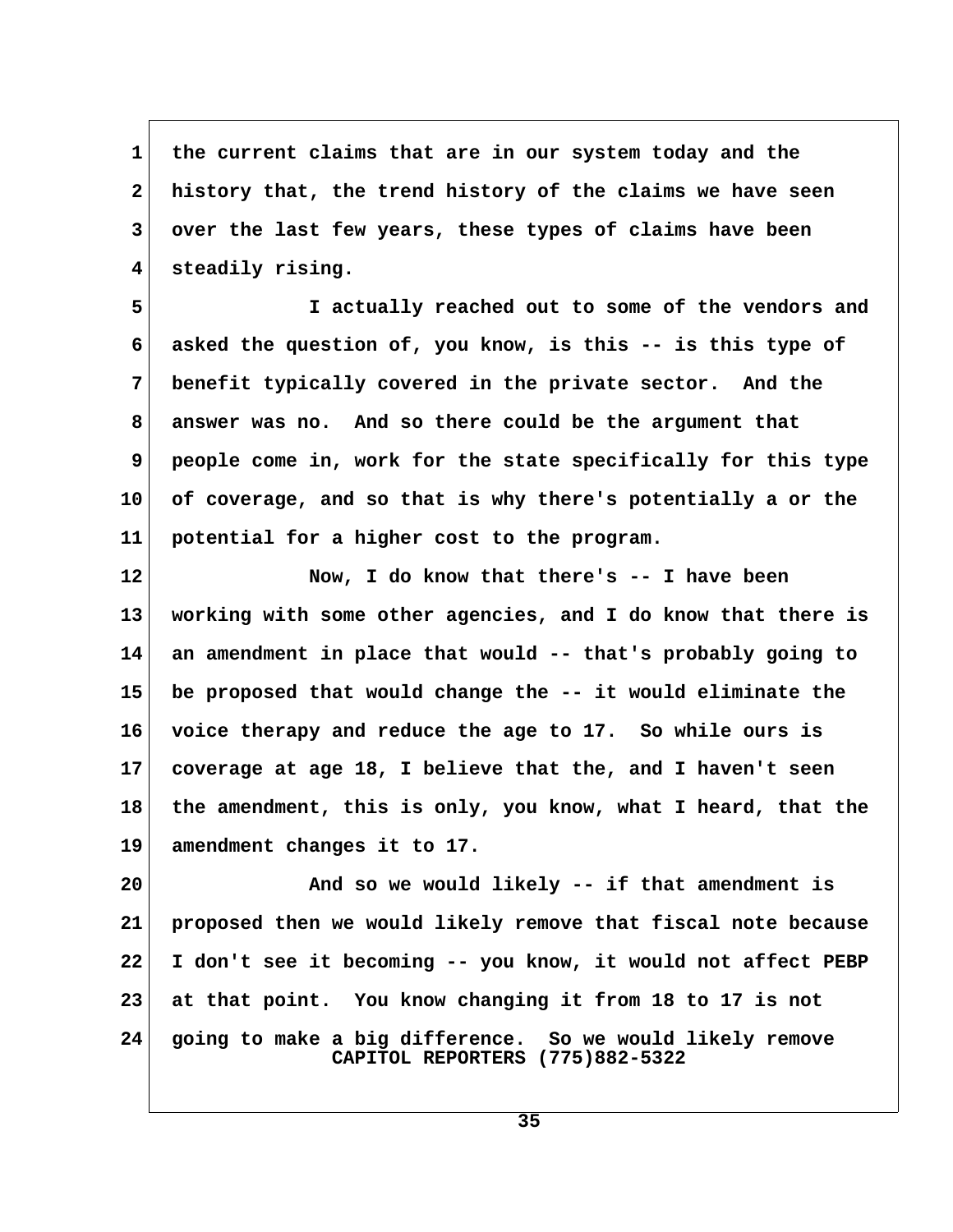the current claims that are in our system today and the history that, the trend history of the claims we have seen over the last few years, these types of claims have been steadily rising.

I actually reached out to some of the vendors and asked the question of, you know, is this -- is this type of benefit typically covered in the private sector. And the answer was no. And so there could be the argument that people come in, work for the state specifically for this type of coverage, and so that is why there's potentially a or the potential for a higher cost to the program.

Now, I do know that there's -- I have been working with some other agencies, and I do know that there is an amendment in place that would -- that's probably going to be proposed that would change the -- it would eliminate the voice therapy and reduce the age to 17. So while ours is coverage at age 18, I believe that the, and I haven't seen the amendment, this is only, you know, what I heard, that the amendment changes it to 17.

And so we would likely -- if that amendment is proposed then we would likely remove that fiscal note because I don't see it becoming -- you know, it would not affect PEBP at that point. You know changing it from 18 to 17 is not going to make a big difference. So we would likely remove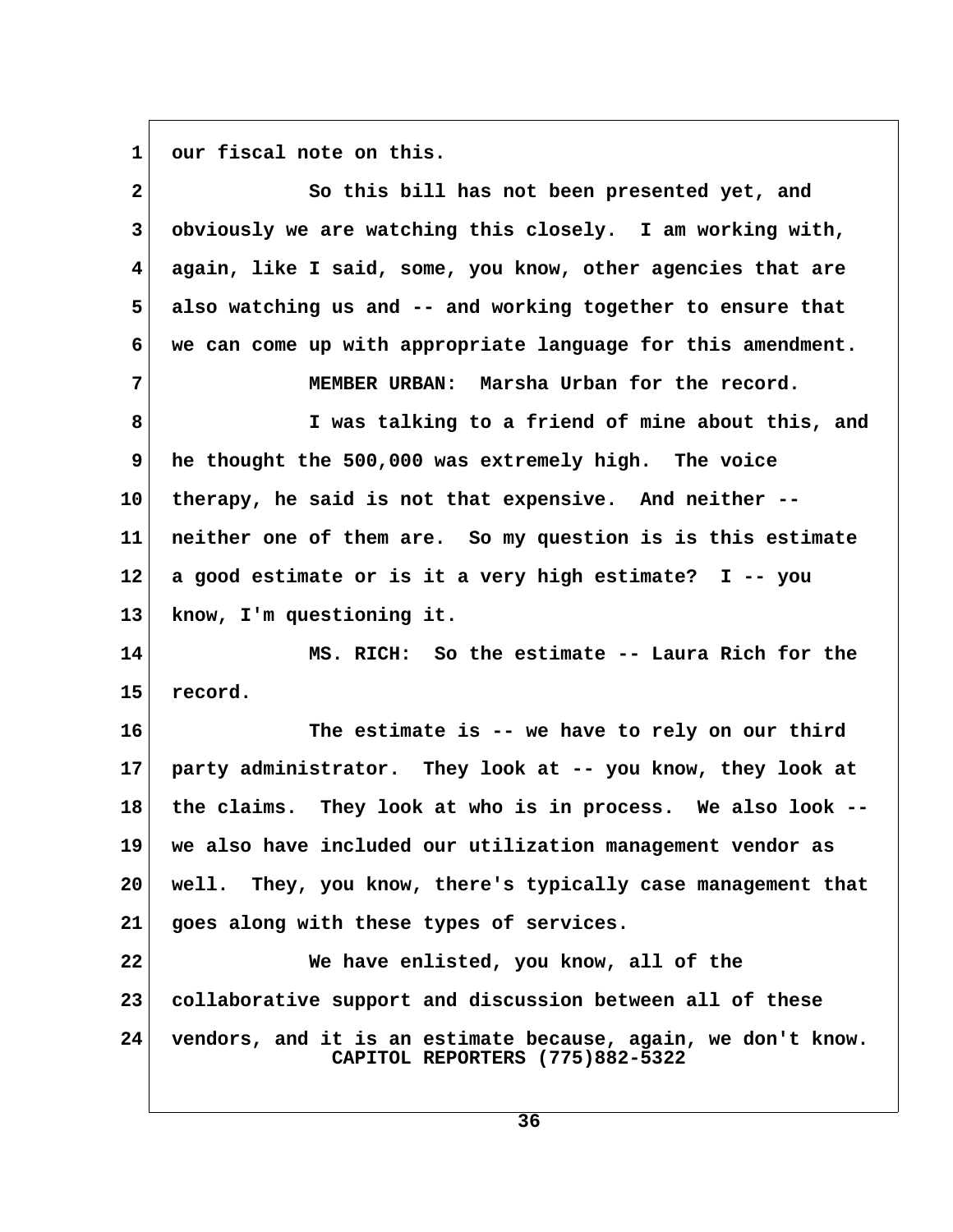our fiscal note on this.

So this bill has not been presented yet, and obviously we are watching this closely. I am working with, again, like I said, some, you know, other agencies that are also watching us and -- and working together to ensure that we can come up with appropriate language for this amendment.

MEMBER URBAN: Marsha Urban for the record.

I was talking to a friend of mine about this, and he thought the 500,000 was extremely high. The voice therapy, he said is not that expensive. And neither -- neither one of them are. So my question is is this estimate a good estimate or is it a very high estimate? I -- you know, I'm questioning it.

MS. RICH: So the estimate -- Laura Rich for the record.

The estimate is -- we have to rely on our third party administrator. They look at -- you know, they look at the claims. They look at who is in process. We also look -- we also have included our utilization management vendor as well. They, you know, there's typically case management that goes along with these types of services.

We have enlisted, you know, all of the collaborative support and discussion between all of these vendors, and it is an estimate because, again, we don't know.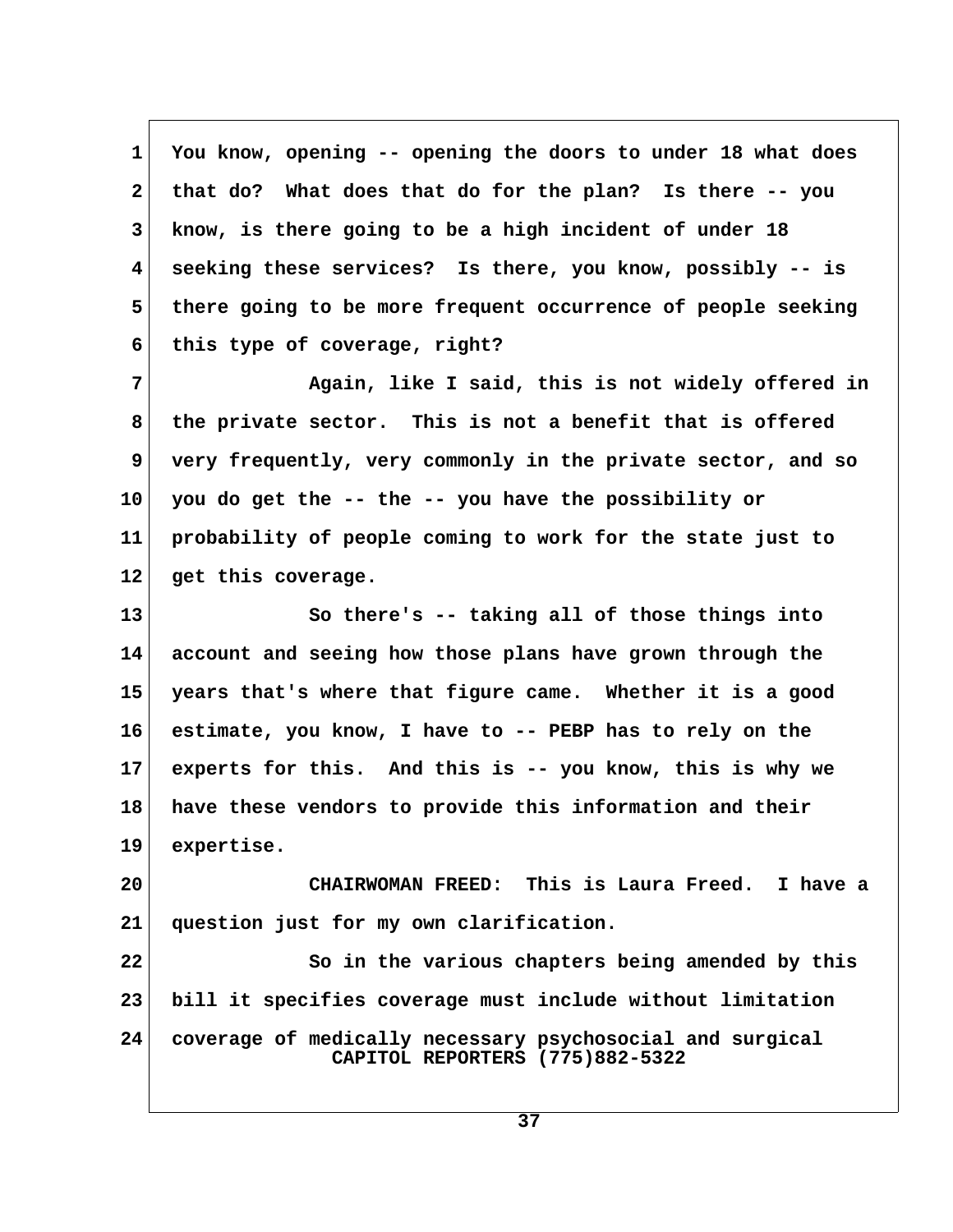You know, opening -- opening the doors to under 18 what does that do? What does that do for the plan? Is there -- you know, is there going to be a high incident of under 18 seeking these services? Is there, you know, possibly -- is there going to be more frequent occurrence of people seeking this type of coverage, right?

Again, like I said, this is not widely offered in the private sector. This is not a benefit that is offered very frequently, very commonly in the private sector, and so you do get the -- the -- you have the possibility or probability of people coming to work for the state just to get this coverage.

So there's -- taking all of those things into account and seeing how those plans have grown through the years that's where that figure came. Whether it is a good estimate, you know, I have to -- PEBP has to rely on the experts for this. And this is -- you know, this is why we have these vendors to provide this information and their expertise.

CHAIRWOMAN FREED: This is Laura Freed. I have a question just for my own clarification.

So in the various chapters being amended by this bill it specifies coverage must include without limitation coverage of medically necessary psychosocial and surgical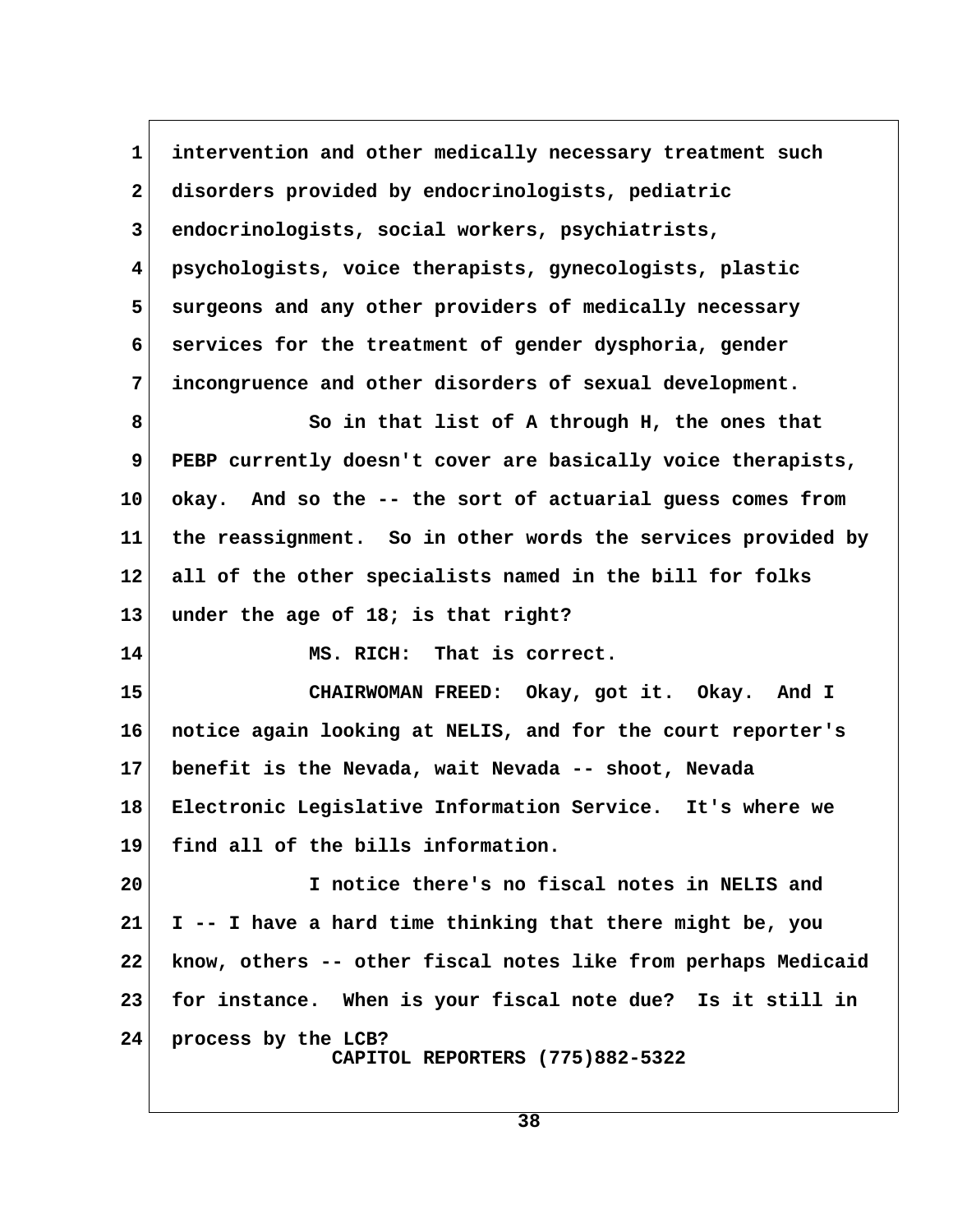intervention and other medically necessary treatment such disorders provided by endocrinologists, pediatric endocrinologists, social workers, psychiatrists, psychologists, voice therapists, gynecologists, plastic surgeons and any other providers of medically necessary services for the treatment of gender dysphoria, gender incongruence and other disorders of sexual development.

So in that list of A through H, the ones that PEBP currently doesn't cover are basically voice therapists, okay. And so the -- the sort of actuarial guess comes from the reassignment. So in other words the services provided by all of the other specialists named in the bill for folks under the age of 18; is that right?

MS. RICH: That is correct.

CHAIRWOMAN FREED: Okay, got it. Okay. And I notice again looking at NELIS, and for the court reporter's benefit is the Nevada, wait Nevada -- shoot, Nevada Electronic Legislative Information Service. It's where we find all of the bills information.

I notice there's no fiscal notes in NELIS and I -- I have a hard time thinking that there might be, you know, others -- other fiscal notes like from perhaps Medicaid for instance. When is your fiscal note due? Is it still in process by the LCB?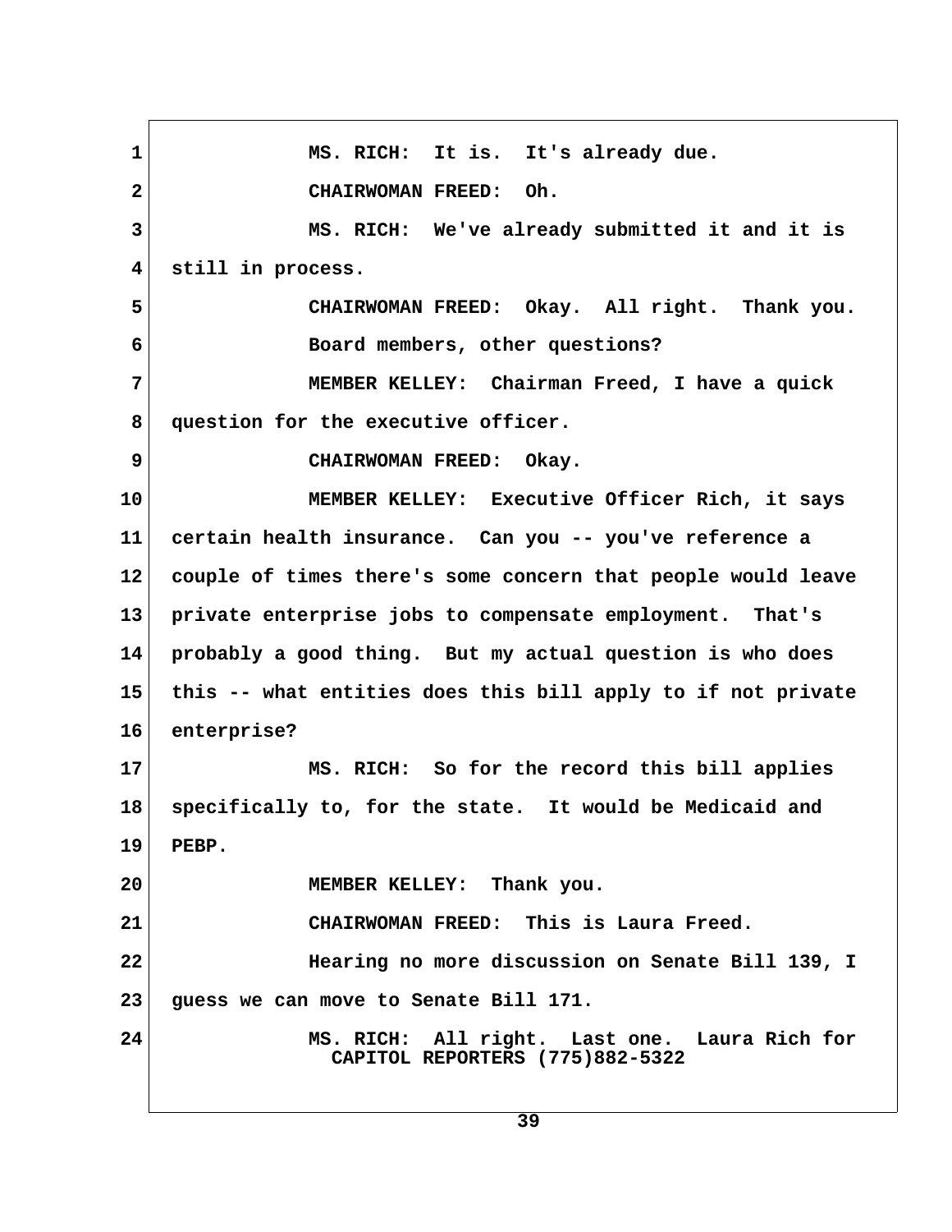1 MS. RICH: It is. It's already due.
2 CHAIRWOMAN FREED: Oh.
3 MS. RICH: We've already submitted it and it is
4 still in process.
5 CHAIRWOMAN FREED: Okay. All right. Thank you.
6 Board members, other questions?
7 MEMBER KELLEY: Chairman Freed, I have a quick
8 question for the executive officer.
9 CHAIRWOMAN FREED: Okay.
10 MEMBER KELLEY: Executive Officer Rich, it says
11 certain health insurance. Can you -- you've reference a
12 couple of times there's some concern that people would leave
13 private enterprise jobs to compensate employment. That's
14 probably a good thing. But my actual question is who does
15 this -- what entities does this bill apply to if not private
16 enterprise?
17 MS. RICH: So for the record this bill applies
18 specifically to, for the state. It would be Medicaid and
19 PEBP.
20 MEMBER KELLEY: Thank you.
21 CHAIRWOMAN FREED: This is Laura Freed.
22 Hearing no more discussion on Senate Bill 139, I
23 guess we can move to Senate Bill 171.
24 MS. RICH: All right. Last one. Laura Rich for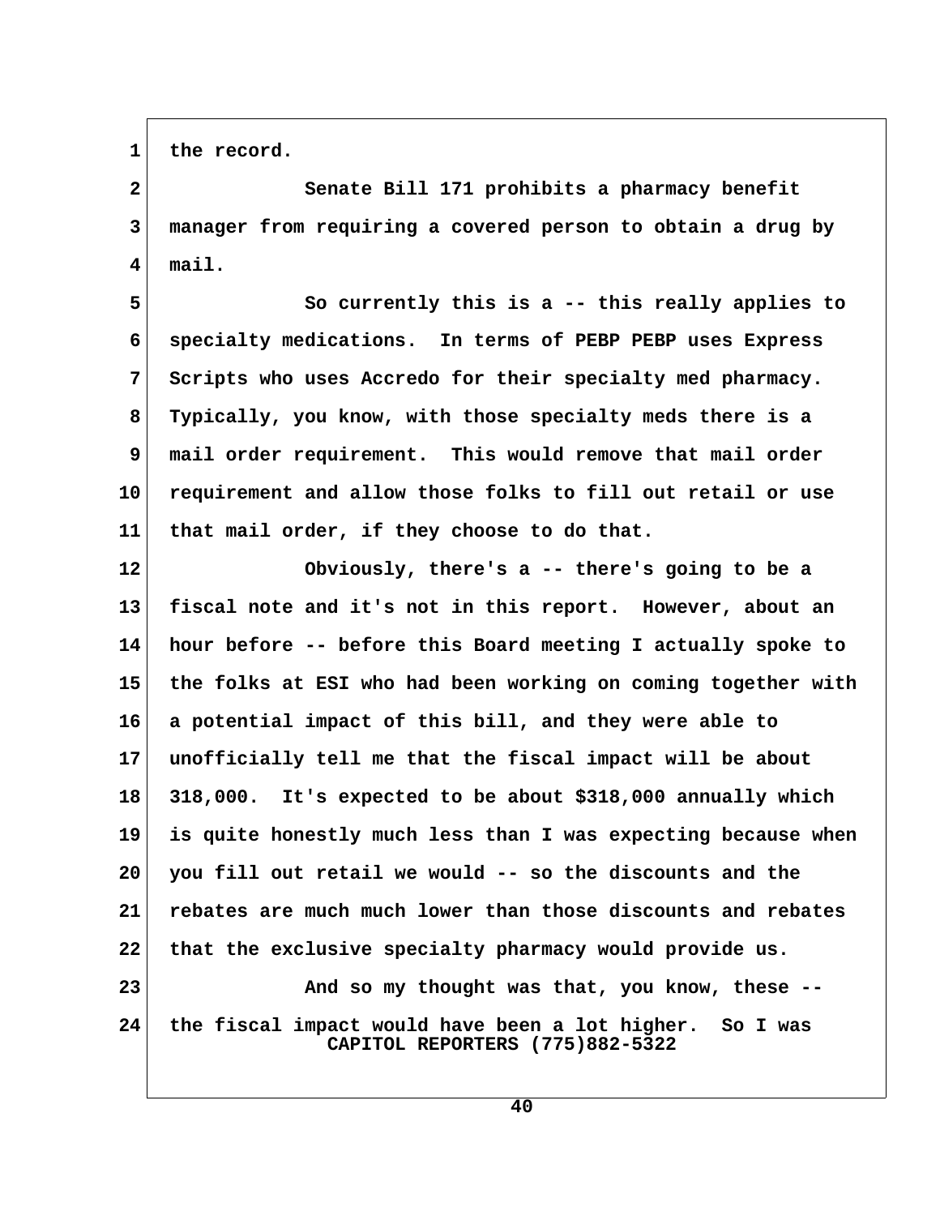the record.

Senate Bill 171 prohibits a pharmacy benefit manager from requiring a covered person to obtain a drug by mail.

So currently this is a -- this really applies to specialty medications. In terms of PEBP PEBP uses Express Scripts who uses Accredo for their specialty med pharmacy. Typically, you know, with those specialty meds there is a mail order requirement. This would remove that mail order requirement and allow those folks to fill out retail or use that mail order, if they choose to do that.

Obviously, there's a -- there's going to be a fiscal note and it's not in this report. However, about an hour before -- before this Board meeting I actually spoke to the folks at ESI who had been working on coming together with a potential impact of this bill, and they were able to unofficially tell me that the fiscal impact will be about 318,000. It's expected to be about $318,000 annually which is quite honestly much less than I was expecting because when you fill out retail we would -- so the discounts and the rebates are much much lower than those discounts and rebates that the exclusive specialty pharmacy would provide us.

And so my thought was that, you know, these -- the fiscal impact would have been a lot higher. So I was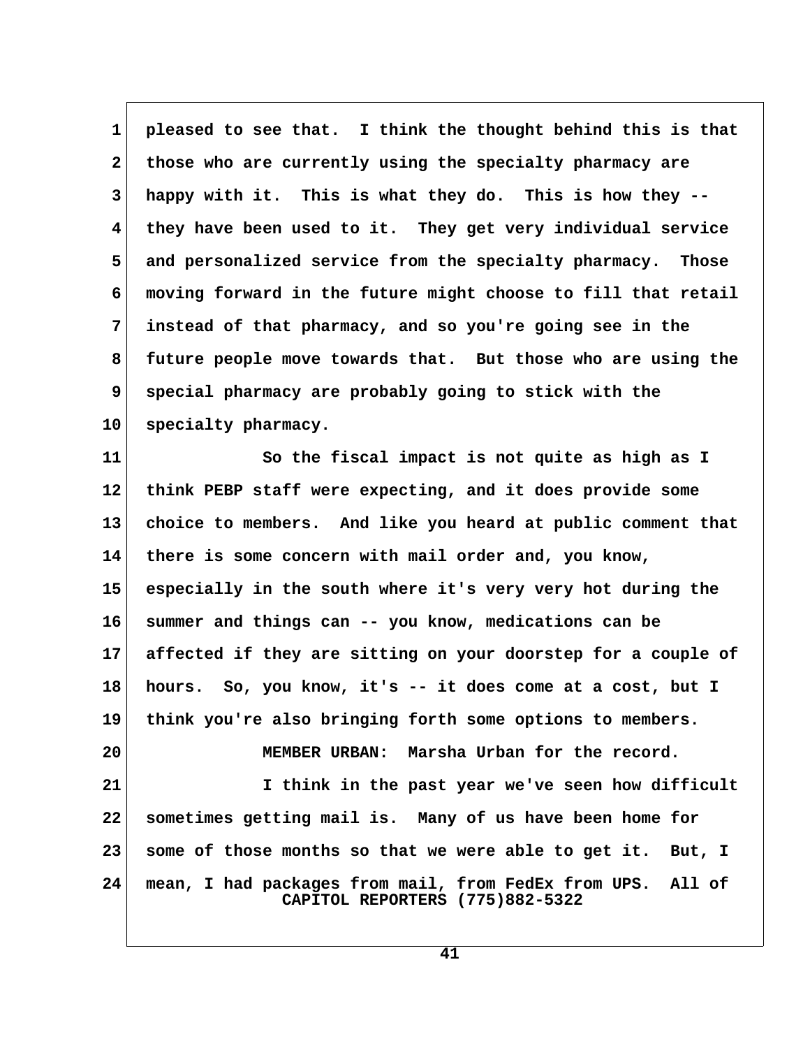pleased to see that. I think the thought behind this is that those who are currently using the specialty pharmacy are happy with it. This is what they do. This is how they -- they have been used to it. They get very individual service and personalized service from the specialty pharmacy. Those moving forward in the future might choose to fill that retail instead of that pharmacy, and so you're going see in the future people move towards that. But those who are using the special pharmacy are probably going to stick with the specialty pharmacy.

So the fiscal impact is not quite as high as I think PEBP staff were expecting, and it does provide some choice to members. And like you heard at public comment that there is some concern with mail order and, you know, especially in the south where it's very very hot during the summer and things can -- you know, medications can be affected if they are sitting on your doorstep for a couple of hours. So, you know, it's -- it does come at a cost, but I think you're also bringing forth some options to members.

MEMBER URBAN: Marsha Urban for the record.

I think in the past year we've seen how difficult sometimes getting mail is. Many of us have been home for some of those months so that we were able to get it. But, I mean, I had packages from mail, from FedEx from UPS. All of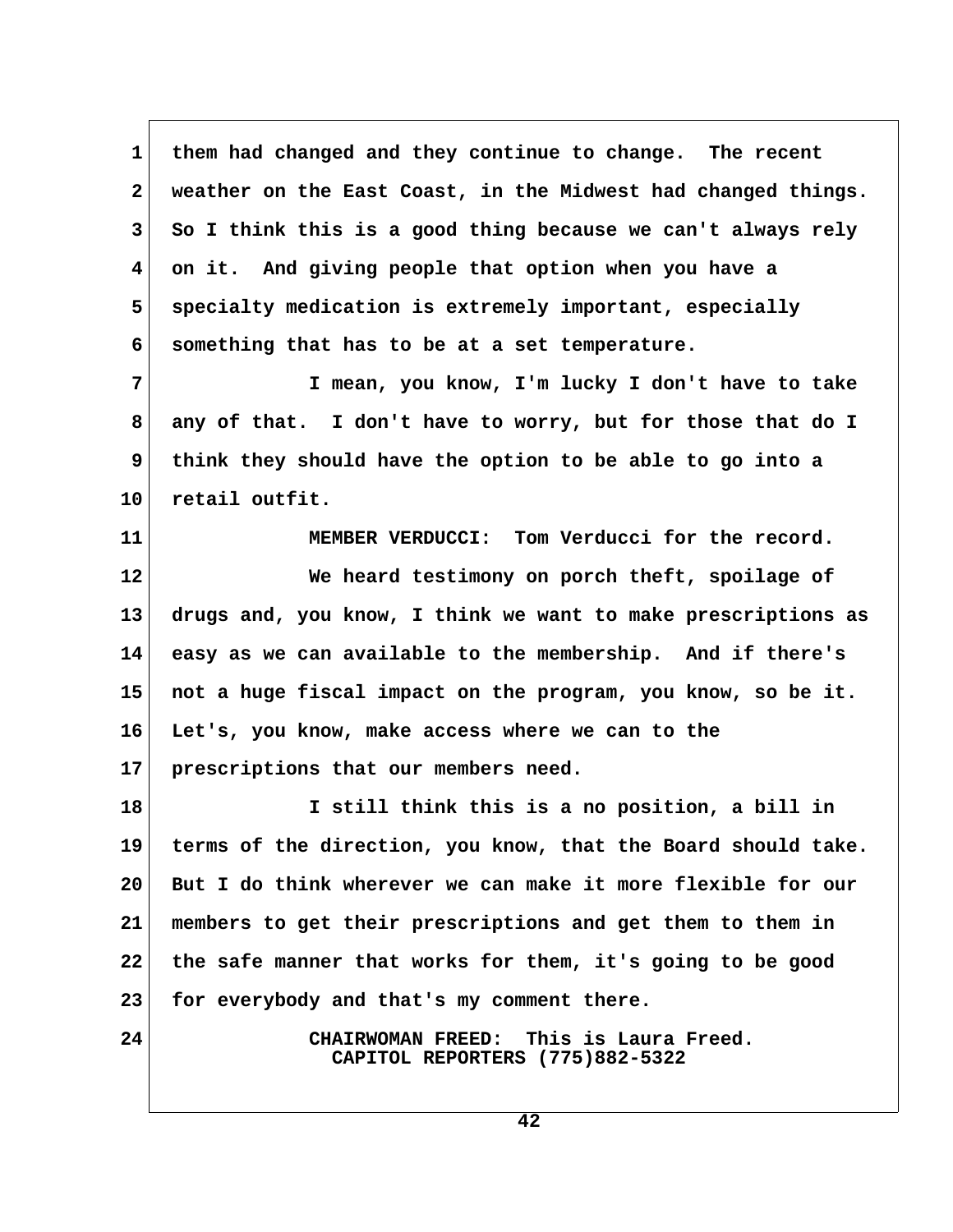them had changed and they continue to change. The recent weather on the East Coast, in the Midwest had changed things. So I think this is a good thing because we can't always rely on it. And giving people that option when you have a specialty medication is extremely important, especially something that has to be at a set temperature.

I mean, you know, I'm lucky I don't have to take any of that. I don't have to worry, but for those that do I think they should have the option to be able to go into a retail outfit.

MEMBER VERDUCCI: Tom Verducci for the record.

We heard testimony on porch theft, spoilage of drugs and, you know, I think we want to make prescriptions as easy as we can available to the membership. And if there's not a huge fiscal impact on the program, you know, so be it. Let's, you know, make access where we can to the prescriptions that our members need.

I still think this is a no position, a bill in terms of the direction, you know, that the Board should take. But I do think wherever we can make it more flexible for our members to get their prescriptions and get them to them in the safe manner that works for them, it's going to be good for everybody and that's my comment there.

CHAIRWOMAN FREED: This is Laura Freed.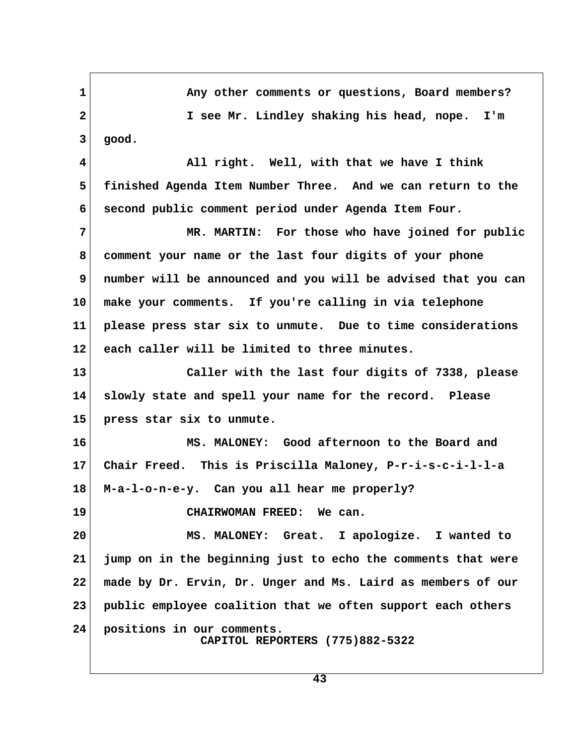Any other comments or questions, Board members?

I see Mr. Lindley shaking his head, nope. I'm good.

All right. Well, with that we have I think finished Agenda Item Number Three. And we can return to the second public comment period under Agenda Item Four.

MR. MARTIN: For those who have joined for public comment your name or the last four digits of your phone number will be announced and you will be advised that you can make your comments. If you're calling in via telephone please press star six to unmute. Due to time considerations each caller will be limited to three minutes.

Caller with the last four digits of 7338, please slowly state and spell your name for the record. Please press star six to unmute.

MS. MALONEY: Good afternoon to the Board and Chair Freed. This is Priscilla Maloney, P-r-i-s-c-i-l-l-a M-a-l-o-n-e-y. Can you all hear me properly?

CHAIRWOMAN FREED: We can.

MS. MALONEY: Great. I apologize. I wanted to jump on in the beginning just to echo the comments that were made by Dr. Ervin, Dr. Unger and Ms. Laird as members of our public employee coalition that we often support each others positions in our comments.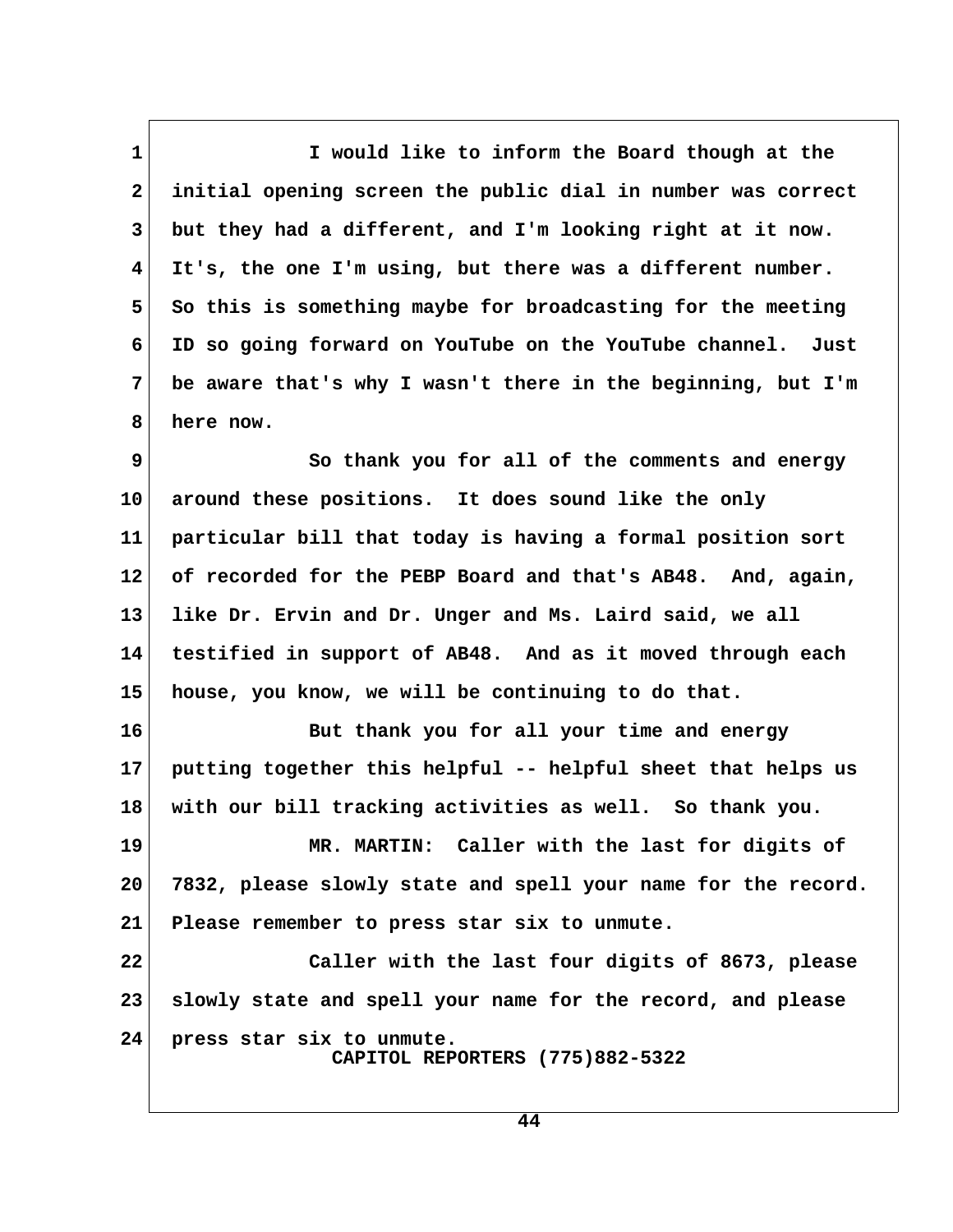I would like to inform the Board though at the initial opening screen the public dial in number was correct but they had a different, and I'm looking right at it now. It's, the one I'm using, but there was a different number. So this is something maybe for broadcasting for the meeting ID so going forward on YouTube on the YouTube channel. Just be aware that's why I wasn't there in the beginning, but I'm here now.

So thank you for all of the comments and energy around these positions. It does sound like the only particular bill that today is having a formal position sort of recorded for the PEBP Board and that's AB48. And, again, like Dr. Ervin and Dr. Unger and Ms. Laird said, we all testified in support of AB48. And as it moved through each house, you know, we will be continuing to do that.

But thank you for all your time and energy putting together this helpful -- helpful sheet that helps us with our bill tracking activities as well. So thank you.

MR. MARTIN: Caller with the last for digits of 7832, please slowly state and spell your name for the record. Please remember to press star six to unmute.

Caller with the last four digits of 8673, please slowly state and spell your name for the record, and please press star six to unmute.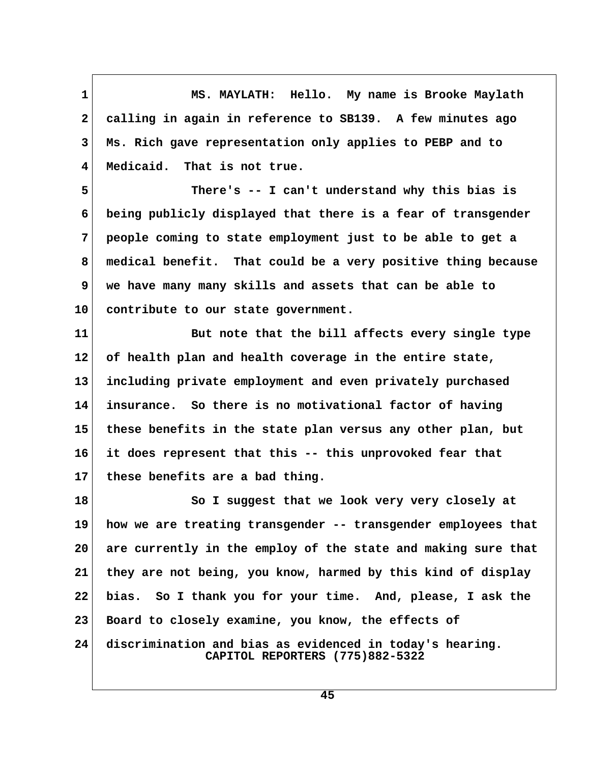MS. MAYLATH: Hello. My name is Brooke Maylath calling in again in reference to SB139. A few minutes ago Ms. Rich gave representation only applies to PEBP and to Medicaid. That is not true.

There's -- I can't understand why this bias is being publicly displayed that there is a fear of transgender people coming to state employment just to be able to get a medical benefit. That could be a very positive thing because we have many many skills and assets that can be able to contribute to our state government.

But note that the bill affects every single type of health plan and health coverage in the entire state, including private employment and even privately purchased insurance. So there is no motivational factor of having these benefits in the state plan versus any other plan, but it does represent that this -- this unprovoked fear that these benefits are a bad thing.

So I suggest that we look very very closely at how we are treating transgender -- transgender employees that are currently in the employ of the state and making sure that they are not being, you know, harmed by this kind of display bias. So I thank you for your time. And, please, I ask the Board to closely examine, you know, the effects of discrimination and bias as evidenced in today's hearing.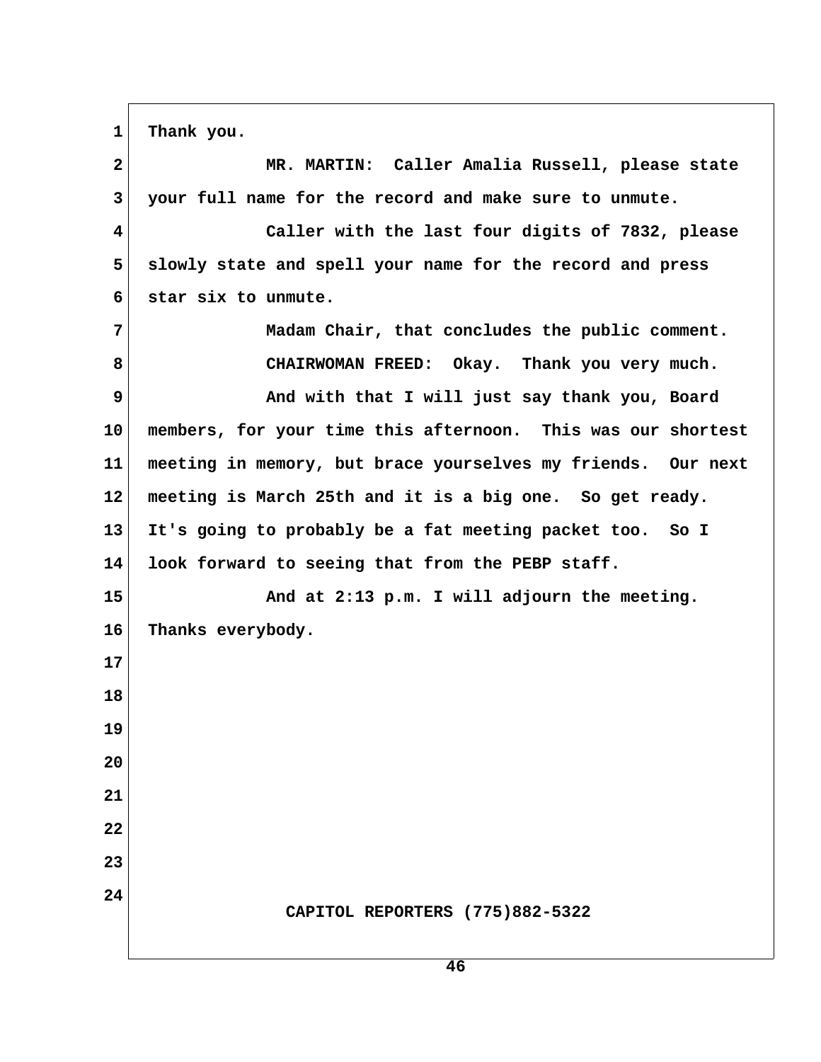Thank you.

MR. MARTIN: Caller Amalia Russell, please state your full name for the record and make sure to unmute.

Caller with the last four digits of 7832, please slowly state and spell your name for the record and press star six to unmute.

Madam Chair, that concludes the public comment.

CHAIRWOMAN FREED: Okay. Thank you very much.

And with that I will just say thank you, Board members, for your time this afternoon. This was our shortest meeting in memory, but brace yourselves my friends. Our next meeting is March 25th and it is a big one. So get ready. It's going to probably be a fat meeting packet too. So I look forward to seeing that from the PEBP staff.

And at 2:13 p.m. I will adjourn the meeting. Thanks everybody.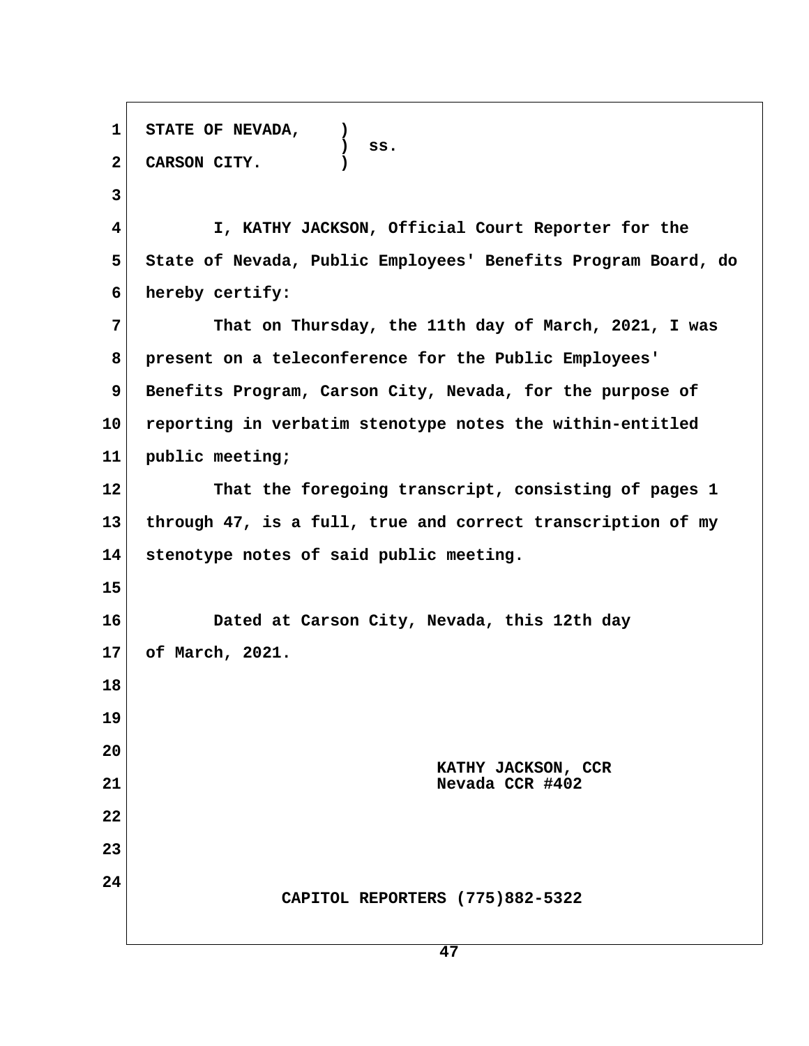STATE OF NEVADA, )
) ss.
CARSON CITY. )

I, KATHY JACKSON, Official Court Reporter for the State of Nevada, Public Employees' Benefits Program Board, do hereby certify:

That on Thursday, the 11th day of March, 2021, I was present on a teleconference for the Public Employees' Benefits Program, Carson City, Nevada, for the purpose of reporting in verbatim stenotype notes the within-entitled public meeting;

That the foregoing transcript, consisting of pages 1 through 47, is a full, true and correct transcription of my stenotype notes of said public meeting.

Dated at Carson City, Nevada, this 12th day of March, 2021.

KATHY JACKSON, CCR
Nevada CCR #402

CAPITOL REPORTERS (775)882-5322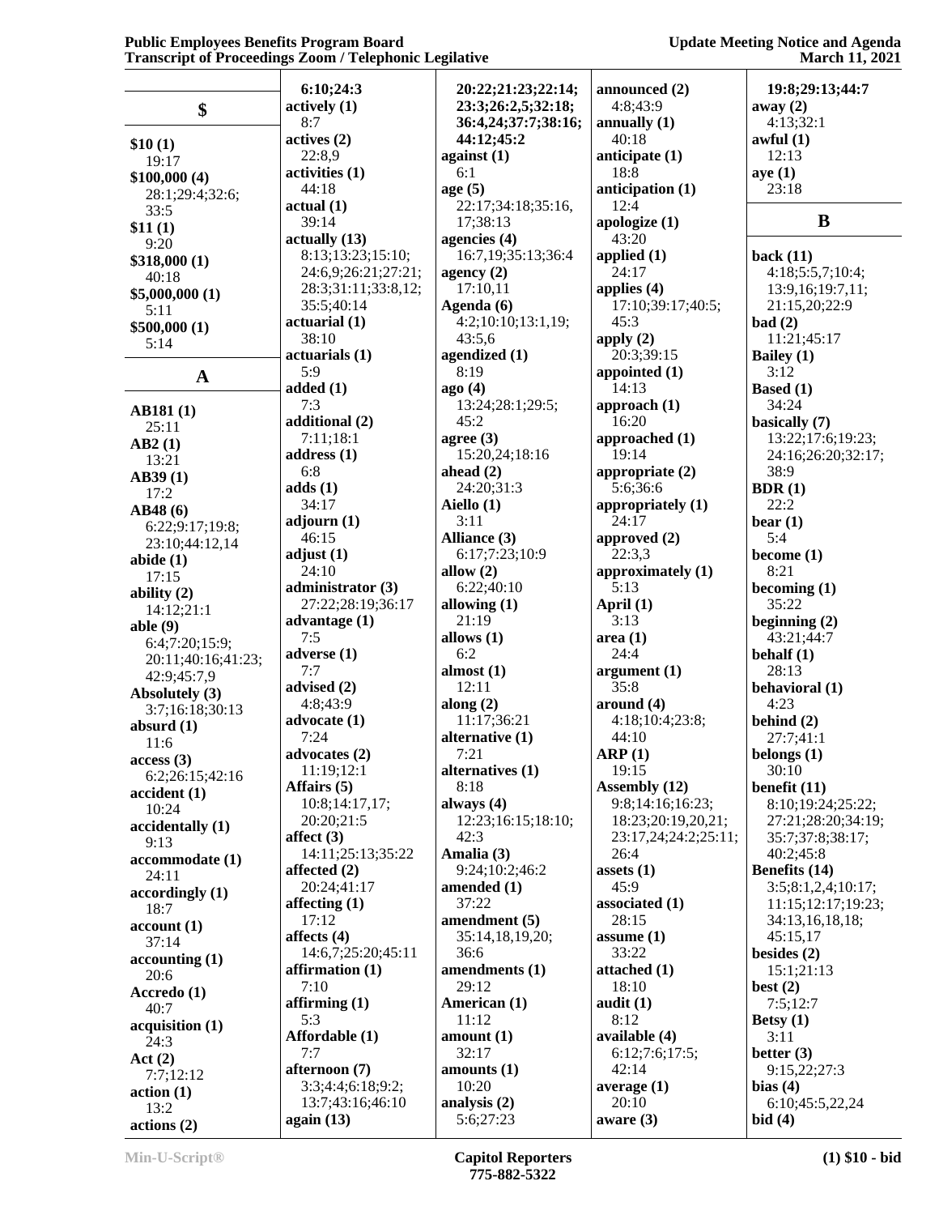## $

**$10 (1)**
19:17
**$100,000 (4)**
28:1;29:4;32:6;
33:5
**$11 (1)**
9:20
**$318,000 (1)**
40:18
**$5,000,000 (1)**
5:11
**$500,000 (1)**
5:14

## A

**AB181 (1)**
25:11
**AB2 (1)**
13:21
**AB39 (1)**
17:2
**AB48 (6)**
6:22;9:17;19:8;
23:10;44:12,14
**abide (1)**
17:15
**ability (2)**
14:12;21:1
**able (9)**
6:4;7:20;15:9;
20:11;40:16;41:23;
42:9;45:7,9
**Absolutely (3)**
3:7;16:18;30:13
**absurd (1)**
11:6
**access (3)**
6:2;26:15;42:16
**accident (1)**
10:24
**accidentally (1)**
9:13
**accommodate (1)**
24:11
**accordingly (1)**
18:7
**account (1)**
37:14
**accounting (1)**
20:6
**Accredo (1)**
40:7
**acquisition (1)**
24:3
**Act (2)**
7:7;12:12
**action (1)**
13:2
**actions (2)**
6:10;24:3
**actively (1)**
8:7
**actives (2)**
22:8,9
**activities (1)**
44:18
**actual (1)**
39:14
**actually (13)**
8:13;13:23;15:10;
24:6,9;26:21;27:21;
28:3;31:11;33:8,12;
35:5;40:14
**actuarial (1)**
38:10
**actuarials (1)**
5:9
**added (1)**
7:3
**additional (2)**
7:11;18:1
**address (1)**
6:8
**adds (1)**
34:17
**adjourn (1)**
46:15
**adjust (1)**
24:10
**administrator (3)**
27:22;28:19;36:17
**advantage (1)**
7:5
**adverse (1)**
7:7
**advised (2)**
4:8;43:9
**advocate (1)**
7:24
**advocates (2)**
11:19;12:1
**Affairs (5)**
10:8;14:17,17;
20:20;21:5
**affect (3)**
14:11;25:13;35:22
**affected (2)**
20:24;41:17
**affecting (1)**
17:12
**affects (4)**
14:6,7;25:20;45:11
**affirmation (1)**
7:10
**affirming (1)**
5:3
**Affordable (1)**
7:7
**afternoon (7)**
3:3;4:4;6:18;9:2;
13:7;43:16;46:10
**again (13)**
20:22;21:23;22:14;
23:3;26:2,5;32:18;
36:4,24;37:7;38:16;
44:12;45:2
**against (1)**
6:1
**age (5)**
22:17;34:18;35:16,
17;38:13
**agencies (4)**
16:7,19;35:13;36:4
**agency (2)**
17:10,11
**Agenda (6)**
4:2;10:10;13:1,19;
43:5,6
**agendized (1)**
8:19
**ago (4)**
13:24;28:1;29:5;
45:2
**agree (3)**
15:20,24;18:16
**ahead (2)**
24:20;31:3
**Aiello (1)**
3:11
**Alliance (3)**
6:17;7:23;10:9
**allow (2)**
6:22;40:10
**allowing (1)**
21:19
**allows (1)**
6:2
**almost (1)**
12:11
**along (2)**
11:17;36:21
**alternative (1)**
7:21
**alternatives (1)**
8:18
**always (4)**
12:23;16:15;18:10;
42:3
**Amalia (3)**
9:24;10:2;46:2
**amended (1)**
37:22
**amendment (5)**
35:14,18,19,20;
36:6
**amendments (1)**
29:12
**American (1)**
11:12
**amount (1)**
32:17
**amounts (1)**
10:20
**analysis (2)**
5:6;27:23
**announced (2)**
4:8;43:9
**annually (1)**
40:18
**anticipate (1)**
18:8
**anticipation (1)**
12:4
**apologize (1)**
43:20
**applied (1)**
24:17
**applies (4)**
17:10;39:17;40:5;
45:3
**apply (2)**
20:3;39:15
**appointed (1)**
14:13
**approach (1)**
16:20
**approached (1)**
19:14
**appropriate (2)**
5:6;36:6
**appropriately (1)**
24:17
**approved (2)**
22:3,3
**approximately (1)**
5:13
**April (1)**
3:13
**area (1)**
24:4
**argument (1)**
35:8
**around (4)**
4:18;10:4;23:8;
44:10
**ARP (1)**
19:15
**Assembly (12)**
9:8;14:16;16:23;
18:23;20:19,20,21;
23:17,24;24:2;25:11;
26:4
**assets (1)**
45:9
**associated (1)**
28:15
**assume (1)**
33:22
**attached (1)**
18:10
**audit (1)**
8:12
**available (4)**
6:12;7:6;17:5;
42:14
**average (1)**
20:10
**aware (3)**
19:8;29:13;44:7
**away (2)**
4:13;32:1
**awful (1)**
12:13
**aye (1)**
23:18

## B

**back (11)**
4:18;5:5,7;10:4;
13:9,16;19:7,11;
21:15,20;22:9
**bad (2)**
11:21;45:17
**Bailey (1)**
3:12
**Based (1)**
34:24
**basically (7)**
13:22;17:6;19:23;
24:16;26:20;32:17;
38:9
**BDR (1)**
22:2
**bear (1)**
5:4
**become (1)**
8:21
**becoming (1)**
35:22
**beginning (2)**
43:21;44:7
**behalf (1)**
28:13
**behavioral (1)**
4:23
**behind (2)**
27:7;41:1
**belongs (1)**
30:10
**benefit (11)**
8:10;19:24;25:22;
27:21;28:20;34:19;
35:7;37:8;38:17;
40:2;45:8
**Benefits (14)**
3:5;8:1,2,4;10:17;
11:15;12:17;19:23;
34:13,16,18,18;
45:15,17
**besides (2)**
15:1;21:13
**best (2)**
7:5;12:7
**Betsy (1)**
3:11
**better (3)**
9:15,22;27:3
**bias (4)**
6:10;45:5,22,24
**bid (4)**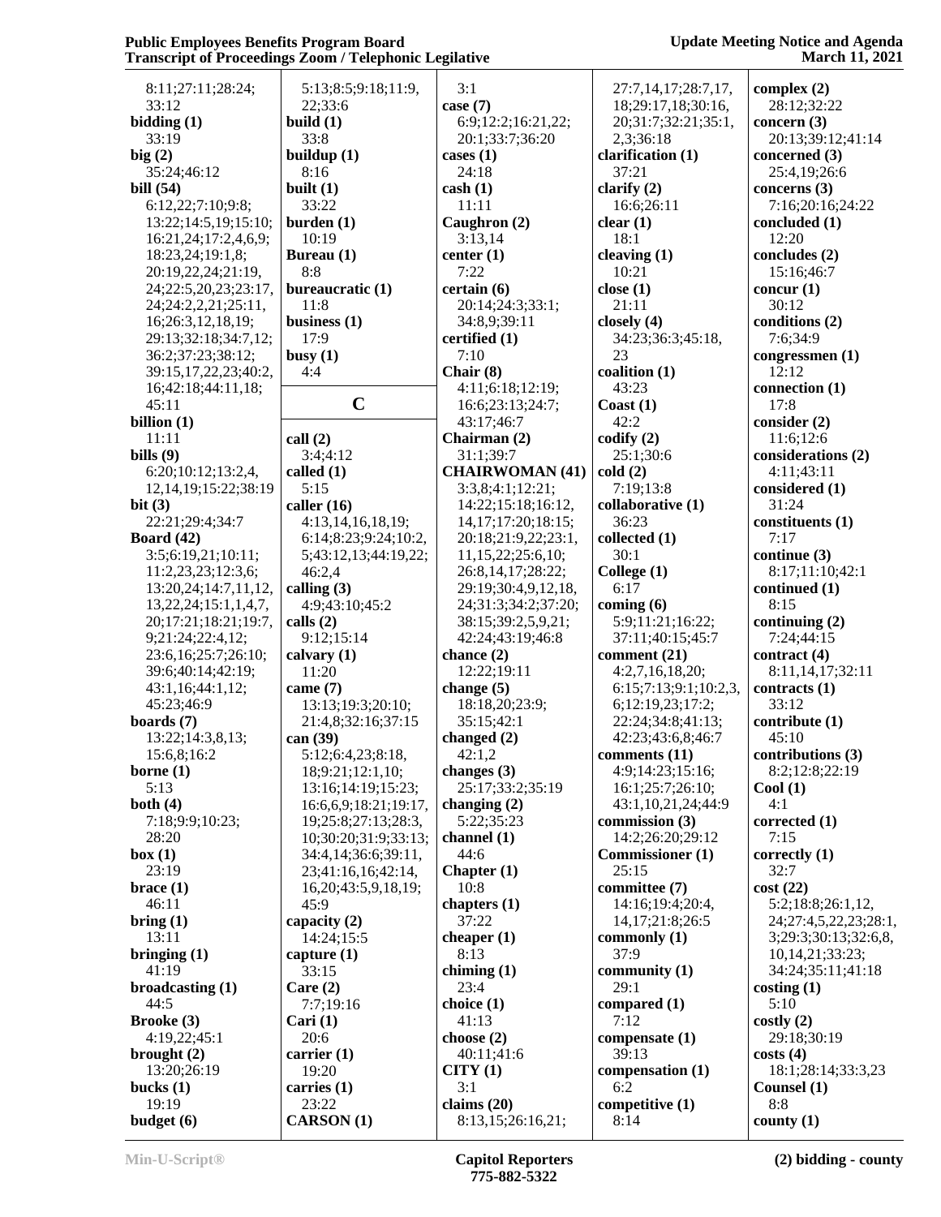8:11;27:11;28:24;
33:12
**bidding (1)**
33:19
**big (2)**
35:24;46:12
**bill (54)**
6:12,22;7:10;9:8;
13:22;14:5,19;15:10;
16:21,24;17:2,4,6,9;
18:23,24;19:1,8;
20:19,22,24;21:19,
24;22:5,20,23;23:17,
24;24:2,2,21;25:11,
16;26:3,12,18,19;
29:13;32:18;34:7,12;
36:2;37:23;38:12;
39:15,17,22,23;40:2,
16;42:18;44:11,18;
45:11
**billion (1)**
11:11
**bills (9)**
6:20;10:12;13:2,4,
12,14,19;15:22;38:19
**bit (3)**
22:21;29:4;34:7
**Board (42)**
3:5;6:19,21;10:11;
11:2,23,23;12:3,6;
13:20,24;14:7,11,12,
13,22,24;15:1,1,4,7,
20;17:21;18:21;19:7,
9;21:24;22:4,12;
23:6,16;25:7;26:10;
39:6;40:14;42:19;
43:1,16;44:1,12;
45:23;46:9
**boards (7)**
13:22;14:3,8,13;
15:6,8;16:2
**borne (1)**
5:13
**both (4)**
7:18;9:9;10:23;
28:20
**box (1)**
23:19
**brace (1)**
46:11
**bring (1)**
13:11
**bringing (1)**
41:19
**broadcasting (1)**
44:5
**Brooke (3)**
4:19,22;45:1
**brought (2)**
13:20;26:19
**bucks (1)**
19:19
**budget (6)**
5:13;8:5;9:18;11:9,
22;33:6
**build (1)**
33:8
**buildup (1)**
8:16
**built (1)**
33:22
**burden (1)**
10:19
**Bureau (1)**
8:8
**bureaucratic (1)**
11:8
**business (1)**
17:9
**busy (1)**
4:4

## C

**call (2)**
3:4;4:12
**called (1)**
5:15
**caller (16)**
4:13,14,16,18,19;
6:14;8:23;9:24;10:2,
5;43:12,13;44:19,22;
46:2,4
**calling (3)**
4:9;43:10;45:2
**calls (2)**
9:12;15:14
**calvary (1)**
11:20
**came (7)**
13:13;19:3;20:10;
21:4,8;32:16;37:15
**can (39)**
5:12;6:4,23;8:18,
18;9:21;12:1,10;
13:16;14:19;15:23;
16:6,6,9;18:21;19:17,
19;25:8;27:13;28:3,
10;30:20;31:9;33:13;
34:4,14;36:6;39:11,
23;41:16,16;42:14,
16,20;43:5,9,18,19;
45:9
**capacity (2)**
14:24;15:5
**capture (1)**
33:15
**Care (2)**
7:7;19:16
**Cari (1)**
20:6
**carrier (1)**
19:20
**carries (1)**
23:22
**CARSON (1)**
3:1
**case (7)**
6:9;12:2;16:21,22;
20:1;33:7;36:20
**cases (1)**
24:18
**cash (1)**
11:11
**Caughron (2)**
3:13,14
**center (1)**
7:22
**certain (6)**
20:14;24:3;33:1;
34:8,9;39:11
**certified (1)**
7:10
**Chair (8)**
4:11;6:18;12:19;
16:6;23:13;24:7;
43:17;46:7
**Chairman (2)**
31:1;39:7
**CHAIRWOMAN (41)**
3:3,8;4:1;12:21;
14:22;15:18;16:12,
14,17;17:20;18:15;
20:18;21:9,22;23:1,
11,15,22;25:6,10;
26:8,14,17;28:22;
29:19;30:4,9,12,18,
24;31:3;34:2;37:20;
38:15;39:2,5,9,21;
42:24;43:19;46:8
**chance (2)**
12:22;19:11
**change (5)**
18:18,20;23:9;
35:15;42:1
**changed (2)**
42:1,2
**changes (3)**
25:17;33:2;35:19
**changing (2)**
5:22;35:23
**channel (1)**
44:6
**Chapter (1)**
10:8
**chapters (1)**
37:22
**cheaper (1)**
8:13
**chiming (1)**
23:4
**choice (1)**
41:13
**choose (2)**
40:11;41:6
**CITY (1)**
3:1
**claims (20)**
8:13,15;26:16,21;
27:7,14,17;28:7,17,
18;29:17,18;30:16,
20;31:7;32:21;35:1,
2,3;36:18
**clarification (1)**
37:21
**clarify (2)**
16:6;26:11
**clear (1)**
18:1
**cleaving (1)**
10:21
**close (1)**
21:11
**closely (4)**
34:23;36:3;45:18,
23
**coalition (1)**
43:23
**Coast (1)**
42:2
**codify (2)**
25:1;30:6
**cold (2)**
7:19;13:8
**collaborative (1)**
36:23
**collected (1)**
30:1
**College (1)**
6:17
**coming (6)**
5:9;11:21;16:22;
37:11;40:15;45:7
**comment (21)**
4:2,7,16,18,20;
6:15;7:13;9:1;10:2,3,
6;12:19,23;17:2;
22:24;34:8;41:13;
42:23;43:6,8;46:7
**comments (11)**
4:9;14:23;15:16;
16:1;25:7;26:10;
43:1,10,21,24;44:9
**commission (3)**
14:2;26:20;29:12
**Commissioner (1)**
25:15
**committee (7)**
14:16;19:4;20:4,
14,17;21:8;26:5
**commonly (1)**
37:9
**community (1)**
29:1
**compared (1)**
7:12
**compensate (1)**
39:13
**compensation (1)**
6:2
**competitive (1)**
8:14
**complex (2)**
28:12;32:22
**concern (3)**
20:13;39:12;41:14
**concerned (3)**
25:4,19;26:6
**concerns (3)**
7:16;20:16;24:22
**concluded (1)**
12:20
**concludes (2)**
15:16;46:7
**concur (1)**
30:12
**conditions (2)**
7:6;34:9
**congressmen (1)**
12:12
**connection (1)**
17:8
**consider (2)**
11:6;12:6
**considerations (2)**
4:11;43:11
**considered (1)**
31:24
**constituents (1)**
7:17
**continue (3)**
8:17;11:10;42:1
**continued (1)**
8:15
**continuing (2)**
7:24;44:15
**contract (4)**
8:11,14,17;32:11
**contracts (1)**
33:12
**contribute (1)**
45:10
**contributions (3)**
8:2;12:8;22:19
**Cool (1)**
4:1
**corrected (1)**
7:15
**correctly (1)**
32:7
**cost (22)**
5:2;18:8;26:1,12,
24;27:4,5,22,23;28:1,
3;29:3;30:13;32:6,8,
10,14,21;33:23;
34:24;35:11;41:18
**costing (1)**
5:10
**costly (2)**
29:18;30:19
**costs (4)**
18:1;28:14;33:3,23
**Counsel (1)**
8:8
**county (1)**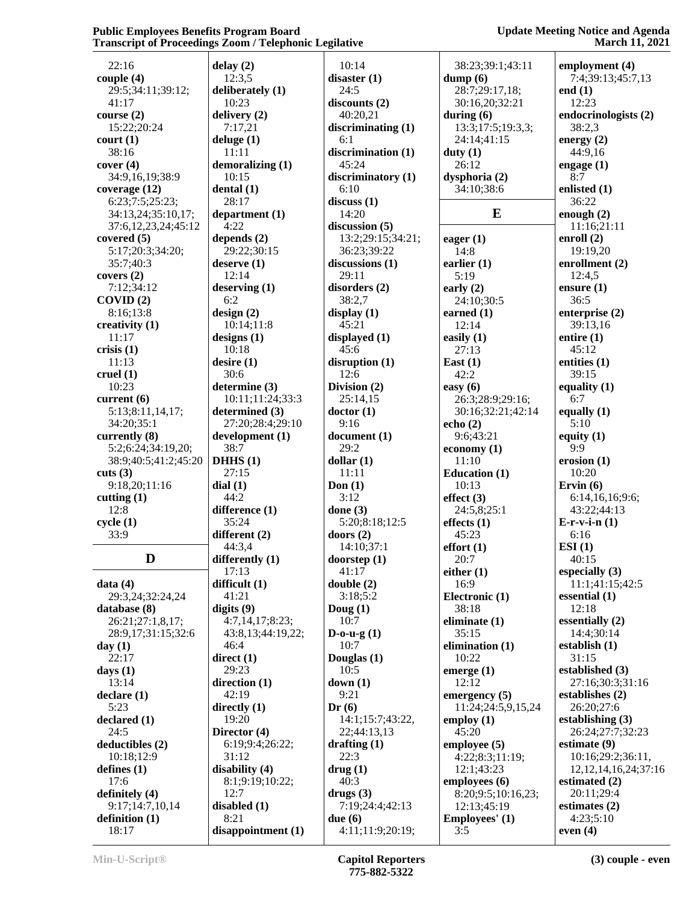22:16
**couple (4)**
29:5;34:11;39:12;
41:17
**course (2)**
15:22;20:24
**court (1)**
38:16
**cover (4)**
34:9,16,19;38:9
**coverage (12)**
6:23;7:5;25:23;
34:13,24;35:10,17;
37:6,12,23,24;45:12
**covered (5)**
5:17;20:3;34:20;
35:7;40:3
**covers (2)**
7:12;34:12
**COVID (2)**
8:16;13:8
**creativity (1)**
11:17
**crisis (1)**
11:13
**cruel (1)**
10:23
**current (6)**
5:13;8:11,14,17;
34:20;35:1
**currently (8)**
5:2;6:24;34:19,20;
38:9;40:5;41:2;45:20
**cuts (3)**
9:18,20;11:16
**cutting (1)**
12:8
**cycle (1)**
33:9

## D

**data (4)**
29:3,24;32:24,24
**database (8)**
26:21;27:1,8,17;
28:9,17;31:15;32:6
**day (1)**
22:17
**days (1)**
13:14
**declare (1)**
5:23
**declared (1)**
24:5
**deductibles (2)**
10:18;12:9
**defines (1)**
17:6
**definitely (4)**
9:17;14:7,10,14
**definition (1)**
18:17
**delay (2)**
12:3,5
**deliberately (1)**
10:23
**delivery (2)**
7:17,21
**deluge (1)**
11:11
**demoralizing (1)**
10:15
**dental (1)**
28:17
**department (1)**
4:22
**depends (2)**
29:22;30:15
**deserve (1)**
12:14
**deserving (1)**
6:2
**design (2)**
10:14;11:8
**designs (1)**
10:18
**desire (1)**
30:6
**determine (3)**
10:11;11:24;33:3
**determined (3)**
27:20;28:4;29:10
**development (1)**
38:7
**DHHS (1)**
27:15
**dial (1)**
44:2
**difference (1)**
35:24
**different (2)**
44:3,4
**differently (1)**
17:13
**difficult (1)**
41:21
**digits (9)**
4:7,14,17;8:23;
43:8,13;44:19,22;
46:4
**direct (1)**
29:23
**direction (1)**
42:19
**directly (1)**
19:20
**Director (4)**
6:19;9:4;26:22;
31:12
**disability (4)**
8:1;9:19;10:22;
12:7
**disabled (1)**
8:21
**disappointment (1)**
10:14
**disaster (1)**
24:5
**discounts (2)**
40:20,21
**discriminating (1)**
6:1
**discrimination (1)**
45:24
**discriminatory (1)**
6:10
**discuss (1)**
14:20
**discussion (5)**
13:2;29:15;34:21;
36:23;39:22
**discussions (1)**
29:11
**disorders (2)**
38:2,7
**display (1)**
45:21
**displayed (1)**
45:6
**disruption (1)**
12:6
**Division (2)**
25:14,15
**doctor (1)**
9:16
**document (1)**
29:2
**dollar (1)**
11:11
**Don (1)**
3:12
**done (3)**
5:20;8:18;12:5
**doors (2)**
14:10;37:1
**doorstep (1)**
41:17
**double (2)**
3:18;5:2
**Doug (1)**
10:7
**D-o-u-g (1)**
10:7
**Douglas (1)**
10:5
**down (1)**
9:21
**Dr (6)**
14:1;15:7;43:22,
22;44:13,13
**drafting (1)**
22:3
**drug (1)**
40:3
**drugs (3)**
7:19;24:4;42:13
**due (6)**
4:11;11:9;20:19;
38:23;39:1;43:11
**dump (6)**
28:7;29:17,18;
30:16,20;32:21
**during (6)**
13:3;17:5;19:3,3;
24:14;41:15
**duty (1)**
26:12
**dysphoria (2)**
34:10;38:6

## E

**eager (1)**
14:8
**earlier (1)**
5:19
**early (2)**
24:10;30:5
**earned (1)**
12:14
**easily (1)**
27:13
**East (1)**
42:2
**easy (6)**
26:3;28:9;29:16;
30:16;32:21;42:14
**echo (2)**
9:6;43:21
**economy (1)**
11:10
**Education (1)**
10:13
**effect (3)**
24:5,8;25:1
**effects (1)**
45:23
**effort (1)**
20:7
**either (1)**
16:9
**Electronic (1)**
38:18
**eliminate (1)**
35:15
**elimination (1)**
10:22
**emerge (1)**
12:12
**emergency (5)**
11:24;24:5,9,15,24
**employ (1)**
45:20
**employee (5)**
4:22;8:3;11:19;
12:1;43:23
**employees (6)**
8:20;9:5;10:16,23;
12:13;45:19
**Employees' (1)**
3:5
**employment (4)**
7:4;39:13;45:7,13
**end (1)**
12:23
**endocrinologists (2)**
38:2,3
**energy (2)**
44:9,16
**engage (1)**
8:7
**enlisted (1)**
36:22
**enough (2)**
11:16;21:11
**enroll (2)**
19:19,20
**enrollment (2)**
12:4,5
**ensure (1)**
36:5
**enterprise (2)**
39:13,16
**entire (1)**
45:12
**entities (1)**
39:15
**equality (1)**
6:7
**equally (1)**
5:10
**equity (1)**
9:9
**erosion (1)**
10:20
**Ervin (6)**
6:14,16,16;9:6;
43:22;44:13
**E-r-v-i-n (1)**
6:16
**ESI (1)**
40:15
**especially (3)**
11:1;41:15;42:5
**essential (1)**
12:18
**essentially (2)**
14:4;30:14
**establish (1)**
31:15
**established (3)**
27:16;30:3;31:16
**establishes (2)**
26:20;27:6
**establishing (3)**
26:24;27:7;32:23
**estimate (9)**
10:16;29:2;36:11,
12,12,14,16,24;37:16
**estimated (2)**
20:11;29:4
**estimates (2)**
4:23;5:10
**even (4)**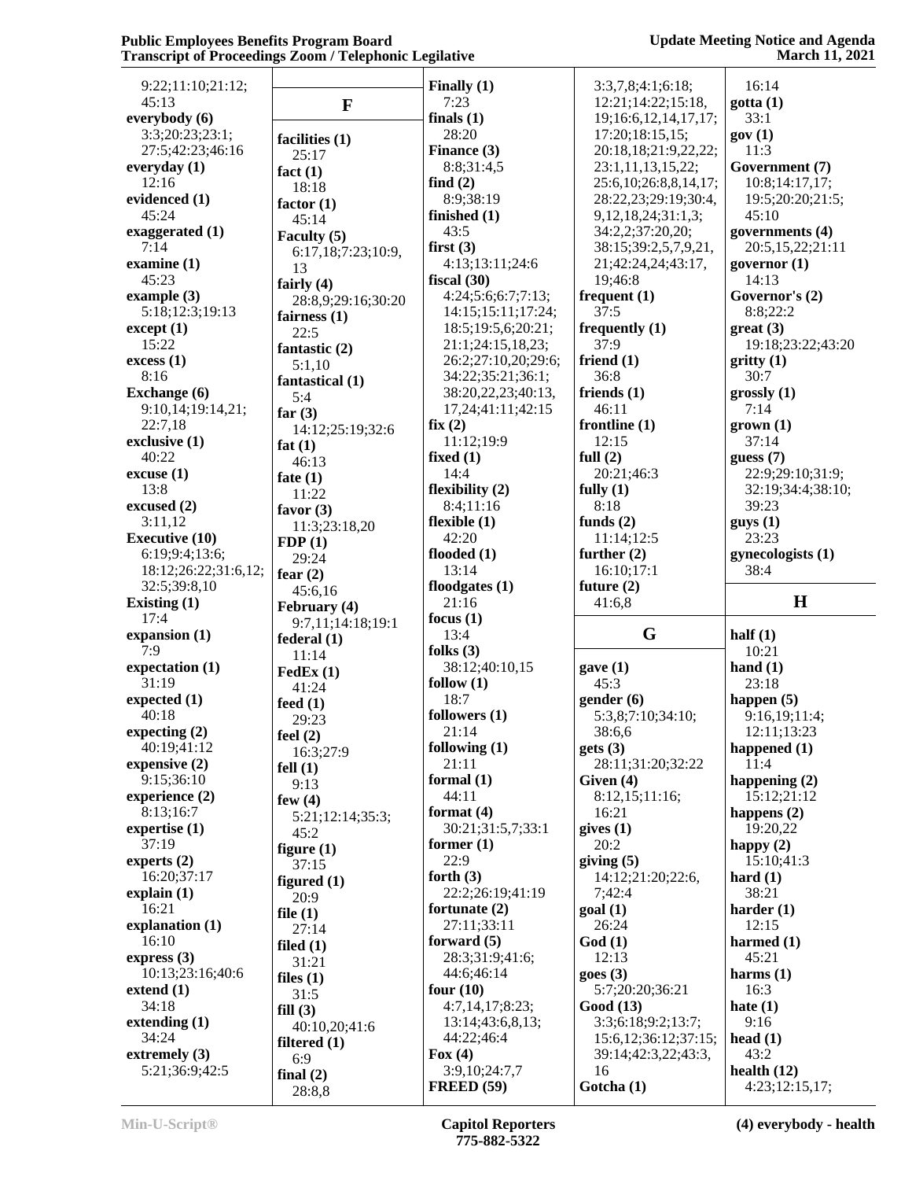9:22;11:10;21:12;
45:13
**everybody (6)**
3:3;20:23;23:1;
27:5;42:23;46:16
**everyday (1)**
12:16
**evidenced (1)**
45:24
**exaggerated (1)**
7:14
**examine (1)**
45:23
**example (3)**
5:18;12:3;19:13
**except (1)**
15:22
**excess (1)**
8:16
**Exchange (6)**
9:10,14;19:14,21;
22:7,18
**exclusive (1)**
40:22
**excuse (1)**
13:8
**excused (2)**
3:11,12
**Executive (10)**
6:19;9:4;13:6;
18:12;26:22;31:6,12;
32:5;39:8,10
**Existing (1)**
17:4
**expansion (1)**
7:9
**expectation (1)**
31:19
**expected (1)**
40:18
**expecting (2)**
40:19;41:12
**expensive (2)**
9:15;36:10
**experience (2)**
8:13;16:7
**expertise (1)**
37:19
**experts (2)**
16:20;37:17
**explain (1)**
16:21
**explanation (1)**
16:10
**express (3)**
10:13;23:16;40:6
**extend (1)**
34:18
**extending (1)**
34:24
**extremely (3)**
5:21;36:9;42:5

## F

**facilities (1)**
25:17
**fact (1)**
18:18
**factor (1)**
45:14
**Faculty (5)**
6:17,18;7:23;10:9,
13
**fairly (4)**
28:8,9;29:16;30:20
**fairness (1)**
22:5
**fantastic (2)**
5:1,10
**fantastical (1)**
5:4
**far (3)**
14:12;25:19;32:6
**fat (1)**
46:13
**fate (1)**
11:22
**favor (3)**
11:3;23:18,20
**FDP (1)**
29:24
**fear (2)**
45:6,16
**February (4)**
9:7,11;14:18;19:1
**federal (1)**
11:14
**FedEx (1)**
41:24
**feed (1)**
29:23
**feel (2)**
16:3;27:9
**fell (1)**
9:13
**few (4)**
5:21;12:14;35:3;
45:2
**figure (1)**
37:15
**figured (1)**
20:9
**file (1)**
27:14
**filed (1)**
31:21
**files (1)**
31:5
**fill (3)**
40:10,20;41:6
**filtered (1)**
6:9
**final (2)**
28:8,8
**Finally (1)**
7:23
**finals (1)**
28:20
**Finance (3)**
8:8;31:4,5
**find (2)**
8:9;38:19
**finished (1)**
43:5
**first (3)**
4:13;13:11;24:6
**fiscal (30)**
4:24;5:6;6:7;7:13;
14:15;15:11;17:24;
18:5;19:5,6;20:21;
21:1;24:15,18,23;
26:2;27:10,20;29:6;
34:22;35:21;36:1;
38:20,22,23;40:13,
17,24;41:11;42:15
**fix (2)**
11:12;19:9
**fixed (1)**
14:4
**flexibility (2)**
8:4;11:16
**flexible (1)**
42:20
**flooded (1)**
13:14
**floodgates (1)**
21:16
**focus (1)**
13:4
**folks (3)**
38:12;40:10,15
**follow (1)**
18:7
**followers (1)**
21:14
**following (1)**
21:11
**formal (1)**
44:11
**format (4)**
30:21;31:5,7;33:1
**former (1)**
22:9
**forth (3)**
22:2;26:19;41:19
**fortunate (2)**
27:11;33:11
**forward (5)**
28:3;31:9;41:6;
44:6;46:14
**four (10)**
4:7,14,17;8:23;
13:14;43:6,8,13;
44:22;46:4
**Fox (4)**
3:9,10;24:7,7
**FREED (59)**
3:3,7,8;4:1;6:18;
12:21;14:22;15:18,
19;16:6,12,14,17,17;
17:20;18:15,15;
20:18,18;21:9,22,22;
23:1,11,13,15,22;
25:6,10;26:8,8,14,17;
28:22,23;29:19;30:4,
9,12,18,24;31:1,3;
34:2,2;37:20,20;
38:15;39:2,5,7,9,21,
21;42:24,24;43:17,
19;46:8
**frequent (1)**
37:5
**frequently (1)**
37:9
**friend (1)**
36:8
**friends (1)**
46:11
**frontline (1)**
12:15
**full (2)**
20:21;46:3
**fully (1)**
8:18
**funds (2)**
11:14;12:5
**further (2)**
16:10;17:1
**future (2)**
41:6,8

## G

**gave (1)**
45:3
**gender (6)**
5:3,8;7:10;34:10;
38:6,6
**gets (3)**
28:11;31:20;32:22
**Given (4)**
8:12,15;11:16;
16:21
**gives (1)**
20:2
**giving (5)**
14:12;21:20;22:6,
7;42:4
**goal (1)**
26:24
**God (1)**
12:13
**goes (3)**
5:7;20:20;36:21
**Good (13)**
3:3;6:18;9:2;13:7;
15:6,12;36:12;37:15;
39:14;42:3,22;43:3,
16
**Gotcha (1)**
16:14
**gotta (1)**
33:1
**gov (1)**
11:3
**Government (7)**
10:8;14:17,17;
19:5;20:20;21:5;
45:10
**governments (4)**
20:5,15,22;21:11
**governor (1)**
14:13
**Governor's (2)**
8:8;22:2
**great (3)**
19:18;23:22;43:20
**gritty (1)**
30:7
**grossly (1)**
7:14
**grown (1)**
37:14
**guess (7)**
22:9;29:10;31:9;
32:19;34:4;38:10;
39:23
**guys (1)**
23:23
**gynecologists (1)**
38:4

## H

**half (1)**
10:21
**hand (1)**
23:18
**happen (5)**
9:16,19;11:4;
12:11;13:23
**happened (1)**
11:4
**happening (2)**
15:12;21:12
**happens (2)**
19:20,22
**happy (2)**
15:10;41:3
**hard (1)**
38:21
**harder (1)**
12:15
**harmed (1)**
45:21
**harms (1)**
16:3
**hate (1)**
9:16
**head (1)**
43:2
**health (12)**
4:23;12:15,17;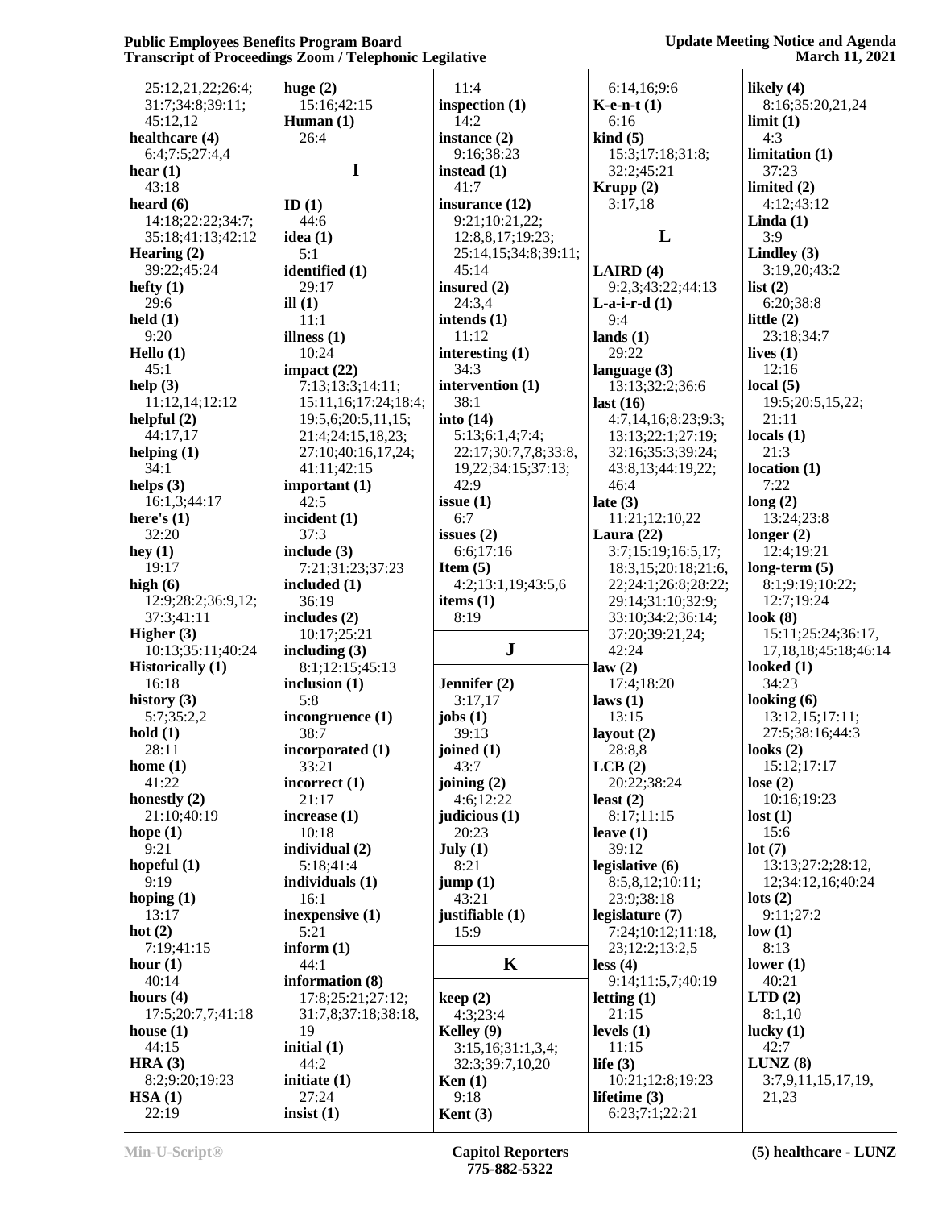25:12,21,22;26:4;
31:7;34:8;39:11;
45:12,12

**healthcare (4)**
6:4;7:5;27:4,4

**hear (1)**
43:18

**heard (6)**
14:18;22:22;34:7;
35:18;41:13;42:12

**Hearing (2)**
39:22;45:24

**hefty (1)**
29:6

**held (1)**
9:20

**Hello (1)**
45:1

**help (3)**
11:12,14;12:12

**helpful (2)**
44:17,17

**helping (1)**
34:1

**helps (3)**
16:1,3;44:17

**here's (1)**
32:20

**hey (1)**
19:17

**high (6)**
12:9;28:2;36:9,12;
37:3;41:11

**Higher (3)**
10:13;35:11;40:24

**Historically (1)**
16:18

**history (3)**
5:7;35:2,2

**hold (1)**
28:11

**home (1)**
41:22

**honestly (2)**
21:10;40:19

**hope (1)**
9:21

**hopeful (1)**
9:19

**hoping (1)**
13:17

**hot (2)**
7:19;41:15

**hour (1)**
40:14

**hours (4)**
17:5;20:7,7;41:18

**house (1)**
44:15

**HRA (3)**
8:2;9:20;19:23

**HSA (1)**
22:19

**huge (2)**
15:16;42:15

**Human (1)**
26:4

## I

**ID (1)**
44:6

**idea (1)**
5:1

**identified (1)**
29:17

**ill (1)**
11:1

**illness (1)**
10:24

**impact (22)**
7:13;13:3;14:11;
15:11,16;17:24;18:4;
19:5,6;20:5,11,15;
21:4;24:15,18,23;
27:10;40:16,17,24;
41:11;42:15

**important (1)**
42:5

**incident (1)**
37:3

**include (3)**
7:21;31:23;37:23

**included (1)**
36:19

**includes (2)**
10:17;25:21

**including (3)**
8:1;12:15;45:13

**inclusion (1)**
5:8

**incongruence (1)**
38:7

**incorporated (1)**
33:21

**incorrect (1)**
21:17

**increase (1)**
10:18

**individual (2)**
5:18;41:4

**individuals (1)**
16:1

**inexpensive (1)**
5:21

**inform (1)**
44:1

**information (8)**
17:8;25:21;27:12;
31:7,8;37:18;38:18,
19

**initial (1)**
44:2

**initiate (1)**
27:24

**insist (1)**
11:4

**inspection (1)**
14:2

**instance (2)**
9:16;38:23

**instead (1)**
41:7

**insurance (12)**
9:21;10:21,22;
12:8,8,17;19:23;
25:14,15;34:8;39:11;
45:14

**insured (2)**
24:3,4

**intends (1)**
11:12

**interesting (1)**
34:3

**intervention (1)**
38:1

**into (14)**
5:13;6:1,4;7:4;
22:17;30:7,7,8;33:8,
19,22;34:15;37:13;
42:9

**issue (1)**
6:7

**issues (2)**
6:6;17:16

**Item (5)**
4:2;13:1,19;43:5,6

**items (1)**
8:19

## J

**Jennifer (2)**
3:17,17

**jobs (1)**
39:13

**joined (1)**
43:7

**joining (2)**
4:6;12:22

**judicious (1)**
20:23

**July (1)**
8:21

**jump (1)**
43:21

**justifiable (1)**
15:9

## K

**keep (2)**
4:3;23:4

**Kelley (9)**
3:15,16;31:1,3,4;
32:3;39:7,10,20

**Ken (1)**
9:18

**Kent (3)**
6:14,16;9:6

**K-e-n-t (1)**
6:16

**kind (5)**
15:3;17:18;31:8;
32:2;45:21

**Krupp (2)**
3:17,18

## L

**LAIRD (4)**
9:2,3;43:22;44:13

**L-a-i-r-d (1)**
9:4

**lands (1)**
29:22

**language (3)**
13:13;32:2;36:6

**last (16)**
4:7,14,16;8:23;9:3;
13:13;22:1;27:19;
32:16;35:3;39:24;
43:8,13;44:19,22;
46:4

**late (3)**
11:21;12:10,22

**Laura (22)**
3:7;15:19;16:5,17;
18:3,15;20:18;21:6,
22;24:1;26:8;28:22;
29:14;31:10;32:9;
33:10;34:2;36:14;
37:20;39:21,24;
42:24

**law (2)**
17:4;18:20

**laws (1)**
13:15

**layout (2)**
28:8,8

**LCB (2)**
20:22;38:24

**least (2)**
8:17;11:15

**leave (1)**
39:12

**legislative (6)**
8:5,8,12;10:11;
23:9;38:18

**legislature (7)**
7:24;10:12;11:18,
23;12:2;13:2,5

**less (4)**
9:14;11:5,7;40:19

**letting (1)**
21:15

**levels (1)**
11:15

**life (3)**
10:21;12:8;19:23

**lifetime (3)**
6:23;7:1;22:21

**likely (4)**
8:16;35:20,21,24

**limit (1)**
4:3

**limitation (1)**
37:23

**limited (2)**
4:12;43:12

**Linda (1)**
3:9

**Lindley (3)**
3:19,20;43:2

**list (2)**
6:20;38:8

**little (2)**
23:18;34:7

**lives (1)**
12:16

**local (5)**
19:5;20:5,15,22;
21:11

**locals (1)**
21:3

**location (1)**
7:22

**long (2)**
13:24;23:8

**longer (2)**
12:4;19:21

**long-term (5)**
8:1;9:19;10:22;
12:7;19:24

**look (8)**
15:11;25:24;36:17,
17,18,18;45:18;46:14

**looked (1)**
34:23

**looking (6)**
13:12,15;17:11;
27:5;38:16;44:3

**looks (2)**
15:12;17:17

**lose (2)**
10:16;19:23

**lost (1)**
15:6

**lot (7)**
13:13;27:2;28:12,
12;34:12,16;40:24

**lots (2)**
9:11;27:2

**low (1)**
8:13

**lower (1)**
40:21

**LTD (2)**
8:1,10

**lucky (1)**
42:7

**LUNZ (8)**
3:7,9,11,15,17,19,
21,23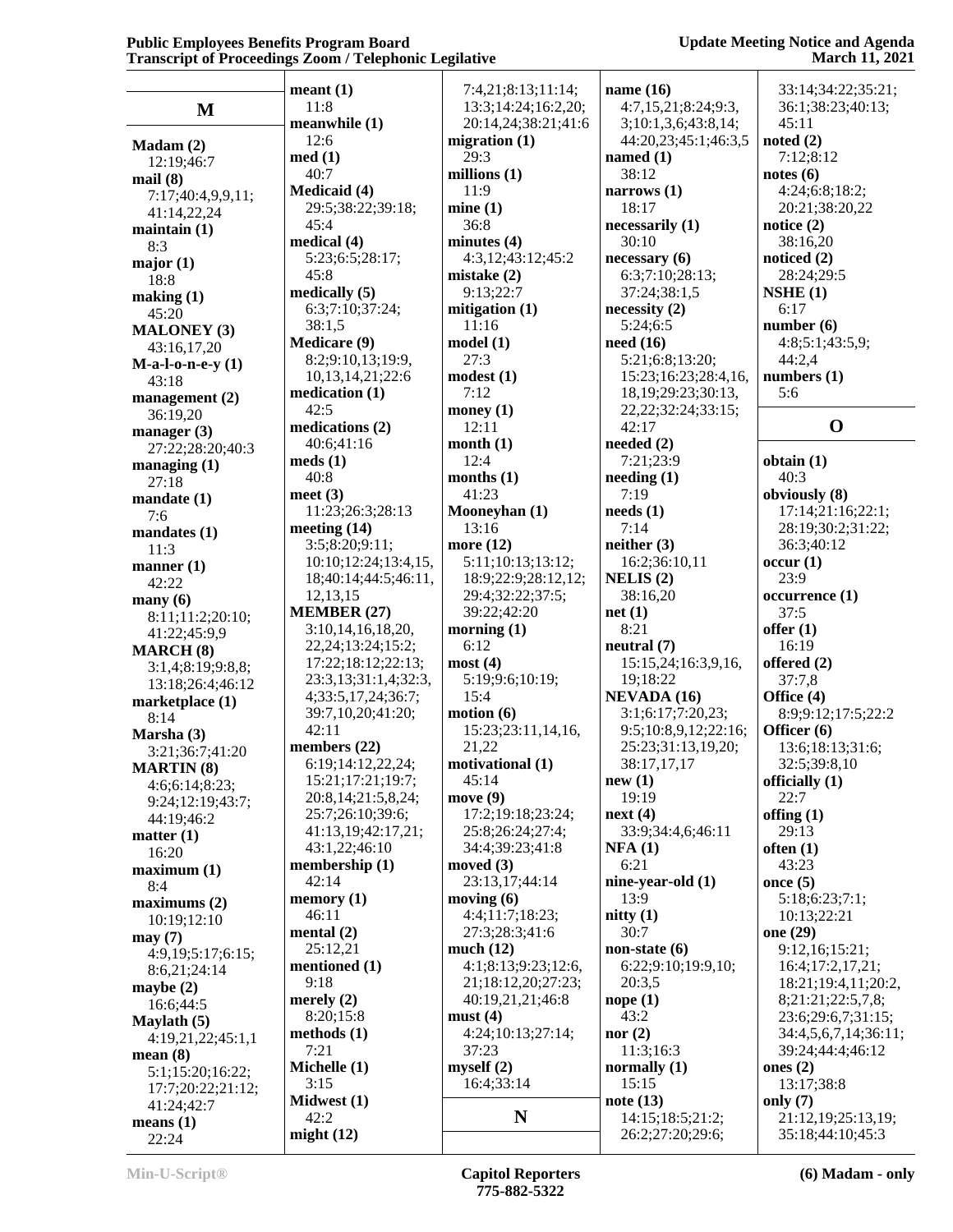## M

**Madam (2)**
12:19;46:7

**mail (8)**
7:17;40:4,9,9,11;
41:14,22,24

**maintain (1)**
8:3

**major (1)**
18:8

**making (1)**
45:20

**MALONEY (3)**
43:16,17,20

**M-a-l-o-n-e-y (1)**
43:18

**management (2)**
36:19,20

**manager (3)**
27:22;28:20;40:3

**managing (1)**
27:18

**mandate (1)**
7:6

**mandates (1)**
11:3

**manner (1)**
42:22

**many (6)**
8:11;11:2;20:10;
41:22;45:9,9

**MARCH (8)**
3:1,4;8:19;9:8,8;
13:18;26:4;46:12

**marketplace (1)**
8:14

**Marsha (3)**
3:21;36:7;41:20

**MARTIN (8)**
4:6;6:14;8:23;
9:24;12:19;43:7;
44:19;46:2

**matter (1)**
16:20

**maximum (1)**
8:4

**maximums (2)**
10:19;12:10

**may (7)**
4:9,19;5:17;6:15;
8:6,21;24:14

**maybe (2)**
16:6;44:5

**Maylath (5)**
4:19,21,22;45:1,1

**mean (8)**
5:1;15:20;16:22;
17:7;20:22;21:12;
41:24;42:7

**means (1)**
22:24

**meant (1)**
11:8

**meanwhile (1)**
12:6

**med (1)**
40:7

**Medicaid (4)**
29:5;38:22;39:18;
45:4

**medical (4)**
5:23;6:5;28:17;
45:8

**medically (5)**
6:3;7:10;37:24;
38:1,5

**Medicare (9)**
8:2;9:10,13;19:9,
10,13,14,21;22:6

**medication (1)**
42:5

**medications (2)**
40:6;41:16

**meds (1)**
40:8

**meet (3)**
11:23;26:3;28:13

**meeting (14)**
3:5;8:20;9:11;
10:10;12:24;13:4,15,
18;40:14;44:5;46:11,
12,13,15

**MEMBER (27)**
3:10,14,16,18,20,
22,24;13:24;15:2;
17:22;18:12;22:13;
23:3,13;31:1,4;32:3,
4;33:5,17,24;36:7;
39:7,10,20;41:20;
42:11

**members (22)**
6:19;14:12,22,24;
15:21;17:21;19:7;
20:8,14;21:5,8,24;
25:7;26:10;39:6;
41:13,19;42:17,21;
43:1,22;46:10

**membership (1)**
42:14

**memory (1)**
46:11

**mental (2)**
25:12,21

**mentioned (1)**
9:18

**merely (2)**
8:20;15:8

**methods (1)**
7:21

**Michelle (1)**
3:15

**Midwest (1)**
42:2

**might (12)**
7:4,21;8:13;11:14;
13:3;14:24;16:2,20;
20:14,24;38:21;41:6

**migration (1)**
29:3

**millions (1)**
11:9

**mine (1)**
36:8

**minutes (4)**
4:3,12;43:12;45:2

**mistake (2)**
9:13;22:7

**mitigation (1)**
11:16

**model (1)**
27:3

**modest (1)**
7:12

**money (1)**
12:11

**month (1)**
12:4

**months (1)**
41:23

**Mooneyhan (1)**
13:16

**more (12)**
5:11;10:13;13:12;
18:9;22:9;28:12,12;
29:4;32:22;37:5;
39:22;42:20

**morning (1)**
6:12

**most (4)**
5:19;9:6;10:19;
15:4

**motion (6)**
15:23;23:11,14,16,
21,22

**motivational (1)**
45:14

**move (9)**
17:2;19:18;23:24;
25:8;26:24;27:4;
34:4;39:23;41:8

**moved (3)**
23:13,17;44:14

**moving (6)**
4:4;11:7;18:23;
27:3;28:3;41:6

**much (12)**
4:1;8:13;9:23;12:6,
21;18:12,20;27:23;
40:19,21,21;46:8

**must (4)**
4:24;10:13;27:14;
37:23

**myself (2)**
16:4;33:14

## N

**name (16)**
4:7,15,21;8:24;9:3,
3;10:1,3,6;43:8,14;
44:20,23;45:1;46:3,5

**named (1)**
38:12

**narrows (1)**
18:17

**necessarily (1)**
30:10

**necessary (6)**
6:3;7:10;28:13;
37:24;38:1,5

**necessity (2)**
5:24;6:5

**need (16)**
5:21;6:8;13:20;
15:23;16:23;28:4,16,
18,19;29:23;30:13,
22,22;32:24;33:15;
42:17

**needed (2)**
7:21;23:9

**needing (1)**
7:19

**needs (1)**
7:14

**neither (3)**
16:2;36:10,11

**NELIS (2)**
38:16,20

**net (1)**
8:21

**neutral (7)**
15:15,24;16:3,9,16,
19;18:22

**NEVADA (16)**
3:1;6:17;7:20,23;
9:5;10:8,9,12;22:16;
25:23;31:13,19,20;
38:17,17,17

**new (1)**
19:19

**next (4)**
33:9;34:4,6;46:11

**NFA (1)**
6:21

**nine-year-old (1)**
13:9

**nitty (1)**
30:7

**non-state (6)**
6:22;9:10;19:9,10;
20:3,5

**nope (1)**
43:2

**nor (2)**
11:3;16:3

**normally (1)**
15:15

**note (13)**
14:15;18:5;21:2;
26:2;27:20;29:6;
33:14;34:22;35:21;
36:1;38:23;40:13;
45:11

**noted (2)**
7:12;8:12

**notes (6)**
4:24;6:8;18:2;
20:21;38:20,22

**notice (2)**
38:16,20

**noticed (2)**
28:24;29:5

**NSHE (1)**
6:17

**number (6)**
4:8;5:1;43:5,9;
44:2,4

**numbers (1)**
5:6

## O

**obtain (1)**
40:3

**obviously (8)**
17:14;21:16;22:1;
28:19;30:2;31:22;
36:3;40:12

**occur (1)**
23:9

**occurrence (1)**
37:5

**offer (1)**
16:19

**offered (2)**
37:7,8

**Office (4)**
8:9;9:12;17:5;22:2

**Officer (6)**
13:6;18:13;31:6;
32:5;39:8,10

**officially (1)**
22:7

**offing (1)**
29:13

**often (1)**
43:23

**once (5)**
5:18;6:23;7:1;
10:13;22:21

**one (29)**
9:12,16;15:21;
16:4;17:2,17,21;
18:21;19:4,11;20:2,
8;21:21;22:5,7,8;
23:6;29:6,7;31:15;
34:4,5,6,7,14;36:11;
39:24;44:4;46:12

**ones (2)**
13:17;38:8

**only (7)**
21:12,19;25:13,19;
35:18;44:10;45:3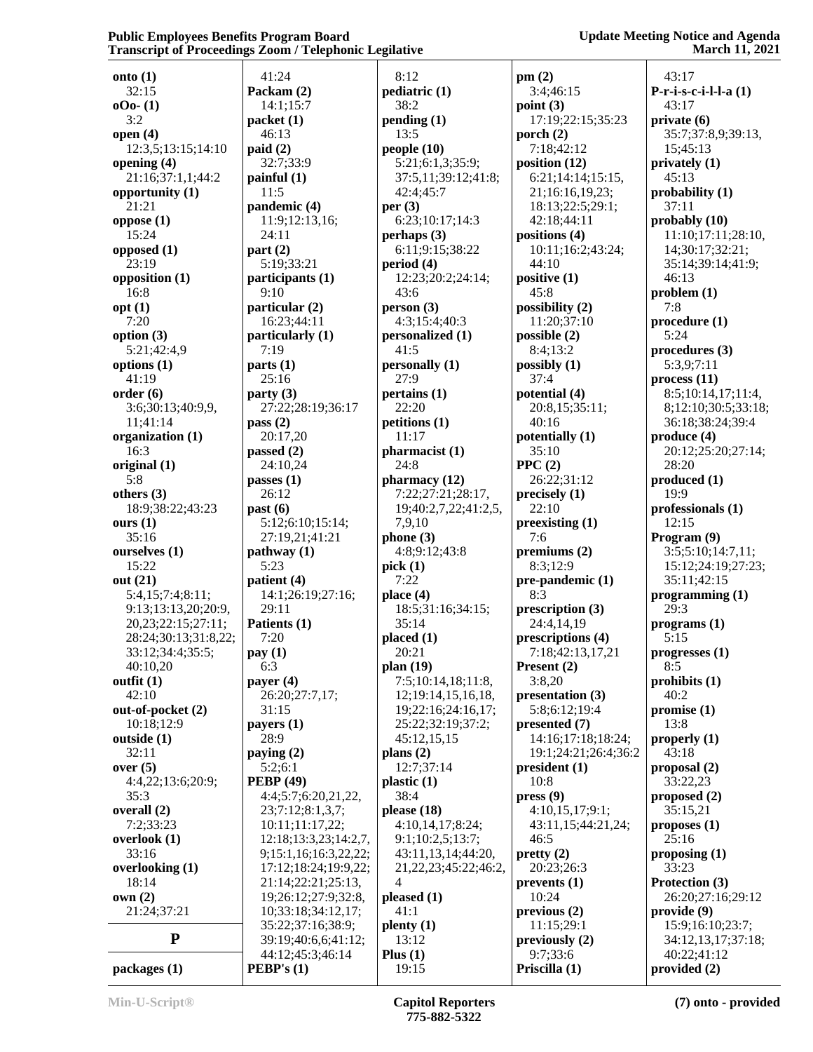**onto (1)**
32:15
**oOo- (1)**
3:2
**open (4)**
12:3,5;13:15;14:10
**opening (4)**
21:16;37:1,1;44:2
**opportunity (1)**
21:21
**oppose (1)**
15:24
**opposed (1)**
23:19
**opposition (1)**
16:8
**opt (1)**
7:20
**option (3)**
5:21;42:4,9
**options (1)**
41:19
**order (6)**
3:6;30:13;40:9,9,11;41:14
**organization (1)**
16:3
**original (1)**
5:8
**others (3)**
18:9;38:22;43:23
**ours (1)**
35:16
**ourselves (1)**
15:22
**out (21)**
5:4,15;7:4;8:11;9:13;13:13,20;20:9,20,23;22:15;27:11;28:24;30:13;31:8,22;33:12;34:4;35:5;40:10,20
**outfit (1)**
42:10
**out-of-pocket (2)**
10:18;12:9
**outside (1)**
32:11
**over (5)**
4:4,22;13:6;20:9;35:3
**overall (2)**
7:2;33:23
**overlook (1)**
33:16
**overlooking (1)**
18:14
**own (2)**
21:24;37:21

## P

**packages (1)**
41:24
**Packam (2)**
14:1;15:7
**packet (1)**
46:13
**paid (2)**
32:7;33:9
**painful (1)**
11:5
**pandemic (4)**
11:9;12:13,16;24:11
**part (2)**
5:19;33:21
**participants (1)**
9:10
**particular (2)**
16:23;44:11
**particularly (1)**
7:19
**parts (1)**
25:16
**party (3)**
27:22;28:19;36:17
**pass (2)**
20:17,20
**passed (2)**
24:10,24
**passes (1)**
26:12
**past (6)**
5:12;6:10;15:14;27:19,21;41:21
**pathway (1)**
5:23
**patient (4)**
14:1;26:19;27:16;29:11
**Patients (1)**
7:20
**pay (1)**
6:3
**payer (4)**
26:20;27:7,17;31:15
**payers (1)**
28:9
**paying (2)**
5:2;6:1
**PEBP (49)**
4:4;5:7;6:20,21,22,23;7:12;8:1,3,7;10:11;11:17,22;12:18;13:3,23;14:2,7,9;15:1,16;16:3,22,22;17:12;18:24;19:9,22;21:14;22:21;25:13,19;26:12;27:9;32:8,10;33:18;34:12,17;35:22;37:16;38:9;39:19;40:6,6;41:12;44:12;45:3;46:14
**PEBP's (1)**
8:12
**pediatric (1)**
38:2
**pending (1)**
13:5
**people (10)**
5:21;6:1,3;35:9;37:5,11;39:12;41:8;42:4;45:7
**per (3)**
6:23;10:17;14:3
**perhaps (3)**
6:11;9:15;38:22
**period (4)**
12:23;20:2;24:14;43:6
**person (3)**
4:3;15:4;40:3
**personalized (1)**
41:5
**personally (1)**
27:9
**pertains (1)**
22:20
**petitions (1)**
11:17
**pharmacist (1)**
24:8
**pharmacy (12)**
7:22;27:21;28:17,19;40:2,7,22;41:2,5,7,9,10
**phone (3)**
4:8;9:12;43:8
**pick (1)**
7:22
**place (4)**
18:5;31:16;34:15;35:14
**placed (1)**
20:21
**plan (19)**
7:5;10:14,18;11:8,12;19:14,15,16,18,19;22:16;24:16,17;25:22;32:19;37:2;45:12,15,15
**plans (2)**
12:7;37:14
**plastic (1)**
38:4
**please (18)**
4:10,14,17;8:24;9:1;10:2,5;13:7;43:11,13,14;44:20,21,22,23;45:22;46:2,4
**pleased (1)**
41:1
**plenty (1)**
13:12
**Plus (1)**
19:15
**pm (2)**
3:4;46:15
**point (3)**
17:19;22:15;35:23
**porch (2)**
7:18;42:12
**position (12)**
6:21;14:14;15:15,21;16:16,19,23;18:13;22:5;29:1;42:18;44:11
**positions (4)**
10:11;16:2;43:24;44:10
**positive (1)**
45:8
**possibility (2)**
11:20;37:10
**possible (2)**
8:4;13:2
**possibly (1)**
37:4
**potential (4)**
20:8,15;35:11;40:16
**potentially (1)**
35:10
**PPC (2)**
26:22;31:12
**precisely (1)**
22:10
**preexisting (1)**
7:6
**premiums (2)**
8:3;12:9
**pre-pandemic (1)**
8:3
**prescription (3)**
24:4,14,19
**prescriptions (4)**
7:18;42:13,17,21
**Present (2)**
3:8,20
**presentation (3)**
5:8;6:12;19:4
**presented (7)**
14:16;17:18;18:24;19:1;24:21;26:4;36:2
**president (1)**
10:8
**press (9)**
4:10,15,17;9:1;43:11,15;44:21,24;46:5
**pretty (2)**
20:23;26:3
**prevents (1)**
10:24
**previous (2)**
11:15;29:1
**previously (2)**
9:7;33:6
**Priscilla (1)**
43:17
**P-r-i-s-c-i-l-l-a (1)**
43:17
**private (6)**
35:7;37:8,9;39:13,15;45:13
**privately (1)**
45:13
**probability (1)**
37:11
**probably (10)**
11:10;17:11;28:10,14;30:17;32:21;35:14;39:14;41:9;46:13
**problem (1)**
7:8
**procedure (1)**
5:24
**procedures (3)**
5:3,9;7:11
**process (11)**
8:5;10:14,17;11:4,8;12:10;30:5;33:18;36:18;38:24;39:4
**produce (4)**
20:12;25:20;27:14;28:20
**produced (1)**
19:9
**professionals (1)**
12:15
**Program (9)**
3:5;5:10;14:7,11;15:12;24:19;27:23;35:11;42:15
**programming (1)**
29:3
**programs (1)**
5:15
**progresses (1)**
8:5
**prohibits (1)**
40:2
**promise (1)**
13:8
**properly (1)**
43:18
**proposal (2)**
33:22,23
**proposed (2)**
35:15,21
**proposes (1)**
25:16
**proposing (1)**
33:23
**Protection (3)**
26:20;27:16;29:12
**provide (9)**
15:9;16:10;23:7;34:12,13,17;37:18;40:22;41:12
**provided (2)**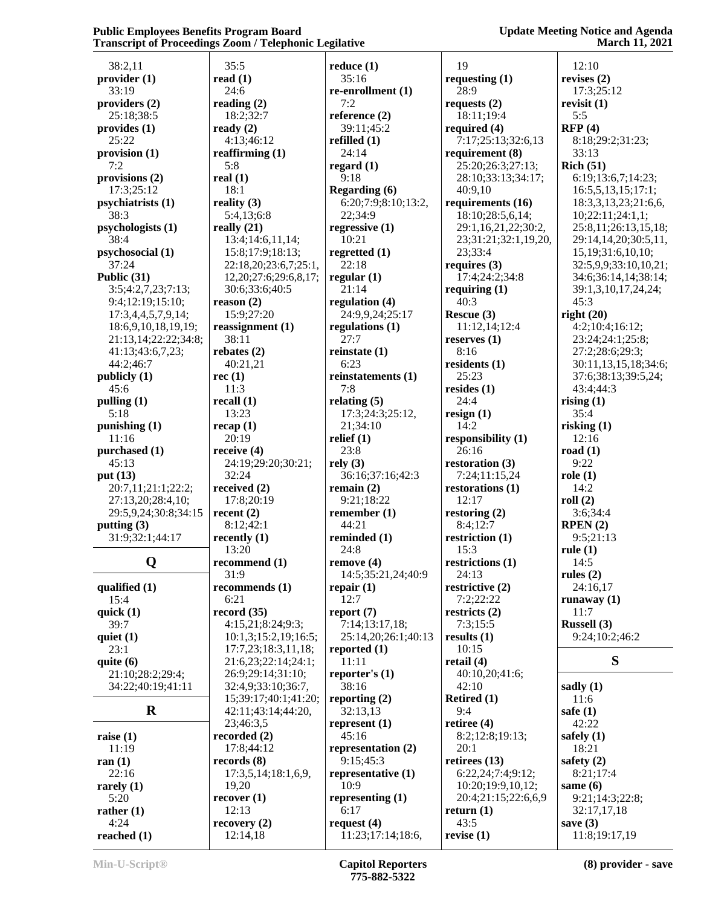38:2,11
**provider (1)**
33:19
**providers (2)**
25:18;38:5
**provides (1)**
25:22
**provision (1)**
7:2
**provisions (2)**
17:3;25:12
**psychiatrists (1)**
38:3
**psychologists (1)**
38:4
**psychosocial (1)**
37:24
**Public (31)**
3:5;4:2,7,23;7:13;
9:4;12:19;15:10;
17:3,4,4,5,7,9,14;
18:6,9,10,18,19,19;
21:13,14;22:22;34:8;
41:13;43:6,7,23;
44:2;46:7
**publicly (1)**
45:6
**pulling (1)**
5:18
**punishing (1)**
11:16
**purchased (1)**
45:13
**put (13)**
20:7,11;21:1;22:2;
27:13,20;28:4,10;
29:5,9,24;30:8;34:15
**putting (3)**
31:9;32:1;44:17

## Q

**qualified (1)**
15:4
**quick (1)**
39:7
**quiet (1)**
23:1
**quite (6)**
21:10;28:2;29:4;
34:22;40:19;41:11

## R

**raise (1)**
11:19
**ran (1)**
22:16
**rarely (1)**
5:20
**rather (1)**
4:24
**reached (1)**
35:5
**read (1)**
24:6
**reading (2)**
18:2;32:7
**ready (2)**
4:13;46:12
**reaffirming (1)**
5:8
**real (1)**
18:1
**reality (3)**
5:4,13;6:8
**really (21)**
13:4;14:6,11,14;
15:8;17:9;18:13;
22:18,20;23:6,7;25:1,
12,20;27:6;29:6,8,17;
30:6;33:6;40:5
**reason (2)**
15:9;27:20
**reassignment (1)**
38:11
**rebates (2)**
40:21,21
**rec (1)**
11:3
**recall (1)**
13:23
**recap (1)**
20:19
**receive (4)**
24:19;29:20;30:21;
32:24
**received (2)**
17:8;20:19
**recent (2)**
8:12;42:1
**recently (1)**
13:20
**recommend (1)**
31:9
**recommends (1)**
6:21
**record (35)**
4:15,21;8:24;9:3;
10:1,3;15:2,19;16:5;
17:7,23;18:3,11,18;
21:6,23;22:14;24:1;
26:9;29:14;31:10;
32:4,9;33:10;36:7,
15;39:17;40:1;41:20;
42:11;43:14;44:20,
23;46:3,5
**recorded (2)**
17:8;44:12
**records (8)**
17:3,5,14;18:1,6,9,
19,20
**recover (1)**
12:13
**recovery (2)**
12:14,18
**reduce (1)**
35:16
**re-enrollment (1)**
7:2
**reference (2)**
39:11;45:2
**refilled (1)**
24:14
**regard (1)**
9:18
**Regarding (6)**
6:20;7:9;8:10;13:2,
22;34:9
**regressive (1)**
10:21
**regretted (1)**
22:18
**regular (1)**
21:14
**regulation (4)**
24:9,9,24;25:17
**regulations (1)**
27:7
**reinstate (1)**
6:23
**reinstatements (1)**
7:8
**relating (5)**
17:3;24:3;25:12,
21;34:10
**relief (1)**
23:8
**rely (3)**
36:16;37:16;42:3
**remain (2)**
9:21;18:22
**remember (1)**
44:21
**reminded (1)**
24:8
**remove (4)**
14:5;35:21,24;40:9
**repair (1)**
12:7
**report (7)**
7:14;13:17,18;
25:14,20;26:1;40:13
**reported (1)**
11:11
**reporter's (1)**
38:16
**reporting (2)**
32:13,13
**represent (1)**
45:16
**representation (2)**
9:15;45:3
**representative (1)**
10:9
**representing (1)**
6:17
**request (4)**
11:23;17:14;18:6,
19
**requesting (1)**
28:9
**requests (2)**
18:11;19:4
**required (4)**
7:17;25:13;32:6,13
**requirement (8)**
25:20;26:3;27:13;
28:10;33:13;34:17;
40:9,10
**requirements (16)**
18:10;28:5,6,14;
29:1,16,21,22;30:2,
23;31:21;32:1,19,20,
23;33:4
**requires (3)**
17:4;24:2;34:8
**requiring (1)**
40:3
**Rescue (3)**
11:12,14;12:4
**reserves (1)**
8:16
**residents (1)**
25:23
**resides (1)**
24:4
**resign (1)**
14:2
**responsibility (1)**
26:16
**restoration (3)**
7:24;11:15,24
**restorations (1)**
12:17
**restoring (2)**
8:4;12:7
**restriction (1)**
15:3
**restrictions (1)**
24:13
**restrictive (2)**
7:2;22:22
**restricts (2)**
7:3;15:5
**results (1)**
10:15
**retail (4)**
40:10,20;41:6;
42:10
**Retired (1)**
9:4
**retiree (4)**
8:2;12:8;19:13;
20:1
**retirees (13)**
6:22,24;7:4;9:12;
10:20;19:9,10,12;
20:4;21:15;22:6,6,9
**return (1)**
43:5
**revise (1)**
12:10
**revises (2)**
17:3;25:12
**revisit (1)**
5:5
**RFP (4)**
8:18;29:2;31:23;
33:13
**Rich (51)**
6:19;13:6,7;14:23;
16:5,5,13,15;17:1;
18:3,3,13,23;21:6,6,
10;22:11;24:1,1;
25:8,11;26:13,15,18;
29:14,14,20;30:5,11,
15,19;31:6,10,10;
32:5,9,9;33:10,10,21;
34:6;36:14,14;38:14;
39:1,3,10,17,24,24;
45:3
**right (20)**
4:2;10:4;16:12;
23:24;24:1;25:8;
27:2;28:6;29:3;
30:11,13,15,18;34:6;
37:6;38:13;39:5,24;
43:4;44:3
**rising (1)**
35:4
**risking (1)**
12:16
**road (1)**
9:22
**role (1)**
14:2
**roll (2)**
3:6;34:4
**RPEN (2)**
9:5;21:13
**rule (1)**
14:5
**rules (2)**
24:16,17
**runaway (1)**
11:7
**Russell (3)**
9:24;10:2;46:2

## S

**sadly (1)**
11:6
**safe (1)**
42:22
**safely (1)**
18:21
**safety (2)**
8:21;17:4
**same (6)**
9:21;14:3;22:8;
32:17,17,18
**save (3)**
11:8;19:17,19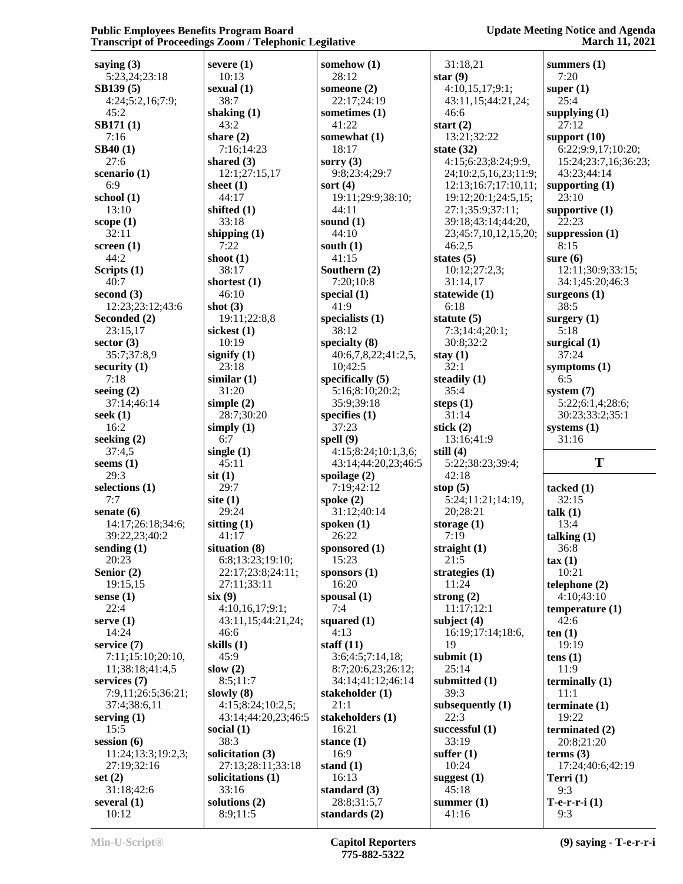**saying (3)**
5:23,24;23:18
**SB139 (5)**
4:24;5:2,16;7:9;
45:2
**SB171 (1)**
7:16
**SB40 (1)**
27:6
**scenario (1)**
6:9
**school (1)**
13:10
**scope (1)**
32:11
**screen (1)**
44:2
**Scripts (1)**
40:7
**second (3)**
12:23;23:12;43:6
**Seconded (2)**
23:15,17
**sector (3)**
35:7;37:8,9
**security (1)**
7:18
**seeing (2)**
37:14;46:14
**seek (1)**
16:2
**seeking (2)**
37:4,5
**seems (1)**
29:3
**selections (1)**
7:7
**senate (6)**
14:17;26:18;34:6;
39:22,23;40:2
**sending (1)**
20:23
**Senior (2)**
19:15,15
**sense (1)**
22:4
**serve (1)**
14:24
**service (7)**
7:11;15:10;20:10,
11;38:18;41:4,5
**services (7)**
7:9,11;26:5;36:21;
37:4;38:6,11
**serving (1)**
15:5
**session (6)**
11:24;13:3;19:2,3;
27:19;32:16
**set (2)**
31:18;42:6
**several (1)**
10:12
**severe (1)**
10:13
**sexual (1)**
38:7
**shaking (1)**
43:2
**share (2)**
7:16;14:23
**shared (3)**
12:1;27:15,17
**sheet (1)**
44:17
**shifted (1)**
33:18
**shipping (1)**
7:22
**shoot (1)**
38:17
**shortest (1)**
46:10
**shot (3)**
19:11;22:8,8
**sickest (1)**
10:19
**signify (1)**
23:18
**similar (1)**
31:20
**simple (2)**
28:7;30:20
**simply (1)**
6:7
**single (1)**
45:11
**sit (1)**
29:7
**site (1)**
29:24
**sitting (1)**
41:17
**situation (8)**
6:8;13:23;19:10;
22:17;23:8;24:11;
27:11;33:11
**six (9)**
4:10,16,17;9:1;
43:11,15;44:21,24;
46:6
**skills (1)**
45:9
**slow (2)**
8:5;11:7
**slowly (8)**
4:15;8:24;10:2,5;
43:14;44:20,23;46:5
**social (1)**
38:3
**solicitation (3)**
27:13;28:11;33:18
**solicitations (1)**
33:16
**solutions (2)**
8:9;11:5
**somehow (1)**
28:12
**someone (2)**
22:17;24:19
**sometimes (1)**
41:22
**somewhat (1)**
18:17
**sorry (3)**
9:8;23:4;29:7
**sort (4)**
19:11;29:9;38:10;
44:11
**sound (1)**
44:10
**south (1)**
41:15
**Southern (2)**
7:20;10:8
**special (1)**
41:9
**specialists (1)**
38:12
**specialty (8)**
40:6,7,8,22;41:2,5,
10;42:5
**specifically (5)**
5:16;8:10;20:2;
35:9;39:18
**specifies (1)**
37:23
**spell (9)**
4:15;8:24;10:1,3,6;
43:14;44:20,23;46:5
**spoilage (2)**
7:19;42:12
**spoke (2)**
31:12;40:14
**spoken (1)**
26:22
**sponsored (1)**
15:23
**sponsors (1)**
16:20
**spousal (1)**
7:4
**squared (1)**
4:13
**staff (11)**
3:6;4:5;7:14,18;
8:7;20:6,23;26:12;
34:14;41:12;46:14
**stakeholder (1)**
21:1
**stakeholders (1)**
16:21
**stance (1)**
16:9
**stand (1)**
16:13
**standard (3)**
28:8;31:5,7
**standards (2)**
31:18,21
**star (9)**
4:10,15,17;9:1;
43:11,15;44:21,24;
46:6
**start (2)**
13:21;32:22
**state (32)**
4:15;6:23;8:24;9:9,
24;10:2,5,16,23;11:9;
12:13;16:7;17:10,11;
19:12;20:1;24:5,15;
27:1;35:9;37:11;
39:18;43:14;44:20,
23;45:7,10,12,15,20;
46:2,5
**states (5)**
10:12;27:2,3;
31:14,17
**statewide (1)**
6:18
**statute (5)**
7:3;14:4;20:1;
30:8;32:2
**stay (1)**
32:1
**steadily (1)**
35:4
**steps (1)**
31:14
**stick (2)**
13:16;41:9
**still (4)**
5:22;38:23;39:4;
42:18
**stop (5)**
5:24;11:21;14:19,
20;28:21
**storage (1)**
7:19
**straight (1)**
21:5
**strategies (1)**
11:24
**strong (2)**
11:17;12:1
**subject (4)**
16:19;17:14;18:6,
19
**submit (1)**
25:14
**submitted (1)**
39:3
**subsequently (1)**
22:3
**successful (1)**
33:19
**suffer (1)**
10:24
**suggest (1)**
45:18
**summer (1)**
41:16
**summers (1)**
7:20
**super (1)**
25:4
**supplying (1)**
27:12
**support (10)**
6:22;9:9,17;10:20;
15:24;23:7,16;36:23;
43:23;44:14
**supporting (1)**
23:10
**supportive (1)**
22:23
**suppression (1)**
8:15
**sure (6)**
12:11;30:9;33:15;
34:1;45:20;46:3
**surgeons (1)**
38:5
**surgery (1)**
5:18
**surgical (1)**
37:24
**symptoms (1)**
6:5
**system (7)**
5:22;6:1,4;28:6;
30:23;33:2;35:1
**systems (1)**
31:16

## T

**tacked (1)**
32:15
**talk (1)**
13:4
**talking (1)**
36:8
**tax (1)**
10:21
**telephone (2)**
4:10;43:10
**temperature (1)**
42:6
**ten (1)**
19:19
**tens (1)**
11:9
**terminally (1)**
11:1
**terminate (1)**
19:22
**terminated (2)**
20:8;21:20
**terms (3)**
17:24;40:6;42:19
**Terri (1)**
9:3
**T-e-r-r-i (1)**
9:3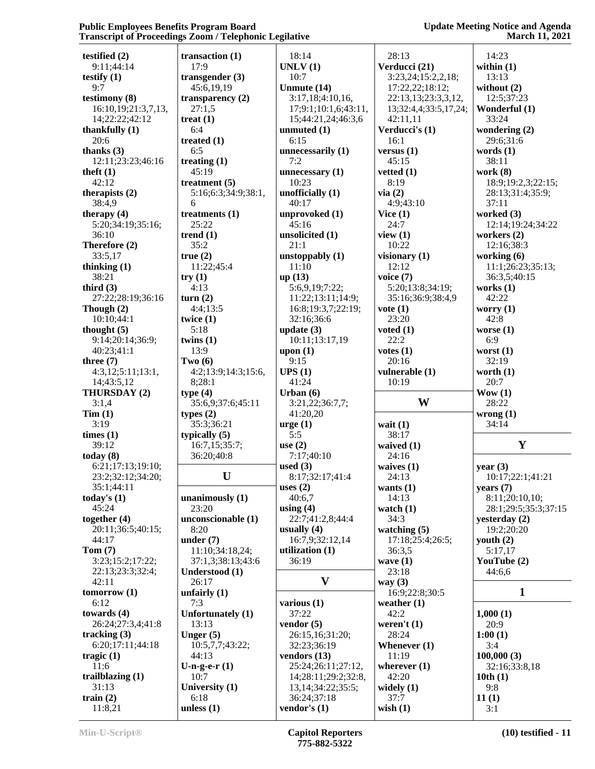**testified (2)**
9:11;44:14
**testify (1)**
9:7
**testimony (8)**
16:10,19;21:3,7,13,
14;22:22;42:12
**thankfully (1)**
20:6
**thanks (3)**
12:11;23:23;46:16
**theft (1)**
42:12
**therapists (2)**
38:4,9
**therapy (4)**
5:20;34:19;35:16;
36:10
**Therefore (2)**
33:5,17
**thinking (1)**
38:21
**third (3)**
27:22;28:19;36:16
**Though (2)**
10:10;44:1
**thought (5)**
9:14;20:14;36:9;
40:23;41:1
**three (7)**
4:3,12;5:11;13:1,
14;43:5,12
**THURSDAY (2)**
3:1,4
**Tim (1)**
3:19
**times (1)**
39:12
**today (8)**
6:21;17:13;19:10;
23:2;32:12;34:20;
35:1;44:11
**today's (1)**
45:24
**together (4)**
20:11;36:5;40:15;
44:17
**Tom (7)**
3:23;15:2;17:22;
22:13;23:3;32:4;
42:11
**tomorrow (1)**
6:12
**towards (4)**
26:24;27:3,4;41:8
**tracking (3)**
6:20;17:11;44:18
**tragic (1)**
11:6
**trailblazing (1)**
31:13
**train (2)**
11:8,21
**transaction (1)**
17:9
**transgender (3)**
45:6,19,19
**transparency (2)**
27:1,5
**treat (1)**
6:4
**treated (1)**
6:5
**treating (1)**
45:19
**treatment (5)**
5:16;6:3;34:9;38:1,
6
**treatments (1)**
25:22
**trend (1)**
35:2
**true (2)**
11:22;45:4
**try (1)**
4:13
**turn (2)**
4:4;13:5
**twice (1)**
5:18
**twins (1)**
13:9
**Two (6)**
4:2;13:9;14:3;15:6,
8;28:1
**type (4)**
35:6,9;37:6;45:11
**types (2)**
35:3;36:21
**typically (5)**
16:7,15;35:7;
36:20;40:8

## U

**unanimously (1)**
23:20
**unconscionable (1)**
8:20
**under (7)**
11:10;34:18,24;
37:1,3;38:13;43:6
**Understood (1)**
26:17
**unfairly (1)**
7:3
**Unfortunately (1)**
13:13
**Unger (5)**
10:5,7,7;43:22;
44:13
**U-n-g-e-r (1)**
10:7
**University (1)**
6:18
**unless (1)**
18:14
**UNLV (1)**
10:7
**Unmute (14)**
3:17,18;4:10,16,
17;9:1;10:1,6;43:11,
15;44:21,24;46:3,6
**unmuted (1)**
6:15
**unnecessarily (1)**
7:2
**unnecessary (1)**
10:23
**unofficially (1)**
40:17
**unprovoked (1)**
45:16
**unsolicited (1)**
21:1
**unstoppably (1)**
11:10
**up (13)**
5:6,9,19;7:22;
11:22;13:11;14:9;
16:8;19:3,7;22:19;
32:16;36:6
**update (3)**
10:11;13:17,19
**upon (1)**
9:15
**UPS (1)**
41:24
**Urban (6)**
3:21,22;36:7,7;
41:20,20
**urge (1)**
5:5
**use (2)**
7:17;40:10
**used (3)**
8:17;32:17;41:4
**uses (2)**
40:6,7
**using (4)**
22:7;41:2,8;44:4
**usually (4)**
16:7,9;32:12,14
**utilization (1)**
36:19

## V

**various (1)**
37:22
**vendor (5)**
26:15,16;31:20;
32:23;36:19
**vendors (13)**
25:24;26:11;27:12,
14;28:11;29:2;32:8,
13,14;34:22;35:5;
36:24;37:18
**vendor's (1)**
28:13
**Verducci (21)**
3:23,24;15:2,2,18;
17:22,22;18:12;
22:13,13;23:3,3,12,
13;32:4,4;33:5,17,24;
42:11,11
**Verducci's (1)**
16:1
**versus (1)**
45:15
**vetted (1)**
8:19
**via (2)**
4:9;43:10
**Vice (1)**
24:7
**view (1)**
10:22
**visionary (1)**
12:12
**voice (7)**
5:20;13:8;34:19;
35:16;36:9;38:4,9
**vote (1)**
23:20
**voted (1)**
22:2
**votes (1)**
20:16
**vulnerable (1)**
10:19

## W

**wait (1)**
38:17
**waived (1)**
24:16
**waives (1)**
24:13
**wants (1)**
14:13
**watch (1)**
34:3
**watching (5)**
17:18;25:4;26:5;
36:3,5
**wave (1)**
23:18
**way (3)**
16:9;22:8;30:5
**weather (1)**
42:2
**weren't (1)**
28:24
**Whenever (1)**
11:19
**wherever (1)**
42:20
**widely (1)**
37:7
**wish (1)**
14:23
**within (1)**
13:13
**without (2)**
12:5;37:23
**Wonderful (1)**
33:24
**wondering (2)**
29:6;31:6
**words (1)**
38:11
**work (8)**
18:9;19:2,3;22:15;
28:13;31:4;35:9;
37:11
**worked (3)**
12:14;19:24;34:22
**workers (2)**
12:16;38:3
**working (6)**
11:1;26:23;35:13;
36:3,5;40:15
**works (1)**
42:22
**worry (1)**
42:8
**worse (1)**
6:9
**worst (1)**
32:19
**worth (1)**
20:7
**Wow (1)**
28:22
**wrong (1)**
34:14

## Y

**year (3)**
10:17;22:1;41:21
**years (7)**
8:11;20:10,10;
28:1;29:5;35:3;37:15
**yesterday (2)**
19:2;20:20
**youth (2)**
5:17,17
**YouTube (2)**
44:6,6

## 1

**1,000 (1)**
20:9
**1:00 (1)**
3:4
**100,000 (3)**
32:16;33:8,18
**10th (1)**
9:8
**11 (1)**
3:1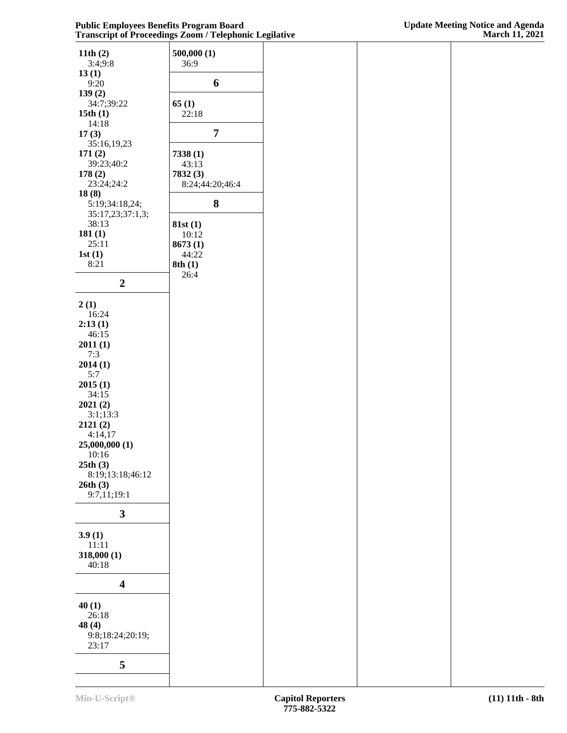**11th (2)**
3:4;9:8
**13 (1)**
9:20
**139 (2)**
34:7;39:22
**15th (1)**
14:18
**17 (3)**
35:16,19,23
**171 (2)**
39:23;40:2
**178 (2)**
23:24;24:2
**18 (8)**
5:19;34:18,24;
35:17,23;37:1,3;
38:13
**181 (1)**
25:11
**1st (1)**
8:21

## 2

**2 (1)**
16:24
**2:13 (1)**
46:15
**2011 (1)**
7:3
**2014 (1)**
5:7
**2015 (1)**
34:15
**2021 (2)**
3:1;13:3
**2121 (2)**
4:14,17
**25,000,000 (1)**
10:16
**25th (3)**
8:19;13:18;46:12
**26th (3)**
9:7,11;19:1

## 3

**3.9 (1)**
11:11
**318,000 (1)**
40:18

## 4

**40 (1)**
26:18
**48 (4)**
9:8;18:24;20:19;
23:17

## 5

**500,000 (1)**
36:9

## 6

**65 (1)**
22:18

## 7

**7338 (1)**
43:13
**7832 (3)**
8:24;44:20;46:4

## 8

**81st (1)**
10:12
**8673 (1)**
44:22
**8th (1)**
26:4